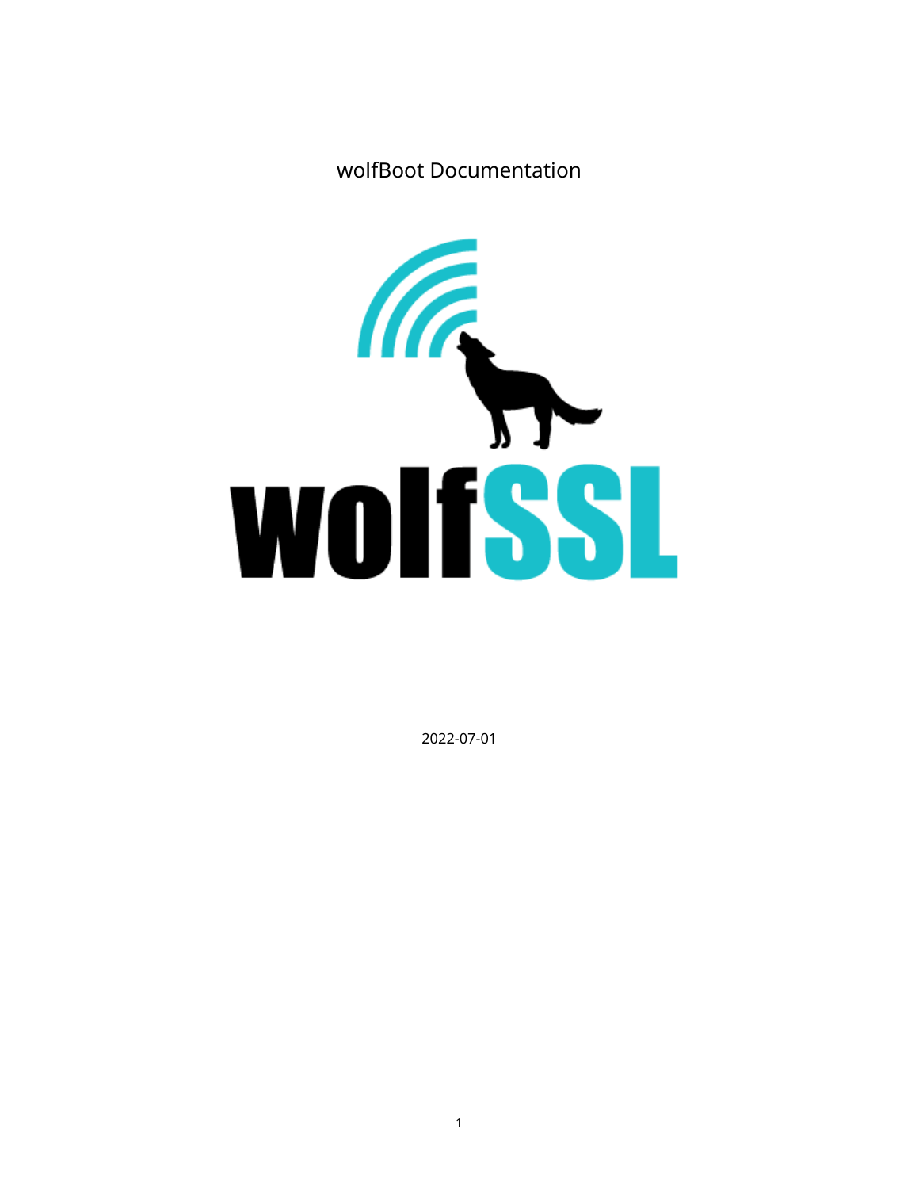# wolfBoot Documentation

2022-07-01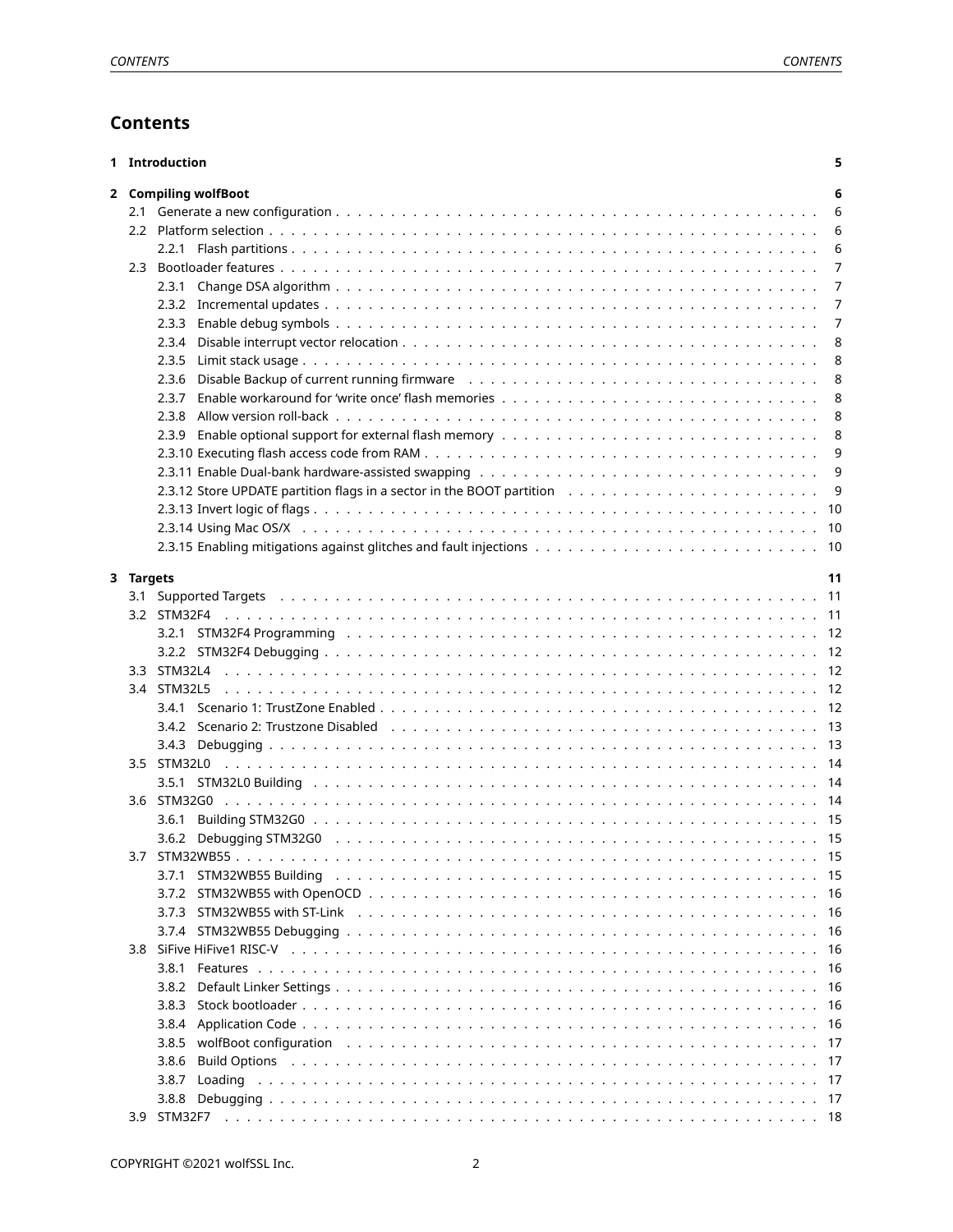# Contents

- **1 Introduction** — 5
- **2 Compiling wolfBoot** — 6
  - 2.1 Generate a new configuration — 6
  - 2.2 Platform selection — 6
    - 2.2.1 Flash partitions — 6
  - 2.3 Bootloader features — 7
    - 2.3.1 Change DSA algorithm — 7
    - 2.3.2 Incremental updates — 7
    - 2.3.3 Enable debug symbols — 7
    - 2.3.4 Disable interrupt vector relocation — 8
    - 2.3.5 Limit stack usage — 8
    - 2.3.6 Disable Backup of current running firmware — 8
    - 2.3.7 Enable workaround for 'write once' flash memories — 8
    - 2.3.8 Allow version roll-back — 8
    - 2.3.9 Enable optional support for external flash memory — 8
    - 2.3.10 Executing flash access code from RAM — 9
    - 2.3.11 Enable Dual-bank hardware-assisted swapping — 9
    - 2.3.12 Store UPDATE partition flags in a sector in the BOOT partition — 9
    - 2.3.13 Invert logic of flags — 10
    - 2.3.14 Using Mac OS/X — 10
    - 2.3.15 Enabling mitigations against glitches and fault injections — 10
- **3 Targets** — 11
  - 3.1 Supported Targets — 11
  - 3.2 STM32F4 — 11
    - 3.2.1 STM32F4 Programming — 12
    - 3.2.2 STM32F4 Debugging — 12
  - 3.3 STM32L4 — 12
  - 3.4 STM32L5 — 12
    - 3.4.1 Scenario 1: TrustZone Enabled — 12
    - 3.4.2 Scenario 2: Trustzone Disabled — 13
    - 3.4.3 Debugging — 13
  - 3.5 STM32L0 — 14
    - 3.5.1 STM32L0 Building — 14
  - 3.6 STM32G0 — 14
    - 3.6.1 Building STM32G0 — 15
    - 3.6.2 Debugging STM32G0 — 15
  - 3.7 STM32WB55 — 15
    - 3.7.1 STM32WB55 Building — 15
    - 3.7.2 STM32WB55 with OpenOCD — 16
    - 3.7.3 STM32WB55 with ST-Link — 16
    - 3.7.4 STM32WB55 Debugging — 16
  - 3.8 SiFive HiFive1 RISC-V — 16
    - 3.8.1 Features — 16
    - 3.8.2 Default Linker Settings — 16
    - 3.8.3 Stock bootloader — 16
    - 3.8.4 Application Code — 16
    - 3.8.5 wolfBoot configuration — 17
    - 3.8.6 Build Options — 17
    - 3.8.7 Loading — 17
    - 3.8.8 Debugging — 17
  - 3.9 STM32F7 — 18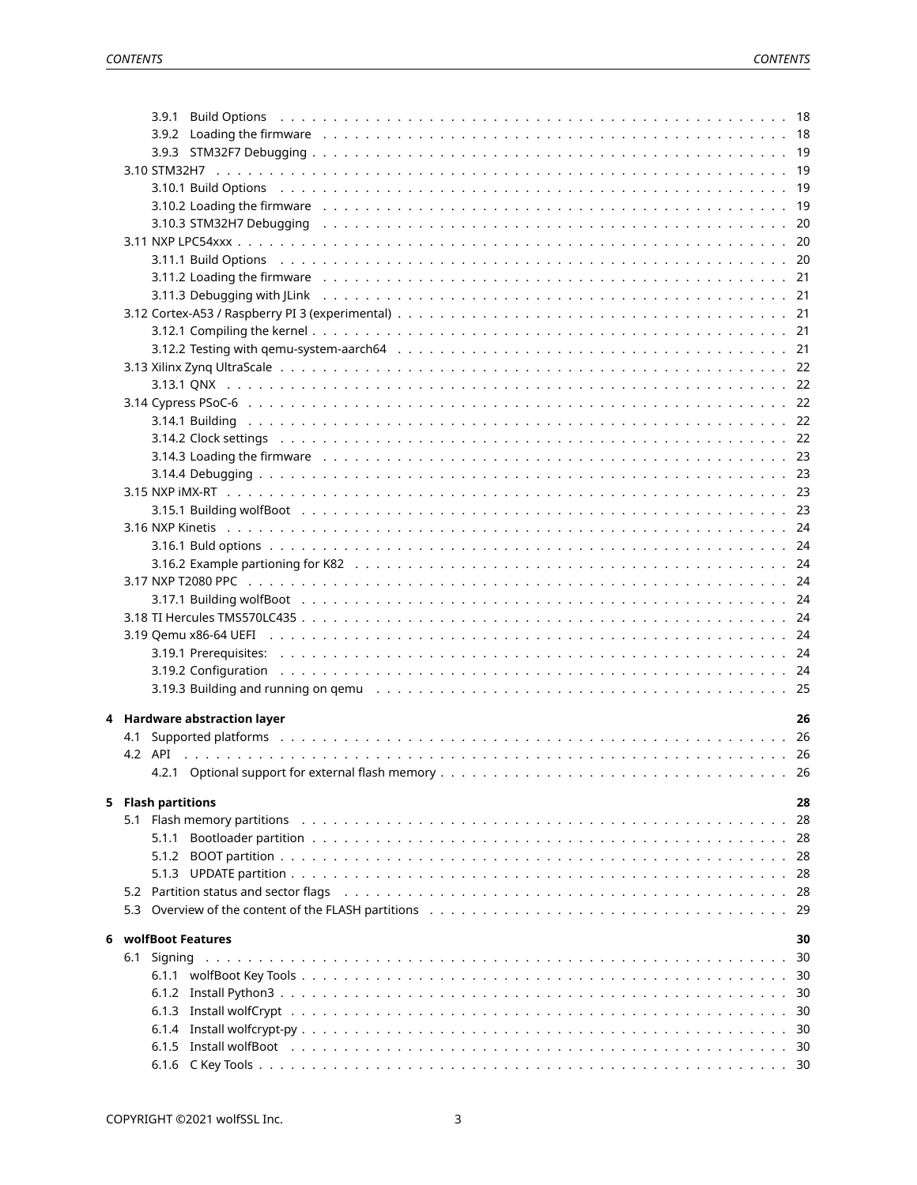- 3.9.1 Build Options . . . . . . . . . . 18
- 3.9.2 Loading the firmware . . . . . . . . . . 18
- 3.9.3 STM32F7 Debugging . . . . . . . . . . 19
- 3.10 STM32H7 . . . . . . . . . . 19
  - 3.10.1 Build Options . . . . . . . . . . 19
  - 3.10.2 Loading the firmware . . . . . . . . . . 19
  - 3.10.3 STM32H7 Debugging . . . . . . . . . . 20
- 3.11 NXP LPC54xxx . . . . . . . . . . 20
  - 3.11.1 Build Options . . . . . . . . . . 20
  - 3.11.2 Loading the firmware . . . . . . . . . . 21
  - 3.11.3 Debugging with JLink . . . . . . . . . . 21
- 3.12 Cortex-A53 / Raspberry PI 3 (experimental) . . . . . . . . . . 21
  - 3.12.1 Compiling the kernel . . . . . . . . . . 21
  - 3.12.2 Testing with qemu-system-aarch64 . . . . . . . . . . 21
- 3.13 Xilinx Zynq UltraScale . . . . . . . . . . 22
  - 3.13.1 QNX . . . . . . . . . . 22
- 3.14 Cypress PSoC-6 . . . . . . . . . . 22
  - 3.14.1 Building . . . . . . . . . . 22
  - 3.14.2 Clock settings . . . . . . . . . . 22
  - 3.14.3 Loading the firmware . . . . . . . . . . 23
  - 3.14.4 Debugging . . . . . . . . . . 23
- 3.15 NXP iMX-RT . . . . . . . . . . 23
  - 3.15.1 Building wolfBoot . . . . . . . . . . 23
- 3.16 NXP Kinetis . . . . . . . . . . 24
  - 3.16.1 Buld options . . . . . . . . . . 24
  - 3.16.2 Example partioning for K82 . . . . . . . . . . 24
- 3.17 NXP T2080 PPC . . . . . . . . . . 24
  - 3.17.1 Building wolfBoot . . . . . . . . . . 24
- 3.18 TI Hercules TMS570LC435 . . . . . . . . . . 24
- 3.19 Qemu x86-64 UEFI . . . . . . . . . . 24
  - 3.19.1 Prerequisites: . . . . . . . . . . 24
  - 3.19.2 Configuration . . . . . . . . . . 24
  - 3.19.3 Building and running on qemu . . . . . . . . . . 25

**4 Hardware abstraction layer** **26**
- 4.1 Supported platforms . . . . . . . . . . 26
- 4.2 API . . . . . . . . . . 26
  - 4.2.1 Optional support for external flash memory . . . . . . . . . . 26

**5 Flash partitions** **28**
- 5.1 Flash memory partitions . . . . . . . . . . 28
  - 5.1.1 Bootloader partition . . . . . . . . . . 28
  - 5.1.2 BOOT partition . . . . . . . . . . 28
  - 5.1.3 UPDATE partition . . . . . . . . . . 28
- 5.2 Partition status and sector flags . . . . . . . . . . 28
- 5.3 Overview of the content of the FLASH partitions . . . . . . . . . . 29

**6 wolfBoot Features** **30**
- 6.1 Signing . . . . . . . . . . 30
  - 6.1.1 wolfBoot Key Tools . . . . . . . . . . 30
  - 6.1.2 Install Python3 . . . . . . . . . . 30
  - 6.1.3 Install wolfCrypt . . . . . . . . . . 30
  - 6.1.4 Install wolfcrypt-py . . . . . . . . . . 30
  - 6.1.5 Install wolfBoot . . . . . . . . . . 30
  - 6.1.6 C Key Tools . . . . . . . . . . 30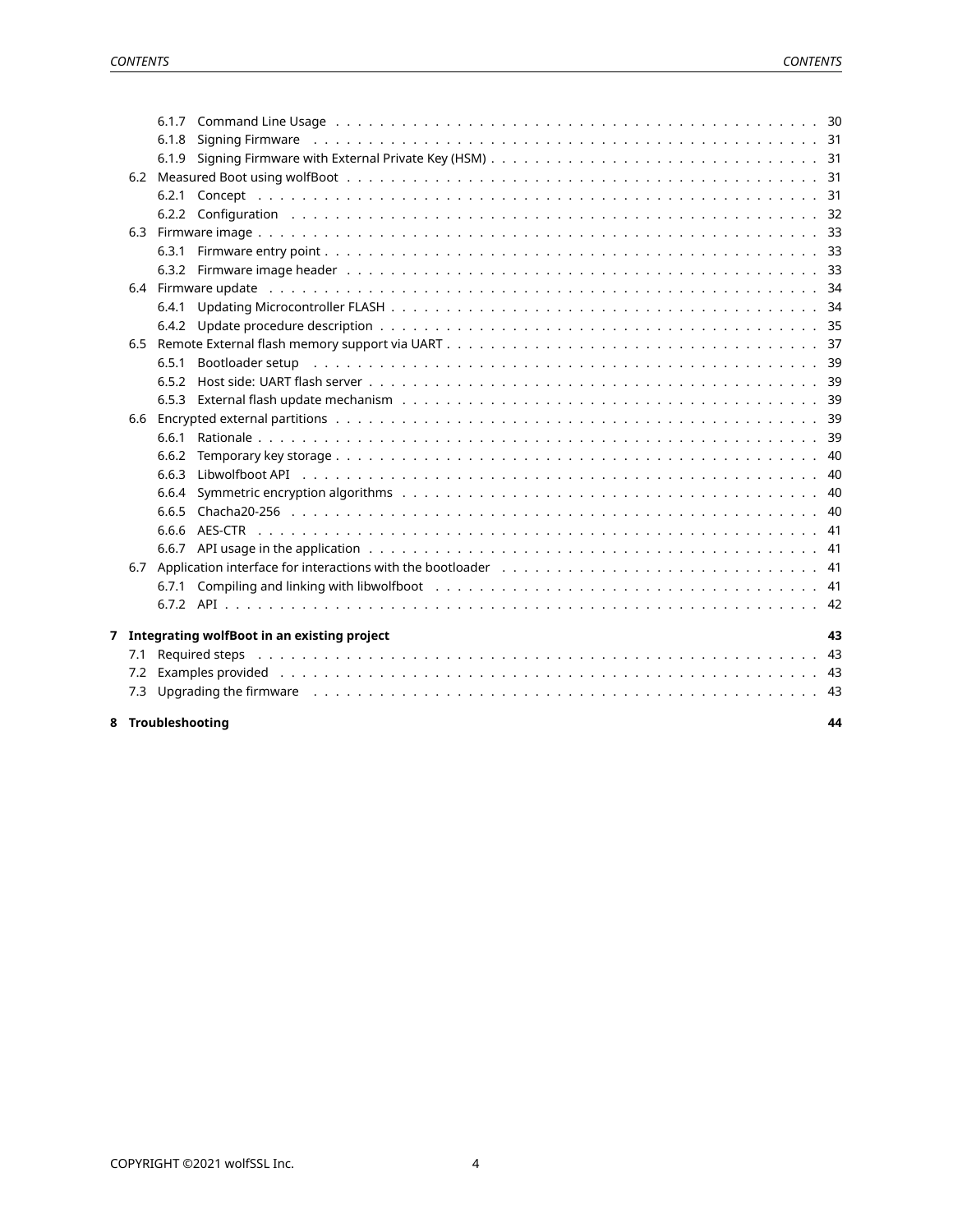- 6.1.7 Command Line Usage . . . 30
- 6.1.8 Signing Firmware . . . 31
- 6.1.9 Signing Firmware with External Private Key (HSM) . . . 31
- 6.2 Measured Boot using wolfBoot . . . 31
  - 6.2.1 Concept . . . 31
  - 6.2.2 Configuration . . . 32
- 6.3 Firmware image . . . 33
  - 6.3.1 Firmware entry point . . . 33
  - 6.3.2 Firmware image header . . . 33
- 6.4 Firmware update . . . 34
  - 6.4.1 Updating Microcontroller FLASH . . . 34
  - 6.4.2 Update procedure description . . . 35
- 6.5 Remote External flash memory support via UART . . . 37
  - 6.5.1 Bootloader setup . . . 39
  - 6.5.2 Host side: UART flash server . . . 39
  - 6.5.3 External flash update mechanism . . . 39
- 6.6 Encrypted external partitions . . . 39
  - 6.6.1 Rationale . . . 39
  - 6.6.2 Temporary key storage . . . 40
  - 6.6.3 Libwolfboot API . . . 40
  - 6.6.4 Symmetric encryption algorithms . . . 40
  - 6.6.5 Chacha20-256 . . . 40
  - 6.6.6 AES-CTR . . . 41
  - 6.6.7 API usage in the application . . . 41
- 6.7 Application interface for interactions with the bootloader . . . 41
  - 6.7.1 Compiling and linking with libwolfboot . . . 41
  - 6.7.2 API . . . 42

**7 Integrating wolfBoot in an existing project** **43**

- 7.1 Required steps . . . 43
- 7.2 Examples provided . . . 43
- 7.3 Upgrading the firmware . . . 43

**8 Troubleshooting** **44**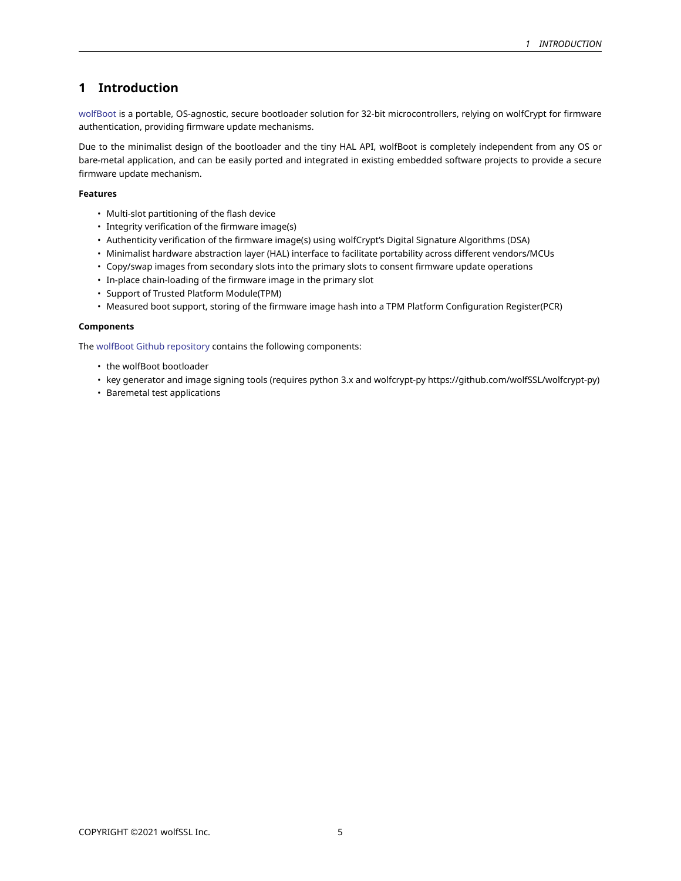# 1 Introduction

wolfBoot is a portable, OS-agnostic, secure bootloader solution for 32-bit microcontrollers, relying on wolfCrypt for firmware authentication, providing firmware update mechanisms.

Due to the minimalist design of the bootloader and the tiny HAL API, wolfBoot is completely independent from any OS or bare-metal application, and can be easily ported and integrated in existing embedded software projects to provide a secure firmware update mechanism.

**Features**

- Multi-slot partitioning of the flash device
- Integrity verification of the firmware image(s)
- Authenticity verification of the firmware image(s) using wolfCrypt's Digital Signature Algorithms (DSA)
- Minimalist hardware abstraction layer (HAL) interface to facilitate portability across different vendors/MCUs
- Copy/swap images from secondary slots into the primary slots to consent firmware update operations
- In-place chain-loading of the firmware image in the primary slot
- Support of Trusted Platform Module(TPM)
- Measured boot support, storing of the firmware image hash into a TPM Platform Configuration Register(PCR)

**Components**

The wolfBoot Github repository contains the following components:

- the wolfBoot bootloader
- key generator and image signing tools (requires python 3.x and wolfcrypt-py https://github.com/wolfSSL/wolfcrypt-py)
- Baremetal test applications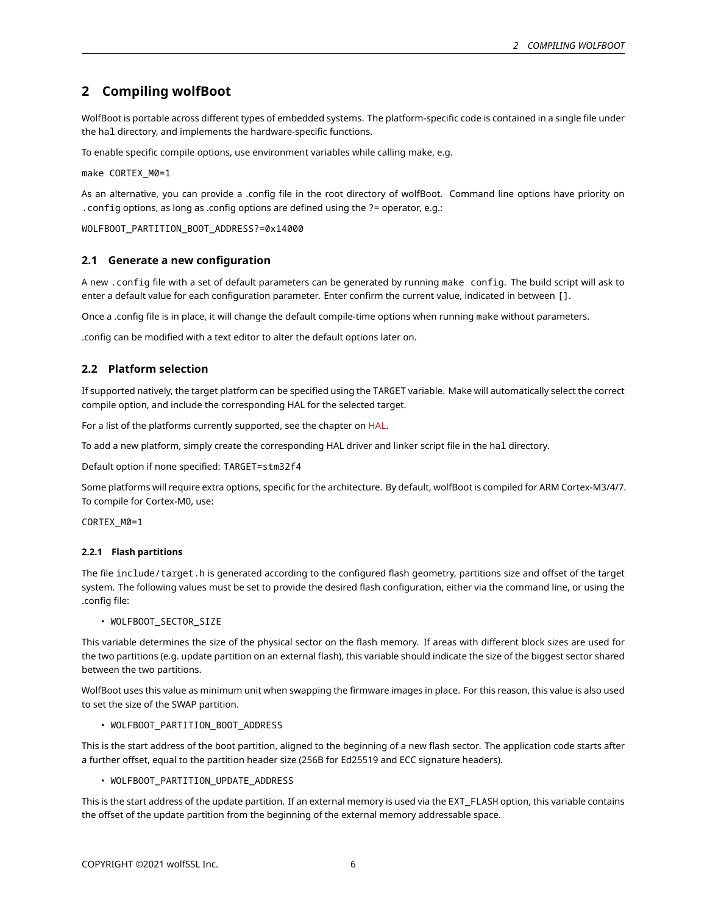## 2 Compiling wolfBoot

WolfBoot is portable across different types of embedded systems. The platform-specific code is contained in a single file under the `hal` directory, and implements the hardware-specific functions.

To enable specific compile options, use environment variables while calling make, e.g.

```
make CORTEX_M0=1
```

As an alternative, you can provide a .config file in the root directory of wolfBoot. Command line options have priority on `.config` options, as long as .config options are defined using the ?= operator, e.g.:

```
WOLFBOOT_PARTITION_BOOT_ADDRESS?=0x14000
```

### 2.1 Generate a new configuration

A new `.config` file with a set of default parameters can be generated by running `make config`. The build script will ask to enter a default value for each configuration parameter. Enter confirm the current value, indicated in between `[]`.

Once a .config file is in place, it will change the default compile-time options when running make without parameters.

.config can be modified with a text editor to alter the default options later on.

### 2.2 Platform selection

If supported natively, the target platform can be specified using the TARGET variable. Make will automatically select the correct compile option, and include the corresponding HAL for the selected target.

For a list of the platforms currently supported, see the chapter on HAL.

To add a new platform, simply create the corresponding HAL driver and linker script file in the `hal` directory.

Default option if none specified: `TARGET=stm32f4`

Some platforms will require extra options, specific for the architecture. By default, wolfBoot is compiled for ARM Cortex-M3/4/7. To compile for Cortex-M0, use:

```
CORTEX_M0=1
```

#### 2.2.1 Flash partitions

The file `include/target.h` is generated according to the configured flash geometry, partitions size and offset of the target system. The following values must be set to provide the desired flash configuration, either via the command line, or using the .config file:

- `WOLFBOOT_SECTOR_SIZE`

This variable determines the size of the physical sector on the flash memory. If areas with different block sizes are used for the two partitions (e.g. update partition on an external flash), this variable should indicate the size of the biggest sector shared between the two partitions.

WolfBoot uses this value as minimum unit when swapping the firmware images in place. For this reason, this value is also used to set the size of the SWAP partition.

- `WOLFBOOT_PARTITION_BOOT_ADDRESS`

This is the start address of the boot partition, aligned to the beginning of a new flash sector. The application code starts after a further offset, equal to the partition header size (256B for Ed25519 and ECC signature headers).

- `WOLFBOOT_PARTITION_UPDATE_ADDRESS`

This is the start address of the update partition. If an external memory is used via the `EXT_FLASH` option, this variable contains the offset of the update partition from the beginning of the external memory addressable space.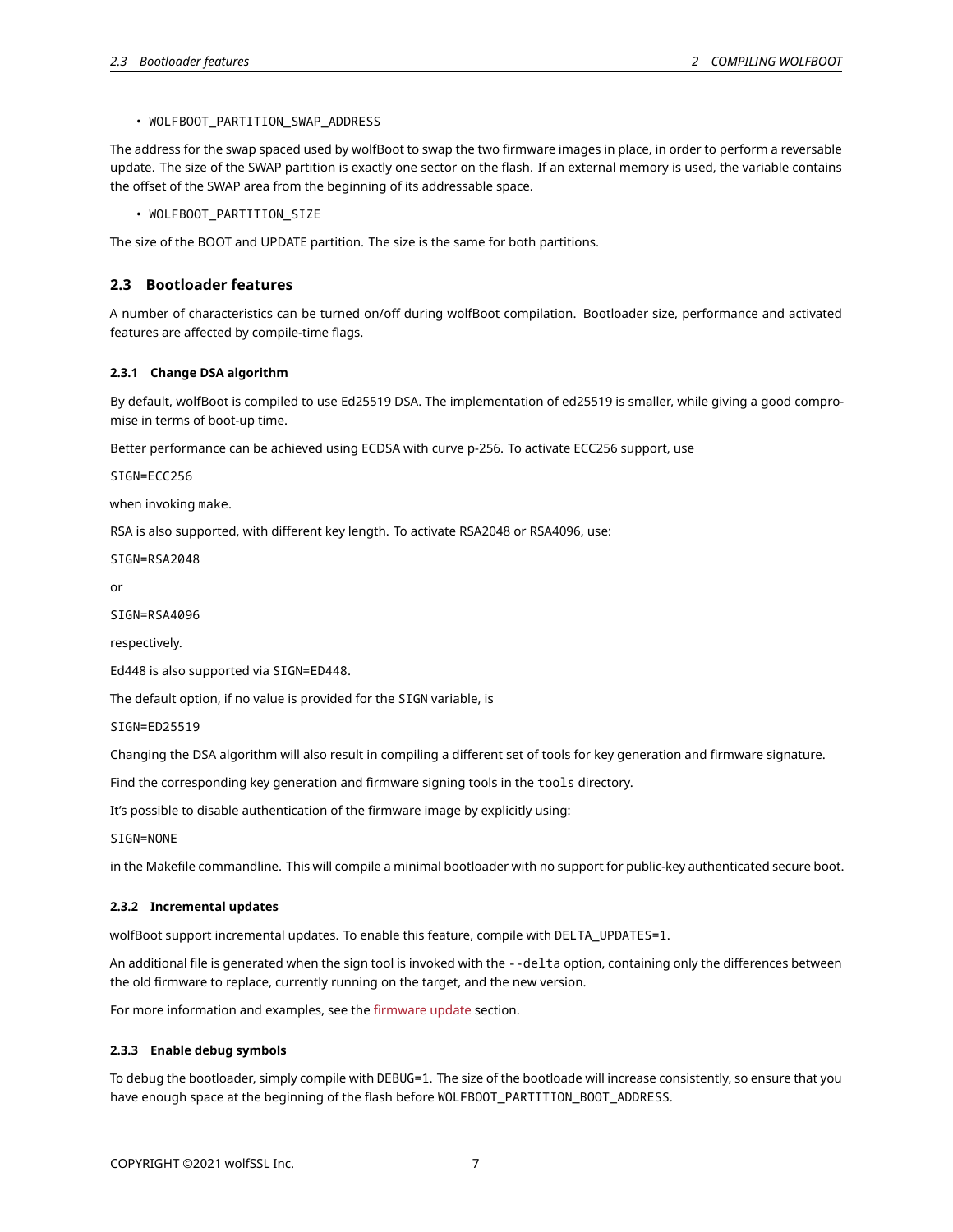- `WOLFBOOT_PARTITION_SWAP_ADDRESS`

The address for the swap spaced used by wolfBoot to swap the two firmware images in place, in order to perform a reversable update. The size of the SWAP partition is exactly one sector on the flash. If an external memory is used, the variable contains the offset of the SWAP area from the beginning of its addressable space.

- `WOLFBOOT_PARTITION_SIZE`

The size of the BOOT and UPDATE partition. The size is the same for both partitions.

## 2.3 Bootloader features

A number of characteristics can be turned on/off during wolfBoot compilation. Bootloader size, performance and activated features are affected by compile-time flags.

### 2.3.1 Change DSA algorithm

By default, wolfBoot is compiled to use Ed25519 DSA. The implementation of ed25519 is smaller, while giving a good compromise in terms of boot-up time.

Better performance can be achieved using ECDSA with curve p-256. To activate ECC256 support, use

`SIGN=ECC256`

when invoking `make`.

RSA is also supported, with different key length. To activate RSA2048 or RSA4096, use:

`SIGN=RSA2048`

or

`SIGN=RSA4096`

respectively.

Ed448 is also supported via `SIGN=ED448`.

The default option, if no value is provided for the `SIGN` variable, is

`SIGN=ED25519`

Changing the DSA algorithm will also result in compiling a different set of tools for key generation and firmware signature.

Find the corresponding key generation and firmware signing tools in the `tools` directory.

It's possible to disable authentication of the firmware image by explicitly using:

`SIGN=NONE`

in the Makefile commandline. This will compile a minimal bootloader with no support for public-key authenticated secure boot.

### 2.3.2 Incremental updates

wolfBoot support incremental updates. To enable this feature, compile with `DELTA_UPDATES=1`.

An additional file is generated when the sign tool is invoked with the `--delta` option, containing only the differences between the old firmware to replace, currently running on the target, and the new version.

For more information and examples, see the firmware update section.

### 2.3.3 Enable debug symbols

To debug the bootloader, simply compile with `DEBUG=1`. The size of the bootloade will increase consistently, so ensure that you have enough space at the beginning of the flash before `WOLFBOOT_PARTITION_BOOT_ADDRESS`.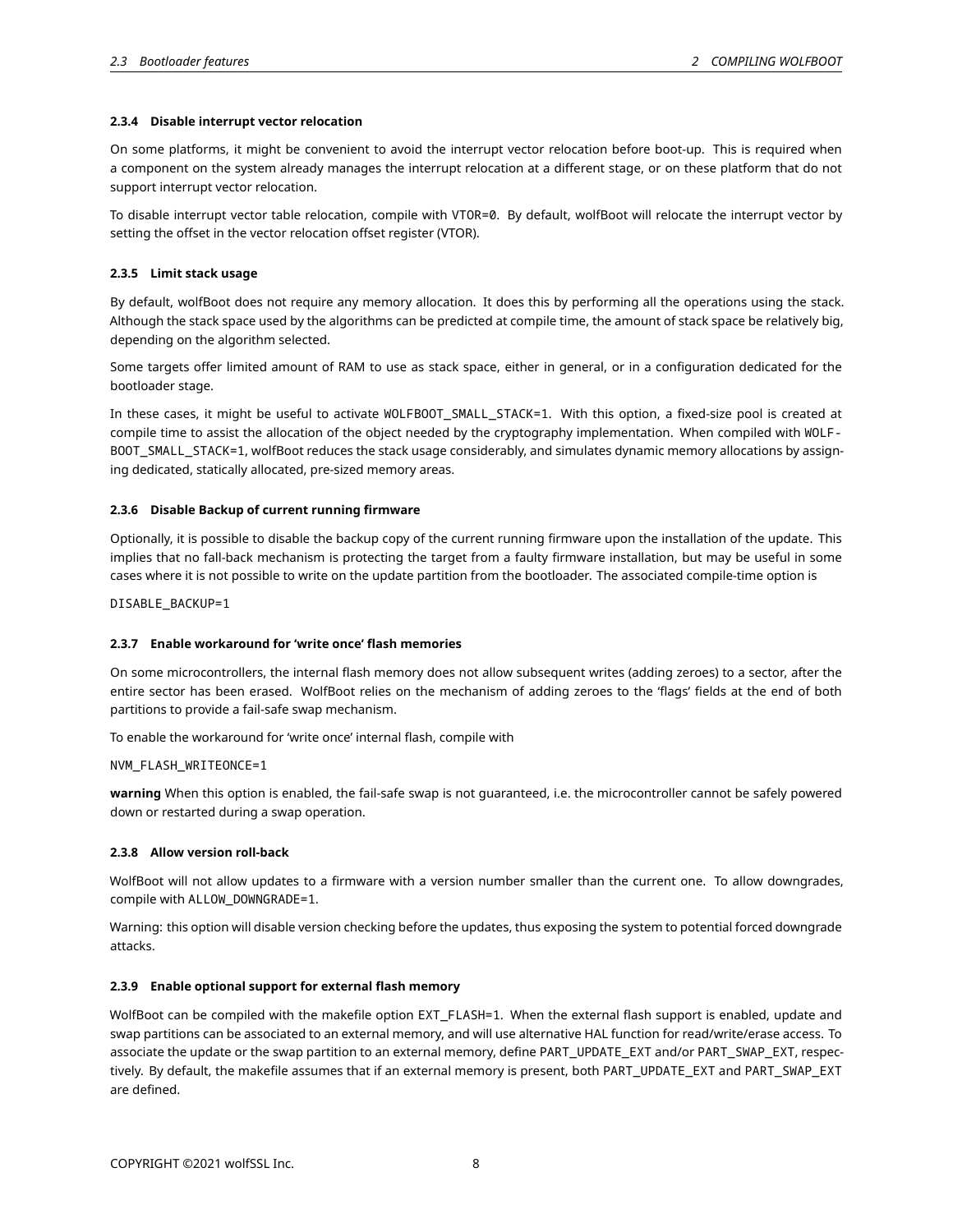#### 2.3.4 Disable interrupt vector relocation

On some platforms, it might be convenient to avoid the interrupt vector relocation before boot-up. This is required when a component on the system already manages the interrupt relocation at a different stage, or on these platform that do not support interrupt vector relocation.

To disable interrupt vector table relocation, compile with `VTOR=0`. By default, wolfBoot will relocate the interrupt vector by setting the offset in the vector relocation offset register (VTOR).

#### 2.3.5 Limit stack usage

By default, wolfBoot does not require any memory allocation. It does this by performing all the operations using the stack. Although the stack space used by the algorithms can be predicted at compile time, the amount of stack space be relatively big, depending on the algorithm selected.

Some targets offer limited amount of RAM to use as stack space, either in general, or in a configuration dedicated for the bootloader stage.

In these cases, it might be useful to activate `WOLFBOOT_SMALL_STACK=1`. With this option, a fixed-size pool is created at compile time to assist the allocation of the object needed by the cryptography implementation. When compiled with `WOLFBOOT_SMALL_STACK=1`, wolfBoot reduces the stack usage considerably, and simulates dynamic memory allocations by assigning dedicated, statically allocated, pre-sized memory areas.

#### 2.3.6 Disable Backup of current running firmware

Optionally, it is possible to disable the backup copy of the current running firmware upon the installation of the update. This implies that no fall-back mechanism is protecting the target from a faulty firmware installation, but may be useful in some cases where it is not possible to write on the update partition from the bootloader. The associated compile-time option is

```
DISABLE_BACKUP=1
```

#### 2.3.7 Enable workaround for 'write once' flash memories

On some microcontrollers, the internal flash memory does not allow subsequent writes (adding zeroes) to a sector, after the entire sector has been erased. WolfBoot relies on the mechanism of adding zeroes to the 'flags' fields at the end of both partitions to provide a fail-safe swap mechanism.

To enable the workaround for 'write once' internal flash, compile with

```
NVM_FLASH_WRITEONCE=1
```

**warning** When this option is enabled, the fail-safe swap is not guaranteed, i.e. the microcontroller cannot be safely powered down or restarted during a swap operation.

#### 2.3.8 Allow version roll-back

WolfBoot will not allow updates to a firmware with a version number smaller than the current one. To allow downgrades, compile with `ALLOW_DOWNGRADE=1`.

Warning: this option will disable version checking before the updates, thus exposing the system to potential forced downgrade attacks.

#### 2.3.9 Enable optional support for external flash memory

WolfBoot can be compiled with the makefile option `EXT_FLASH=1`. When the external flash support is enabled, update and swap partitions can be associated to an external memory, and will use alternative HAL function for read/write/erase access. To associate the update or the swap partition to an external memory, define `PART_UPDATE_EXT` and/or `PART_SWAP_EXT`, respectively. By default, the makefile assumes that if an external memory is present, both `PART_UPDATE_EXT` and `PART_SWAP_EXT` are defined.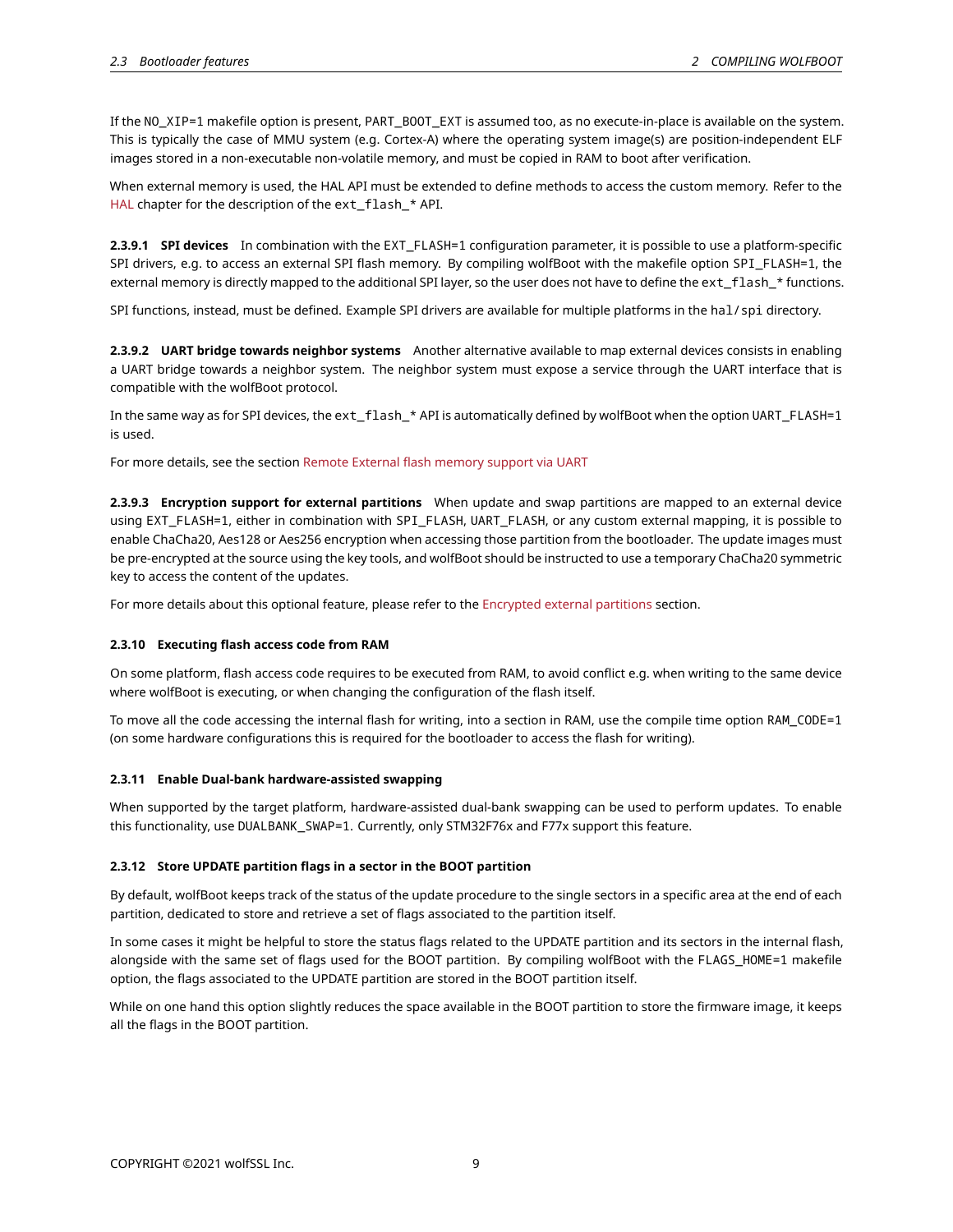If the `NO_XIP=1` makefile option is present, `PART_BOOT_EXT` is assumed too, as no execute-in-place is available on the system. This is typically the case of MMU system (e.g. Cortex-A) where the operating system image(s) are position-independent ELF images stored in a non-executable non-volatile memory, and must be copied in RAM to boot after verification.

When external memory is used, the HAL API must be extended to define methods to access the custom memory. Refer to the HAL chapter for the description of the `ext_flash_*` API.

#### 2.3.9.1 SPI devices

In combination with the `EXT_FLASH=1` configuration parameter, it is possible to use a platform-specific SPI drivers, e.g. to access an external SPI flash memory. By compiling wolfBoot with the makefile option `SPI_FLASH=1`, the external memory is directly mapped to the additional SPI layer, so the user does not have to define the `ext_flash_*` functions.

SPI functions, instead, must be defined. Example SPI drivers are available for multiple platforms in the `hal/spi` directory.

#### 2.3.9.2 UART bridge towards neighbor systems

Another alternative available to map external devices consists in enabling a UART bridge towards a neighbor system. The neighbor system must expose a service through the UART interface that is compatible with the wolfBoot protocol.

In the same way as for SPI devices, the `ext_flash_*` API is automatically defined by wolfBoot when the option `UART_FLASH=1` is used.

For more details, see the section Remote External flash memory support via UART

#### 2.3.9.3 Encryption support for external partitions

When update and swap partitions are mapped to an external device using `EXT_FLASH=1`, either in combination with `SPI_FLASH`, `UART_FLASH`, or any custom external mapping, it is possible to enable ChaCha20, Aes128 or Aes256 encryption when accessing those partition from the bootloader. The update images must be pre-encrypted at the source using the key tools, and wolfBoot should be instructed to use a temporary ChaCha20 symmetric key to access the content of the updates.

For more details about this optional feature, please refer to the Encrypted external partitions section.

### 2.3.10 Executing flash access code from RAM

On some platform, flash access code requires to be executed from RAM, to avoid conflict e.g. when writing to the same device where wolfBoot is executing, or when changing the configuration of the flash itself.

To move all the code accessing the internal flash for writing, into a section in RAM, use the compile time option `RAM_CODE=1` (on some hardware configurations this is required for the bootloader to access the flash for writing).

### 2.3.11 Enable Dual-bank hardware-assisted swapping

When supported by the target platform, hardware-assisted dual-bank swapping can be used to perform updates. To enable this functionality, use `DUALBANK_SWAP=1`. Currently, only STM32F76x and F77x support this feature.

### 2.3.12 Store UPDATE partition flags in a sector in the BOOT partition

By default, wolfBoot keeps track of the status of the update procedure to the single sectors in a specific area at the end of each partition, dedicated to store and retrieve a set of flags associated to the partition itself.

In some cases it might be helpful to store the status flags related to the UPDATE partition and its sectors in the internal flash, alongside with the same set of flags used for the BOOT partition. By compiling wolfBoot with the `FLAGS_HOME=1` makefile option, the flags associated to the UPDATE partition are stored in the BOOT partition itself.

While on one hand this option slightly reduces the space available in the BOOT partition to store the firmware image, it keeps all the flags in the BOOT partition.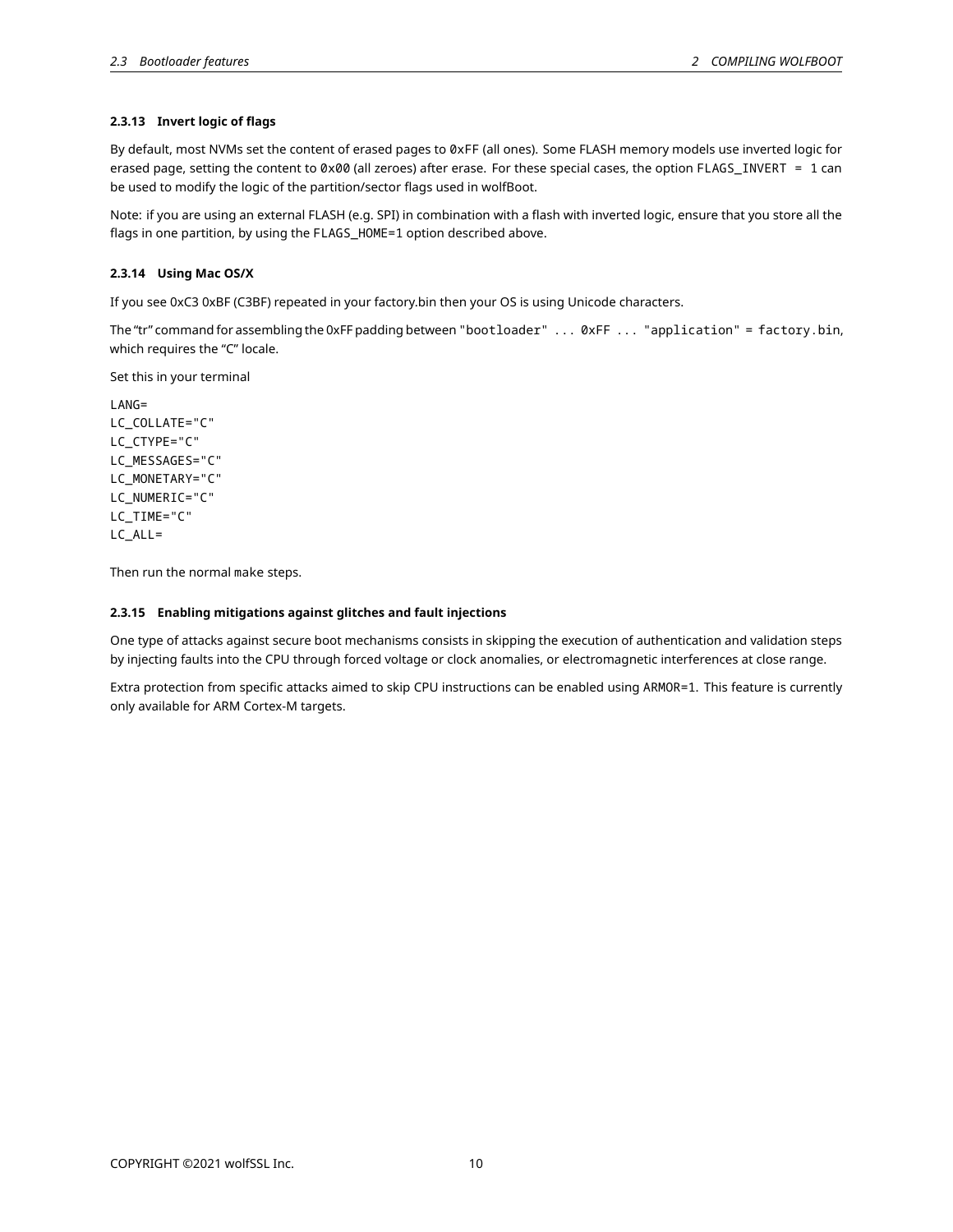### 2.3.13 Invert logic of flags

By default, most NVMs set the content of erased pages to `0xFF` (all ones). Some FLASH memory models use inverted logic for erased page, setting the content to `0x00` (all zeroes) after erase. For these special cases, the option `FLAGS_INVERT = 1` can be used to modify the logic of the partition/sector flags used in wolfBoot.

Note: if you are using an external FLASH (e.g. SPI) in combination with a flash with inverted logic, ensure that you store all the flags in one partition, by using the `FLAGS_HOME=1` option described above.

### 2.3.14 Using Mac OS/X

If you see 0xC3 0xBF (C3BF) repeated in your factory.bin then your OS is using Unicode characters.

The "tr" command for assembling the 0xFF padding between `"bootloader" ... 0xFF ... "application" = factory.bin`, which requires the "C" locale.

Set this in your terminal

```
LANG=
LC_COLLATE="C"
LC_CTYPE="C"
LC_MESSAGES="C"
LC_MONETARY="C"
LC_NUMERIC="C"
LC_TIME="C"
LC_ALL=
```

Then run the normal `make` steps.

### 2.3.15 Enabling mitigations against glitches and fault injections

One type of attacks against secure boot mechanisms consists in skipping the execution of authentication and validation steps by injecting faults into the CPU through forced voltage or clock anomalies, or electromagnetic interferences at close range.

Extra protection from specific attacks aimed to skip CPU instructions can be enabled using `ARMOR=1`. This feature is currently only available for ARM Cortex-M targets.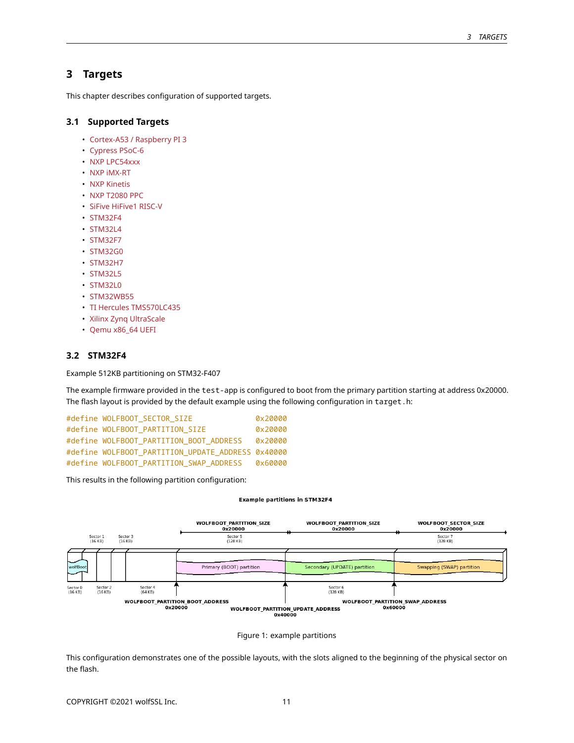# 3 Targets

This chapter describes configuration of supported targets.

## 3.1 Supported Targets

- Cortex-A53 / Raspberry PI 3
- Cypress PSoC-6
- NXP LPC54xxx
- NXP iMX-RT
- NXP Kinetis
- NXP T2080 PPC
- SiFive HiFive1 RISC-V
- STM32F4
- STM32L4
- STM32F7
- STM32G0
- STM32H7
- STM32L5
- STM32L0
- STM32WB55
- TI Hercules TMS570LC435
- Xilinx Zynq UltraScale
- Qemu x86_64 UEFI

## 3.2 STM32F4

Example 512KB partitioning on STM32-F407

The example firmware provided in the `test-app` is configured to boot from the primary partition starting at address 0x20000. The flash layout is provided by the default example using the following configuration in `target.h`:

```
#define WOLFBOOT_SECTOR_SIZE              0x20000
#define WOLFBOOT_PARTITION_SIZE           0x20000
#define WOLFBOOT_PARTITION_BOOT_ADDRESS   0x20000
#define WOLFBOOT_PARTITION_UPDATE_ADDRESS 0x40000
#define WOLFBOOT_PARTITION_SWAP_ADDRESS   0x60000
```

This results in the following partition configuration:

Figure 1: example partitions

This configuration demonstrates one of the possible layouts, with the slots aligned to the beginning of the physical sector on the flash.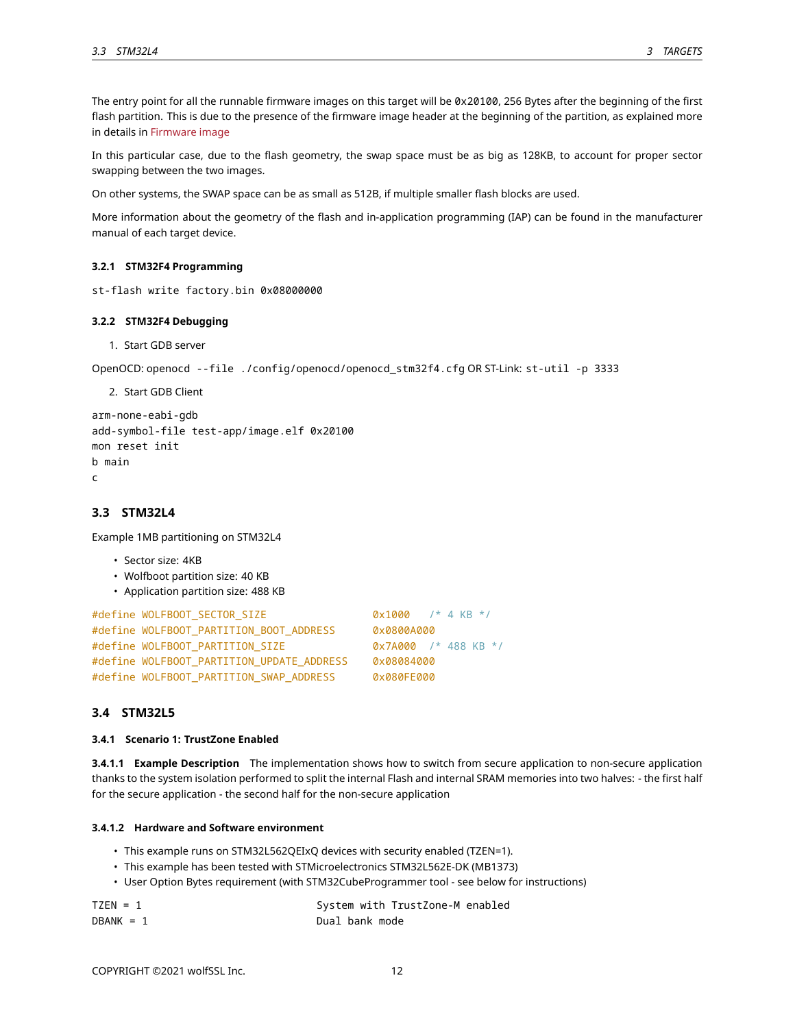The entry point for all the runnable firmware images on this target will be `0x20100`, 256 Bytes after the beginning of the first flash partition. This is due to the presence of the firmware image header at the beginning of the partition, as explained more in details in Firmware image

In this particular case, due to the flash geometry, the swap space must be as big as 128KB, to account for proper sector swapping between the two images.

On other systems, the SWAP space can be as small as 512B, if multiple smaller flash blocks are used.

More information about the geometry of the flash and in-application programming (IAP) can be found in the manufacturer manual of each target device.

#### 3.2.1 STM32F4 Programming

```
st-flash write factory.bin 0x08000000
```

#### 3.2.2 STM32F4 Debugging

1. Start GDB server

OpenOCD: `openocd --file ./config/openocd/openocd_stm32f4.cfg` OR ST-Link: `st-util -p 3333`

2. Start GDB Client

```
arm-none-eabi-gdb
add-symbol-file test-app/image.elf 0x20100
mon reset init
b main
c
```

### 3.3 STM32L4

Example 1MB partitioning on STM32L4

- Sector size: 4KB
- Wolfboot partition size: 40 KB
- Application partition size: 488 KB

```
#define WOLFBOOT_SECTOR_SIZE                 0x1000   /* 4 KB */
#define WOLFBOOT_PARTITION_BOOT_ADDRESS      0x0800A000
#define WOLFBOOT_PARTITION_SIZE              0x7A000  /* 488 KB */
#define WOLFBOOT_PARTITION_UPDATE_ADDRESS    0x08084000
#define WOLFBOOT_PARTITION_SWAP_ADDRESS      0x080FE000
```

### 3.4 STM32L5

#### 3.4.1 Scenario 1: TrustZone Enabled

**3.4.1.1 Example Description** The implementation shows how to switch from secure application to non-secure application thanks to the system isolation performed to split the internal Flash and internal SRAM memories into two halves: - the first half for the secure application - the second half for the non-secure application

**3.4.1.2 Hardware and Software environment**

- This example runs on STM32L562QEIxQ devices with security enabled (TZEN=1).
- This example has been tested with STMicroelectronics STM32L562E-DK (MB1373)
- User Option Bytes requirement (with STM32CubeProgrammer tool - see below for instructions)

```
TZEN = 1                        System with TrustZone-M enabled
DBANK = 1                       Dual bank mode
```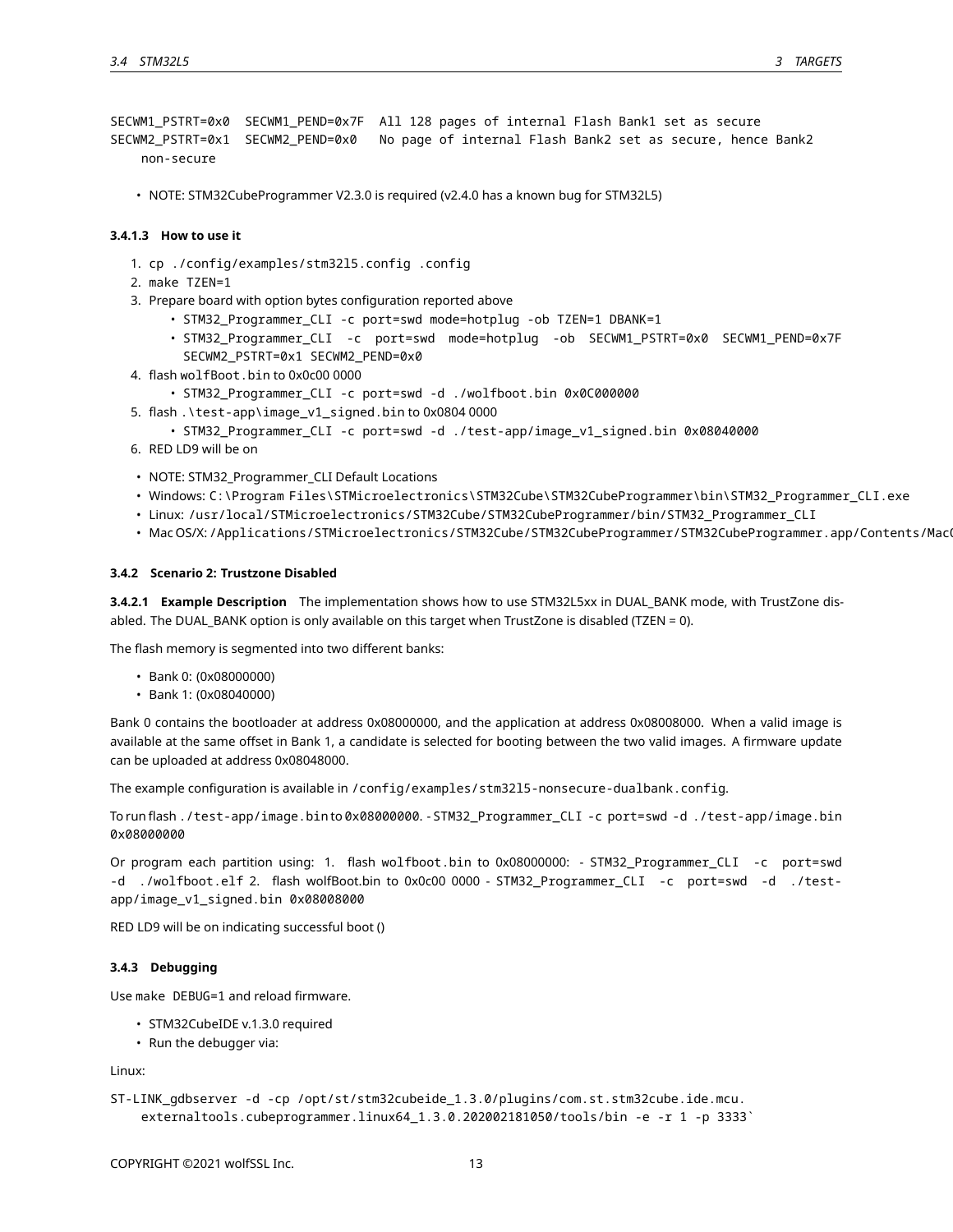```
SECWM1_PSTRT=0x0  SECWM1_PEND=0x7F  All 128 pages of internal Flash Bank1 set as secure
SECWM2_PSTRT=0x1  SECWM2_PEND=0x0   No page of internal Flash Bank2 set as secure, hence Bank2
    non-secure
```

- NOTE: STM32CubeProgrammer V2.3.0 is required (v2.4.0 has a known bug for STM32L5)

#### 3.4.1.3 How to use it

1. `cp ./config/examples/stm32l5.config .config`
2. `make TZEN=1`
3. Prepare board with option bytes configuration reported above
   - `STM32_Programmer_CLI -c port=swd mode=hotplug -ob TZEN=1 DBANK=1`
   - `STM32_Programmer_CLI -c port=swd mode=hotplug -ob SECWM1_PSTRT=0x0 SECWM1_PEND=0x7F SECWM2_PSTRT=0x1 SECWM2_PEND=0x0`
4. flash `wolfBoot.bin` to 0x0c00 0000
   - `STM32_Programmer_CLI -c port=swd -d ./wolfboot.bin 0x0C000000`
5. flash `.\test-app\image_v1_signed.bin` to 0x0804 0000
   - `STM32_Programmer_CLI -c port=swd -d ./test-app/image_v1_signed.bin 0x08040000`
6. RED LD9 will be on

- NOTE: STM32_Programmer_CLI Default Locations
- Windows: `C:\Program Files\STMicroelectronics\STM32Cube\STM32CubeProgrammer\bin\STM32_Programmer_CLI.exe`
- Linux: `/usr/local/STMicroelectronics/STM32Cube/STM32CubeProgrammer/bin/STM32_Programmer_CLI`
- Mac OS/X: `/Applications/STMicroelectronics/STM32Cube/STM32CubeProgrammer/STM32CubeProgrammer.app/Contents/MacO`

### 3.4.2 Scenario 2: Trustzone Disabled

#### 3.4.2.1 Example Description

The implementation shows how to use STM32L5xx in DUAL_BANK mode, with TrustZone disabled. The DUAL_BANK option is only available on this target when TrustZone is disabled (TZEN = 0).

The flash memory is segmented into two different banks:

- Bank 0: (0x08000000)
- Bank 1: (0x08040000)

Bank 0 contains the bootloader at address 0x08000000, and the application at address 0x08008000. When a valid image is available at the same offset in Bank 1, a candidate is selected for booting between the two valid images. A firmware update can be uploaded at address 0x08048000.

The example configuration is available in `/config/examples/stm32l5-nonsecure-dualbank.config`.

To run flash `./test-app/image.bin` to `0x08000000`. - `STM32_Programmer_CLI -c port=swd -d ./test-app/image.bin 0x08000000`

Or program each partition using: 1. flash `wolfboot.bin` to 0x08000000: - `STM32_Programmer_CLI -c port=swd -d ./wolfboot.elf` 2. flash wolfBoot.bin to 0x0c00 0000 - `STM32_Programmer_CLI -c port=swd -d ./test-app/image_v1_signed.bin 0x08008000`

RED LD9 will be on indicating successful boot ()

### 3.4.3 Debugging

Use `make DEBUG=1` and reload firmware.

- STM32CubeIDE v.1.3.0 required
- Run the debugger via:

Linux:

```
ST-LINK_gdbserver -d -cp /opt/st/stm32cubeide_1.3.0/plugins/com.st.stm32cube.ide.mcu.
    externaltools.cubeprogrammer.linux64_1.3.0.202002181050/tools/bin -e -r 1 -p 3333`
```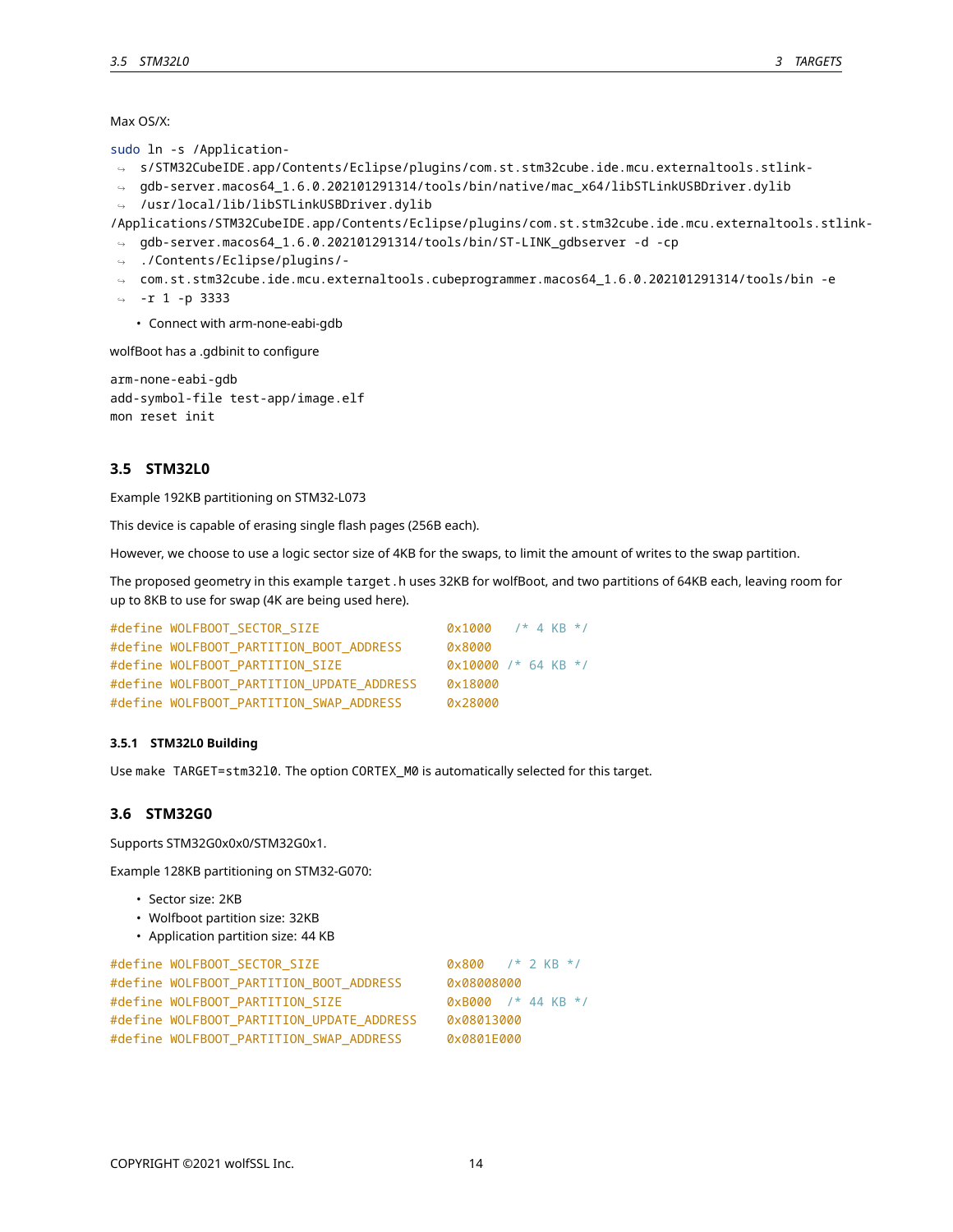Max OS/X:

```
sudo ln -s /Applications/STM32CubeIDE.app/Contents/Eclipse/plugins/com.st.stm32cube.ide.mcu.externaltools.stlink-gdb-server.macos64_1.6.0.202101291314/tools/bin/native/mac_x64/libSTLinkUSBDriver.dylib /usr/local/lib/libSTLinkUSBDriver.dylib
/Applications/STM32CubeIDE.app/Contents/Eclipse/plugins/com.st.stm32cube.ide.mcu.externaltools.stlink-gdb-server.macos64_1.6.0.202101291314/tools/bin/ST-LINK_gdbserver -d -cp ./Contents/Eclipse/plugins/-com.st.stm32cube.ide.mcu.externaltools.cubeprogrammer.macos64_1.6.0.202101291314/tools/bin -e -r 1 -p 3333
```

- Connect with arm-none-eabi-gdb

wolfBoot has a .gdbinit to configure

```
arm-none-eabi-gdb
add-symbol-file test-app/image.elf
mon reset init
```

## 3.5 STM32L0

Example 192KB partitioning on STM32-L073

This device is capable of erasing single flash pages (256B each).

However, we choose to use a logic sector size of 4KB for the swaps, to limit the amount of writes to the swap partition.

The proposed geometry in this example `target.h` uses 32KB for wolfBoot, and two partitions of 64KB each, leaving room for up to 8KB to use for swap (4K are being used here).

```
#define WOLFBOOT_SECTOR_SIZE                 0x1000   /* 4 KB */
#define WOLFBOOT_PARTITION_BOOT_ADDRESS      0x8000
#define WOLFBOOT_PARTITION_SIZE              0x10000 /* 64 KB */
#define WOLFBOOT_PARTITION_UPDATE_ADDRESS    0x18000
#define WOLFBOOT_PARTITION_SWAP_ADDRESS      0x28000
```

### 3.5.1 STM32L0 Building

Use `make TARGET=stm32l0`. The option `CORTEX_M0` is automatically selected for this target.

## 3.6 STM32G0

Supports STM32G0x0x0/STM32G0x1.

Example 128KB partitioning on STM32-G070:

- Sector size: 2KB
- Wolfboot partition size: 32KB
- Application partition size: 44 KB

```
#define WOLFBOOT_SECTOR_SIZE                 0x800   /* 2 KB */
#define WOLFBOOT_PARTITION_BOOT_ADDRESS      0x08008000
#define WOLFBOOT_PARTITION_SIZE              0xB000  /* 44 KB */
#define WOLFBOOT_PARTITION_UPDATE_ADDRESS    0x08013000
#define WOLFBOOT_PARTITION_SWAP_ADDRESS      0x0801E000
```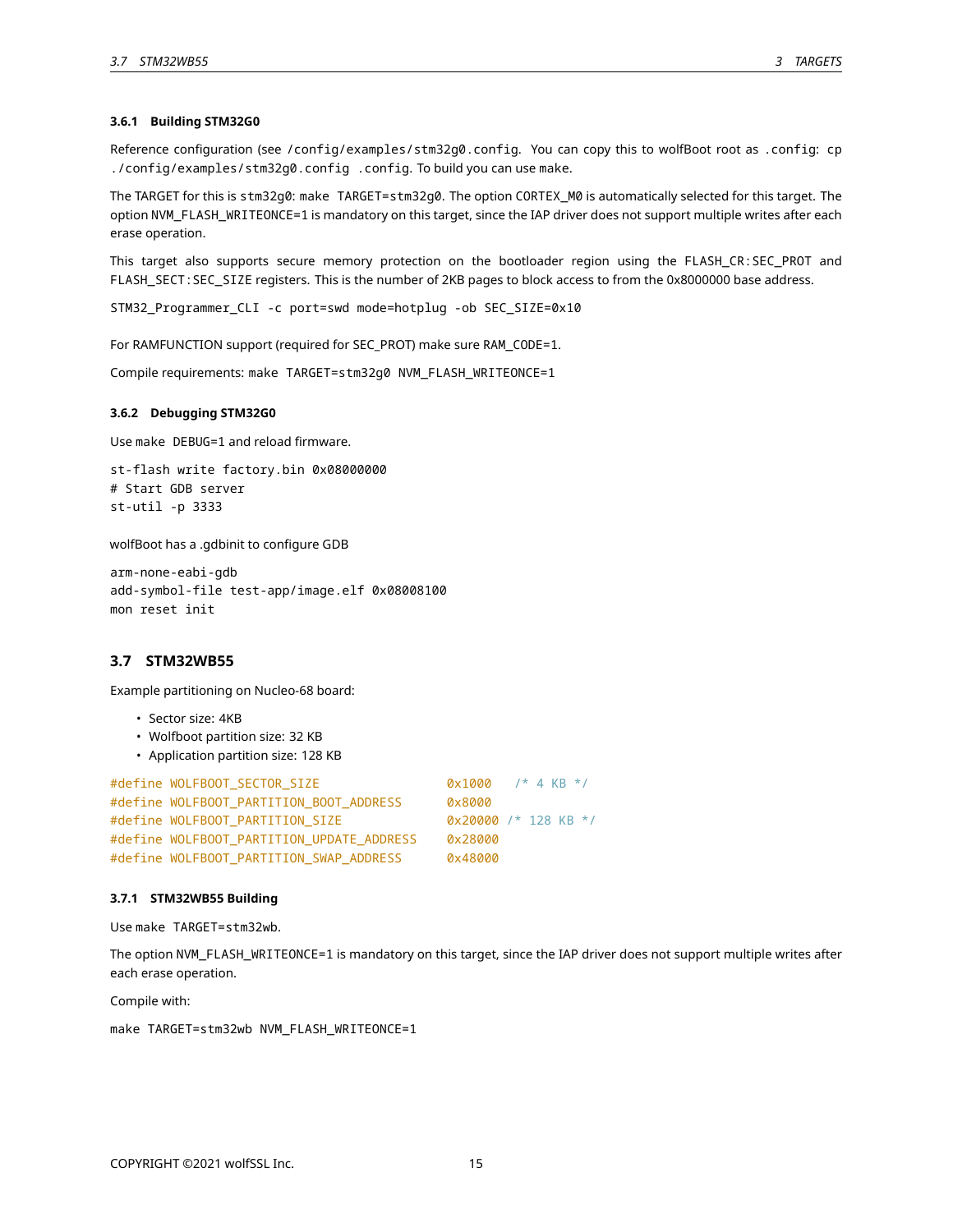#### 3.6.1 Building STM32G0

Reference configuration (see `/config/examples/stm32g0.config`. You can copy this to wolfBoot root as `.config`: `cp ./config/examples/stm32g0.config .config`. To build you can use `make`.

The TARGET for this is `stm32g0`: `make TARGET=stm32g0`. The option `CORTEX_M0` is automatically selected for this target. The option `NVM_FLASH_WRITEONCE=1` is mandatory on this target, since the IAP driver does not support multiple writes after each erase operation.

This target also supports secure memory protection on the bootloader region using the `FLASH_CR:SEC_PROT` and `FLASH_SECT:SEC_SIZE` registers. This is the number of 2KB pages to block access to from the 0x8000000 base address.

```
STM32_Programmer_CLI -c port=swd mode=hotplug -ob SEC_SIZE=0x10
```

For RAMFUNCTION support (required for SEC_PROT) make sure `RAM_CODE=1`.

Compile requirements: `make TARGET=stm32g0 NVM_FLASH_WRITEONCE=1`

#### 3.6.2 Debugging STM32G0

Use `make DEBUG=1` and reload firmware.

```
st-flash write factory.bin 0x08000000
# Start GDB server
st-util -p 3333
```

wolfBoot has a .gdbinit to configure GDB

```
arm-none-eabi-gdb
add-symbol-file test-app/image.elf 0x08008100
mon reset init
```

### 3.7 STM32WB55

Example partitioning on Nucleo-68 board:

- Sector size: 4KB
- Wolfboot partition size: 32 KB
- Application partition size: 128 KB

```
#define WOLFBOOT_SECTOR_SIZE                 0x1000   /* 4 KB */
#define WOLFBOOT_PARTITION_BOOT_ADDRESS      0x8000
#define WOLFBOOT_PARTITION_SIZE              0x20000 /* 128 KB */
#define WOLFBOOT_PARTITION_UPDATE_ADDRESS    0x28000
#define WOLFBOOT_PARTITION_SWAP_ADDRESS      0x48000
```

#### 3.7.1 STM32WB55 Building

Use `make TARGET=stm32wb`.

The option `NVM_FLASH_WRITEONCE=1` is mandatory on this target, since the IAP driver does not support multiple writes after each erase operation.

Compile with:

```
make TARGET=stm32wb NVM_FLASH_WRITEONCE=1
```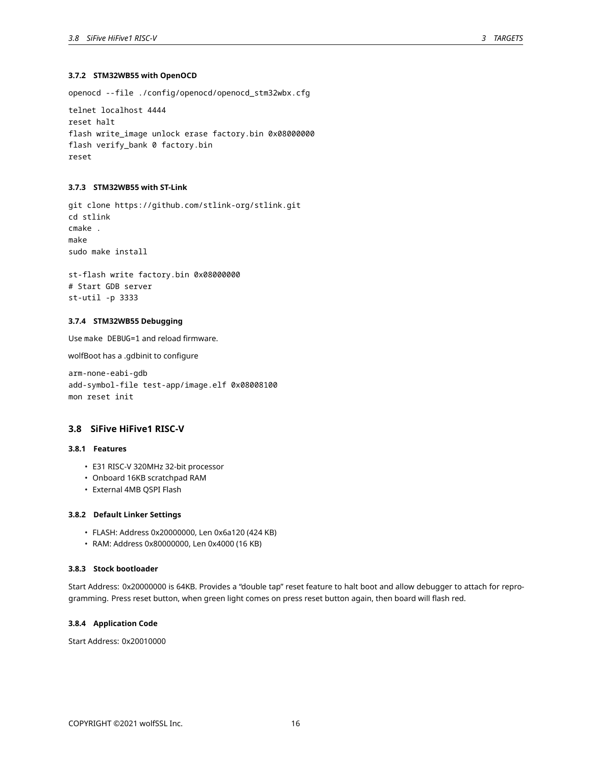#### 3.7.2 STM32WB55 with OpenOCD

```
openocd --file ./config/openocd/openocd_stm32wbx.cfg
```

```
telnet localhost 4444
reset halt
flash write_image unlock erase factory.bin 0x08000000
flash verify_bank 0 factory.bin
reset
```

#### 3.7.3 STM32WB55 with ST-Link

```
git clone https://github.com/stlink-org/stlink.git
cd stlink
cmake .
make
sudo make install

st-flash write factory.bin 0x08000000
# Start GDB server
st-util -p 3333
```

#### 3.7.4 STM32WB55 Debugging

Use `make DEBUG=1` and reload firmware.

wolfBoot has a .gdbinit to configure

```
arm-none-eabi-gdb
add-symbol-file test-app/image.elf 0x08008100
mon reset init
```

### 3.8 SiFive HiFive1 RISC-V

#### 3.8.1 Features

- E31 RISC-V 320MHz 32-bit processor
- Onboard 16KB scratchpad RAM
- External 4MB QSPI Flash

#### 3.8.2 Default Linker Settings

- FLASH: Address 0x20000000, Len 0x6a120 (424 KB)
- RAM: Address 0x80000000, Len 0x4000 (16 KB)

#### 3.8.3 Stock bootloader

Start Address: 0x20000000 is 64KB. Provides a "double tap" reset feature to halt boot and allow debugger to attach for reprogramming. Press reset button, when green light comes on press reset button again, then board will flash red.

#### 3.8.4 Application Code

Start Address: 0x20010000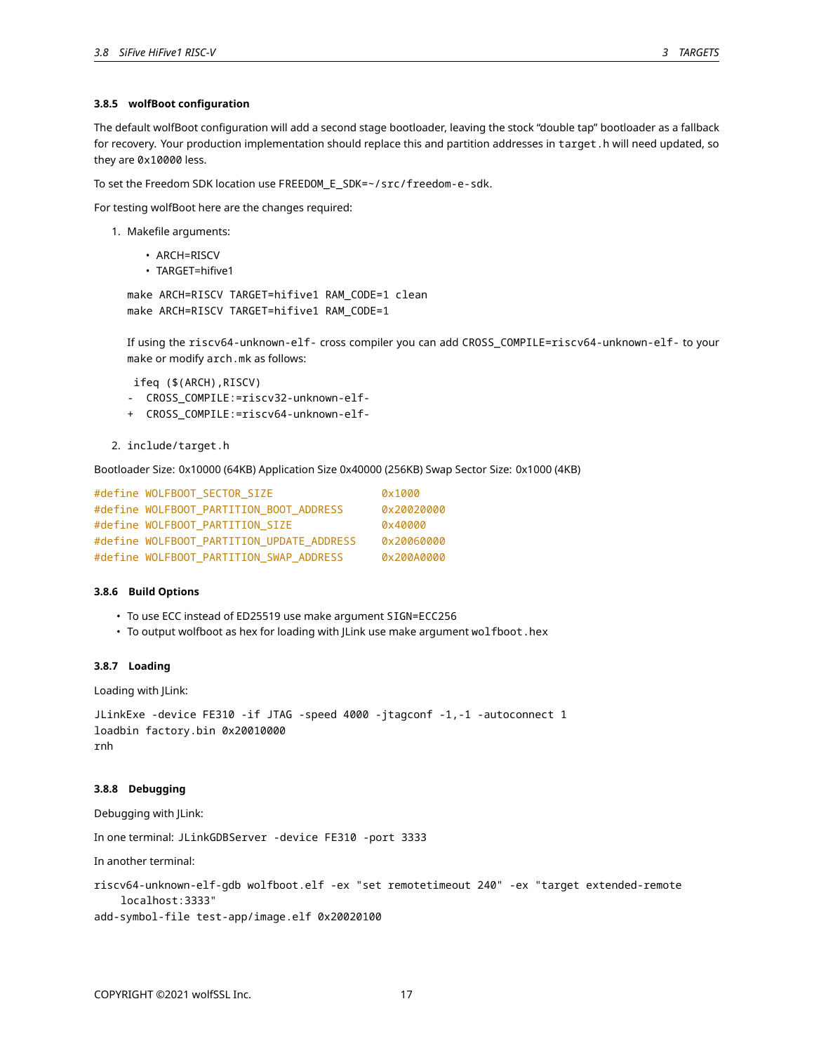### 3.8.5 wolfBoot configuration

The default wolfBoot configuration will add a second stage bootloader, leaving the stock "double tap" bootloader as a fallback for recovery. Your production implementation should replace this and partition addresses in `target.h` will need updated, so they are `0x10000` less.

To set the Freedom SDK location use `FREEDOM_E_SDK=~/src/freedom-e-sdk`.

For testing wolfBoot here are the changes required:

1. Makefile arguments:

   - ARCH=RISCV
   - TARGET=hifive1

   ```
   make ARCH=RISCV TARGET=hifive1 RAM_CODE=1 clean
   make ARCH=RISCV TARGET=hifive1 RAM_CODE=1
   ```

   If using the `riscv64-unknown-elf-` cross compiler you can add `CROSS_COMPILE=riscv64-unknown-elf-` to your `make` or modify `arch.mk` as follows:

   ```
    ifeq ($(ARCH),RISCV)
   -  CROSS_COMPILE:=riscv32-unknown-elf-
   +  CROSS_COMPILE:=riscv64-unknown-elf-
   ```

2. `include/target.h`

Bootloader Size: 0x10000 (64KB) Application Size 0x40000 (256KB) Swap Sector Size: 0x1000 (4KB)

```
#define WOLFBOOT_SECTOR_SIZE                 0x1000
#define WOLFBOOT_PARTITION_BOOT_ADDRESS      0x20020000
#define WOLFBOOT_PARTITION_SIZE              0x40000
#define WOLFBOOT_PARTITION_UPDATE_ADDRESS    0x20060000
#define WOLFBOOT_PARTITION_SWAP_ADDRESS      0x200A0000
```

### 3.8.6 Build Options

- To use ECC instead of ED25519 use make argument `SIGN=ECC256`
- To output wolfboot as hex for loading with JLink use make argument `wolfboot.hex`

### 3.8.7 Loading

Loading with JLink:

```
JLinkExe -device FE310 -if JTAG -speed 4000 -jtagconf -1,-1 -autoconnect 1
loadbin factory.bin 0x20010000
rnh
```

### 3.8.8 Debugging

Debugging with JLink:

In one terminal: `JLinkGDBServer -device FE310 -port 3333`

In another terminal:

```
riscv64-unknown-elf-gdb wolfboot.elf -ex "set remotetimeout 240" -ex "target extended-remote
    localhost:3333"
add-symbol-file test-app/image.elf 0x20020100
```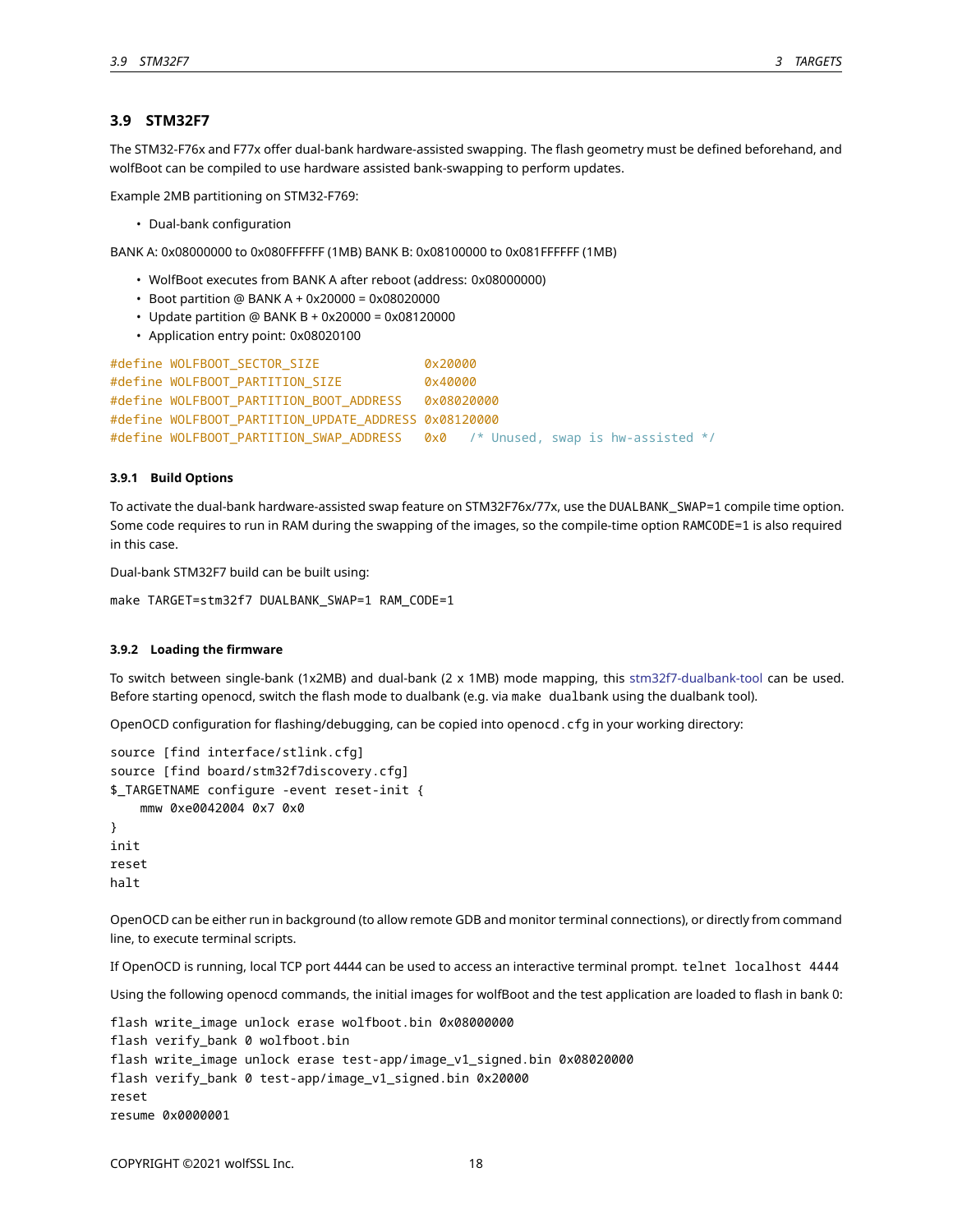### 3.9 STM32F7

The STM32-F76x and F77x offer dual-bank hardware-assisted swapping. The flash geometry must be defined beforehand, and wolfBoot can be compiled to use hardware assisted bank-swapping to perform updates.

Example 2MB partitioning on STM32-F769:

- Dual-bank configuration

BANK A: 0x08000000 to 0x080FFFFFF (1MB) BANK B: 0x08100000 to 0x081FFFFFF (1MB)

- WolfBoot executes from BANK A after reboot (address: 0x08000000)
- Boot partition @ BANK A + 0x20000 = 0x08020000
- Update partition @ BANK B + 0x20000 = 0x08120000
- Application entry point: 0x08020100

```
#define WOLFBOOT_SECTOR_SIZE              0x20000
#define WOLFBOOT_PARTITION_SIZE           0x40000
#define WOLFBOOT_PARTITION_BOOT_ADDRESS   0x08020000
#define WOLFBOOT_PARTITION_UPDATE_ADDRESS 0x08120000
#define WOLFBOOT_PARTITION_SWAP_ADDRESS   0x0   /* Unused, swap is hw-assisted */
```

#### 3.9.1 Build Options

To activate the dual-bank hardware-assisted swap feature on STM32F76x/77x, use the `DUALBANK_SWAP=1` compile time option. Some code requires to run in RAM during the swapping of the images, so the compile-time option `RAMCODE=1` is also required in this case.

Dual-bank STM32F7 build can be built using:

```
make TARGET=stm32f7 DUALBANK_SWAP=1 RAM_CODE=1
```

#### 3.9.2 Loading the firmware

To switch between single-bank (1x2MB) and dual-bank (2 x 1MB) mode mapping, this stm32f7-dualbank-tool can be used. Before starting openocd, switch the flash mode to dualbank (e.g. via `make dualbank` using the dualbank tool).

OpenOCD configuration for flashing/debugging, can be copied into `openocd.cfg` in your working directory:

```
source [find interface/stlink.cfg]
source [find board/stm32f7discovery.cfg]
$_TARGETNAME configure -event reset-init {
    mmw 0xe0042004 0x7 0x0
}
init
reset
halt
```

OpenOCD can be either run in background (to allow remote GDB and monitor terminal connections), or directly from command line, to execute terminal scripts.

If OpenOCD is running, local TCP port 4444 can be used to access an interactive terminal prompt. `telnet localhost 4444`

Using the following openocd commands, the initial images for wolfBoot and the test application are loaded to flash in bank 0:

```
flash write_image unlock erase wolfboot.bin 0x08000000
flash verify_bank 0 wolfboot.bin
flash write_image unlock erase test-app/image_v1_signed.bin 0x08020000
flash verify_bank 0 test-app/image_v1_signed.bin 0x20000
reset
resume 0x0000001
```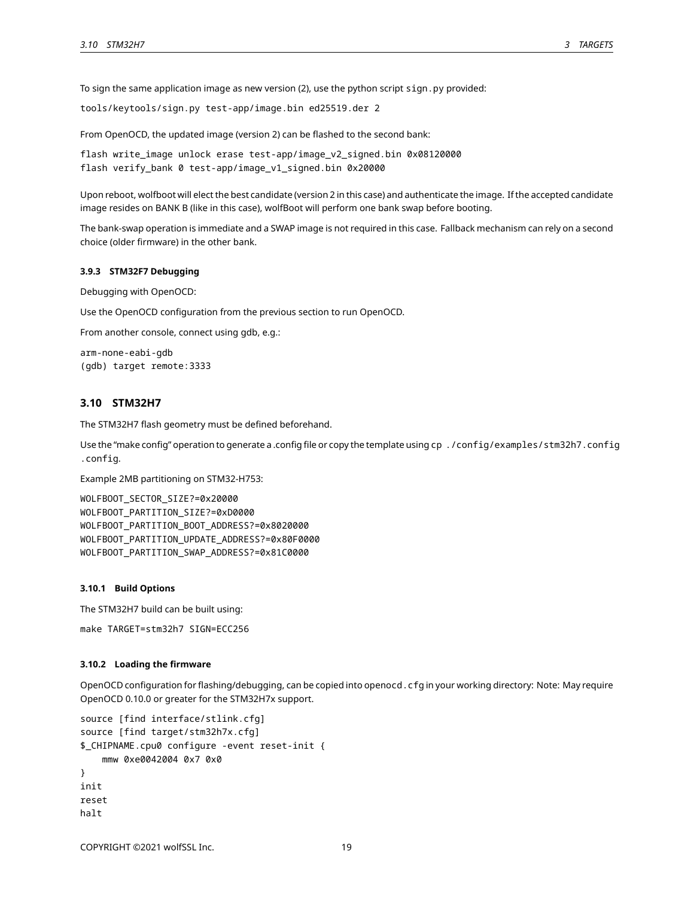To sign the same application image as new version (2), use the python script `sign.py` provided:

```
tools/keytools/sign.py test-app/image.bin ed25519.der 2
```

From OpenOCD, the updated image (version 2) can be flashed to the second bank:

```
flash write_image unlock erase test-app/image_v2_signed.bin 0x08120000
flash verify_bank 0 test-app/image_v1_signed.bin 0x20000
```

Upon reboot, wolfboot will elect the best candidate (version 2 in this case) and authenticate the image. If the accepted candidate image resides on BANK B (like in this case), wolfBoot will perform one bank swap before booting.

The bank-swap operation is immediate and a SWAP image is not required in this case. Fallback mechanism can rely on a second choice (older firmware) in the other bank.

#### 3.9.3 STM32F7 Debugging

Debugging with OpenOCD:

Use the OpenOCD configuration from the previous section to run OpenOCD.

From another console, connect using gdb, e.g.:

```
arm-none-eabi-gdb
(gdb) target remote:3333
```

### 3.10 STM32H7

The STM32H7 flash geometry must be defined beforehand.

Use the "make config" operation to generate a .config file or copy the template using `cp ./config/examples/stm32h7.config .config`.

Example 2MB partitioning on STM32-H753:

```
WOLFBOOT_SECTOR_SIZE?=0x20000
WOLFBOOT_PARTITION_SIZE?=0xD0000
WOLFBOOT_PARTITION_BOOT_ADDRESS?=0x8020000
WOLFBOOT_PARTITION_UPDATE_ADDRESS?=0x80F0000
WOLFBOOT_PARTITION_SWAP_ADDRESS?=0x81C0000
```

#### 3.10.1 Build Options

The STM32H7 build can be built using:

```
make TARGET=stm32h7 SIGN=ECC256
```

#### 3.10.2 Loading the firmware

OpenOCD configuration for flashing/debugging, can be copied into `openocd.cfg` in your working directory: Note: May require OpenOCD 0.10.0 or greater for the STM32H7x support.

```
source [find interface/stlink.cfg]
source [find target/stm32h7x.cfg]
$_CHIPNAME.cpu0 configure -event reset-init {
    mmw 0xe0042004 0x7 0x0
}
init
reset
halt
```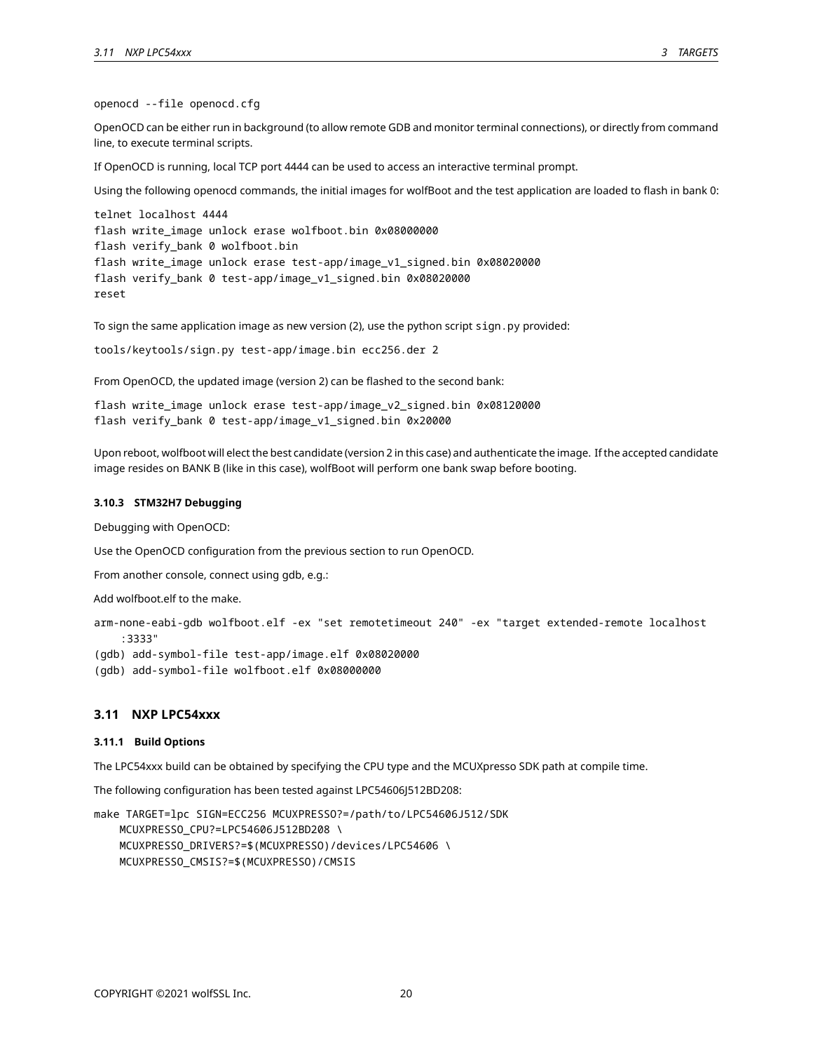```
openocd --file openocd.cfg
```

OpenOCD can be either run in background (to allow remote GDB and monitor terminal connections), or directly from command line, to execute terminal scripts.

If OpenOCD is running, local TCP port 4444 can be used to access an interactive terminal prompt.

Using the following openocd commands, the initial images for wolfBoot and the test application are loaded to flash in bank 0:

```
telnet localhost 4444
flash write_image unlock erase wolfboot.bin 0x08000000
flash verify_bank 0 wolfboot.bin
flash write_image unlock erase test-app/image_v1_signed.bin 0x08020000
flash verify_bank 0 test-app/image_v1_signed.bin 0x08020000
reset
```

To sign the same application image as new version (2), use the python script `sign.py` provided:

```
tools/keytools/sign.py test-app/image.bin ecc256.der 2
```

From OpenOCD, the updated image (version 2) can be flashed to the second bank:

```
flash write_image unlock erase test-app/image_v2_signed.bin 0x08120000
flash verify_bank 0 test-app/image_v1_signed.bin 0x20000
```

Upon reboot, wolfboot will elect the best candidate (version 2 in this case) and authenticate the image. If the accepted candidate image resides on BANK B (like in this case), wolfBoot will perform one bank swap before booting.

#### 3.10.3 STM32H7 Debugging

Debugging with OpenOCD:

Use the OpenOCD configuration from the previous section to run OpenOCD.

From another console, connect using gdb, e.g.:

Add wolfboot.elf to the make.

```
arm-none-eabi-gdb wolfboot.elf -ex "set remotetimeout 240" -ex "target extended-remote localhost
    :3333"
(gdb) add-symbol-file test-app/image.elf 0x08020000
(gdb) add-symbol-file wolfboot.elf 0x08000000
```

### 3.11 NXP LPC54xxx

#### 3.11.1 Build Options

The LPC54xxx build can be obtained by specifying the CPU type and the MCUXpresso SDK path at compile time.

The following configuration has been tested against LPC54606J512BD208:

```
make TARGET=lpc SIGN=ECC256 MCUXPRESSO?=/path/to/LPC54606J512/SDK
    MCUXPRESSO_CPU?=LPC54606J512BD208 \
    MCUXPRESSO_DRIVERS?=$(MCUXPRESSO)/devices/LPC54606 \
    MCUXPRESSO_CMSIS?=$(MCUXPRESSO)/CMSIS
```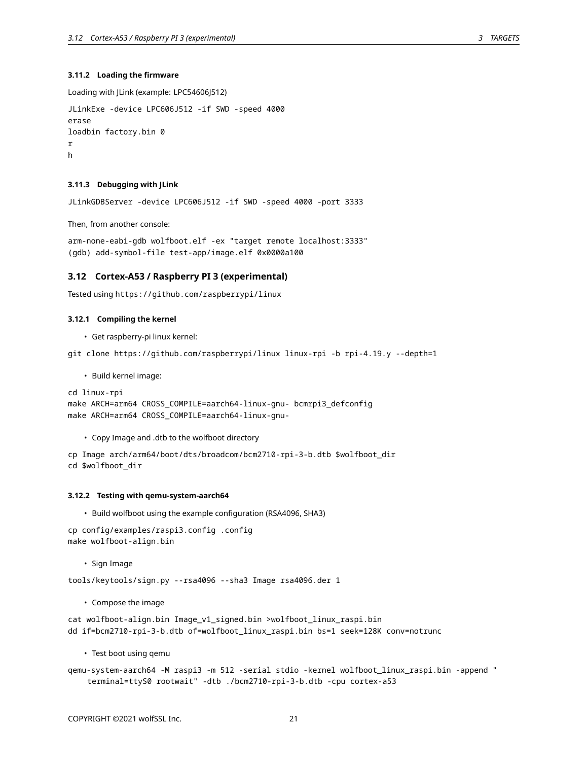#### 3.11.2 Loading the firmware

Loading with JLink (example: LPC54606J512)

```
JLinkExe -device LPC606J512 -if SWD -speed 4000
erase
loadbin factory.bin 0
r
h
```

#### 3.11.3 Debugging with JLink

```
JLinkGDBServer -device LPC606J512 -if SWD -speed 4000 -port 3333
```

Then, from another console:

```
arm-none-eabi-gdb wolfboot.elf -ex "target remote localhost:3333"
(gdb) add-symbol-file test-app/image.elf 0x0000a100
```

### 3.12 Cortex-A53 / Raspberry PI 3 (experimental)

Tested using `https://github.com/raspberrypi/linux`

#### 3.12.1 Compiling the kernel

- Get raspberry-pi linux kernel:

```
git clone https://github.com/raspberrypi/linux linux-rpi -b rpi-4.19.y --depth=1
```

- Build kernel image:

```
cd linux-rpi
make ARCH=arm64 CROSS_COMPILE=aarch64-linux-gnu- bcmrpi3_defconfig
make ARCH=arm64 CROSS_COMPILE=aarch64-linux-gnu-
```

- Copy Image and .dtb to the wolfboot directory

```
cp Image arch/arm64/boot/dts/broadcom/bcm2710-rpi-3-b.dtb $wolfboot_dir
cd $wolfboot_dir
```

#### 3.12.2 Testing with qemu-system-aarch64

- Build wolfboot using the example configuration (RSA4096, SHA3)

```
cp config/examples/raspi3.config .config
make wolfboot-align.bin
```

- Sign Image

```
tools/keytools/sign.py --rsa4096 --sha3 Image rsa4096.der 1
```

- Compose the image

```
cat wolfboot-align.bin Image_v1_signed.bin >wolfboot_linux_raspi.bin
dd if=bcm2710-rpi-3-b.dtb of=wolfboot_linux_raspi.bin bs=1 seek=128K conv=notrunc
```

- Test boot using qemu

```
qemu-system-aarch64 -M raspi3 -m 512 -serial stdio -kernel wolfboot_linux_raspi.bin -append "
    terminal=ttyS0 rootwait" -dtb ./bcm2710-rpi-3-b.dtb -cpu cortex-a53
```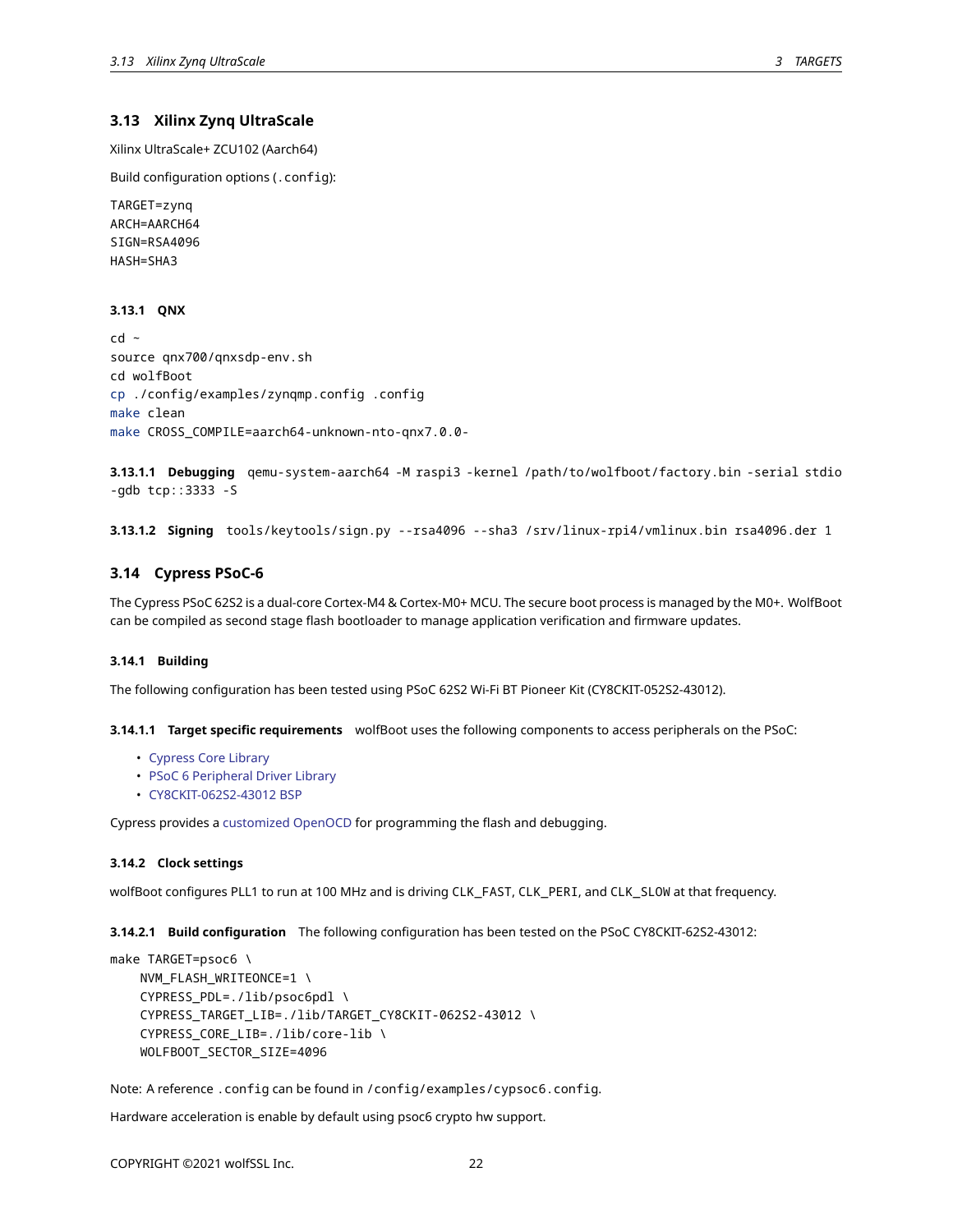### 3.13 Xilinx Zynq UltraScale

Xilinx UltraScale+ ZCU102 (Aarch64)

Build configuration options (`.config`):

```
TARGET=zynq
ARCH=AARCH64
SIGN=RSA4096
HASH=SHA3
```

#### 3.13.1 QNX

```
cd ~
source qnx700/qnxsdp-env.sh
cd wolfBoot
cp ./config/examples/zynqmp.config .config
make clean
make CROSS_COMPILE=aarch64-unknown-nto-qnx7.0.0-
```

**3.13.1.1 Debugging** `qemu-system-aarch64 -M raspi3 -kernel /path/to/wolfboot/factory.bin -serial stdio -gdb tcp::3333 -S`

**3.13.1.2 Signing** `tools/keytools/sign.py --rsa4096 --sha3 /srv/linux-rpi4/vmlinux.bin rsa4096.der 1`

### 3.14 Cypress PSoC-6

The Cypress PSoC 62S2 is a dual-core Cortex-M4 & Cortex-M0+ MCU. The secure boot process is managed by the M0+. WolfBoot can be compiled as second stage flash bootloader to manage application verification and firmware updates.

#### 3.14.1 Building

The following configuration has been tested using PSoC 62S2 Wi-Fi BT Pioneer Kit (CY8CKIT-052S2-43012).

**3.14.1.1 Target specific requirements** wolfBoot uses the following components to access peripherals on the PSoC:

- Cypress Core Library
- PSoC 6 Peripheral Driver Library
- CY8CKIT-062S2-43012 BSP

Cypress provides a customized OpenOCD for programming the flash and debugging.

#### 3.14.2 Clock settings

wolfBoot configures PLL1 to run at 100 MHz and is driving `CLK_FAST`, `CLK_PERI`, and `CLK_SLOW` at that frequency.

**3.14.2.1 Build configuration** The following configuration has been tested on the PSoC CY8CKIT-62S2-43012:

```
make TARGET=psoc6 \
    NVM_FLASH_WRITEONCE=1 \
    CYPRESS_PDL=./lib/psoc6pdl \
    CYPRESS_TARGET_LIB=./lib/TARGET_CY8CKIT-062S2-43012 \
    CYPRESS_CORE_LIB=./lib/core-lib \
    WOLFBOOT_SECTOR_SIZE=4096
```

Note: A reference `.config` can be found in `/config/examples/cypsoc6.config`.

Hardware acceleration is enable by default using psoc6 crypto hw support.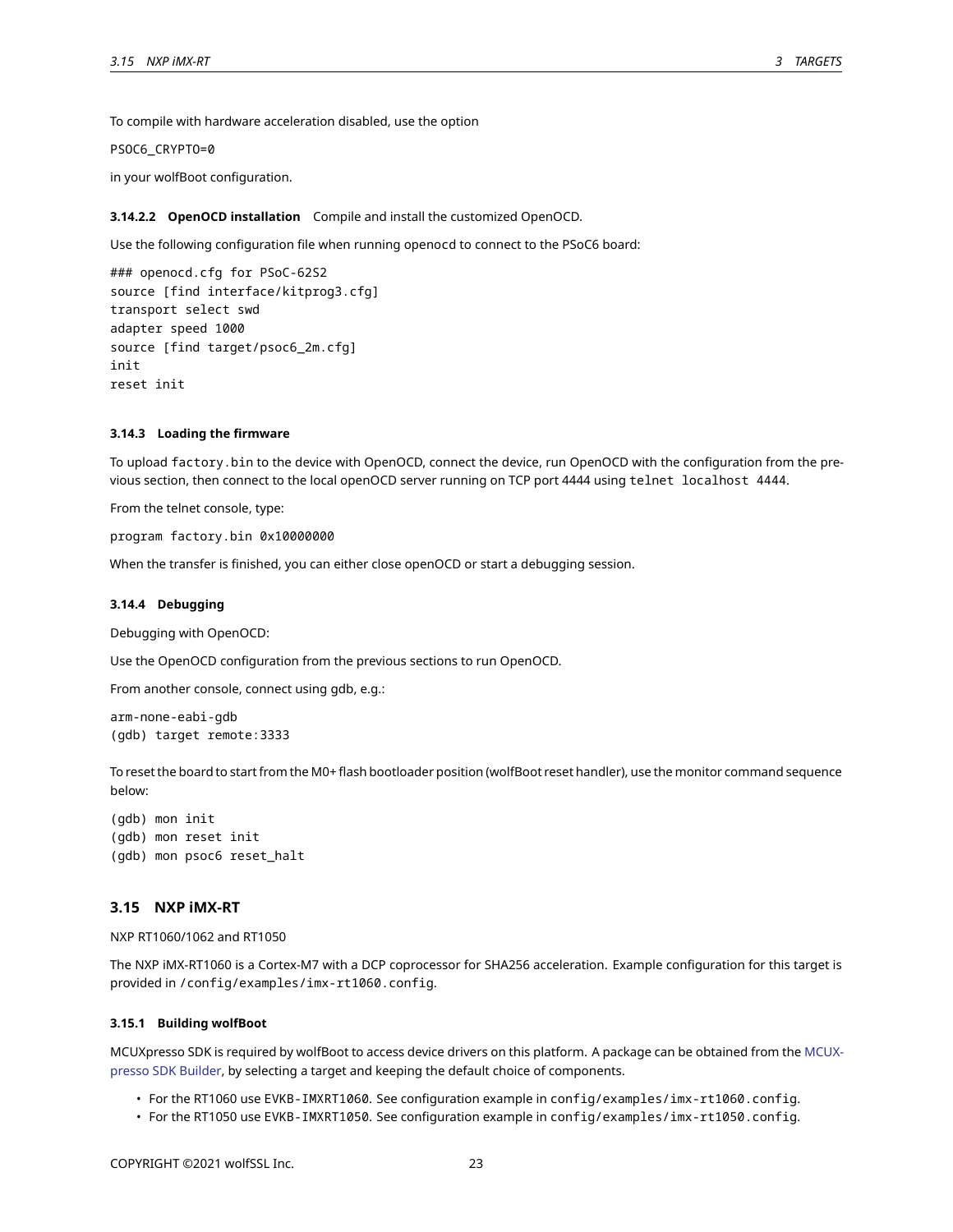To compile with hardware acceleration disabled, use the option

PSOC6_CRYPTO=0

in your wolfBoot configuration.

#### 3.14.2.2 OpenOCD installation

Compile and install the customized OpenOCD.

Use the following configuration file when running openocd to connect to the PSoC6 board:

```
### openocd.cfg for PSoC-62S2
source [find interface/kitprog3.cfg]
transport select swd
adapter speed 1000
source [find target/psoc6_2m.cfg]
init
reset init
```

### 3.14.3 Loading the firmware

To upload `factory.bin` to the device with OpenOCD, connect the device, run OpenOCD with the configuration from the previous section, then connect to the local openOCD server running on TCP port 4444 using `telnet localhost 4444`.

From the telnet console, type:

```
program factory.bin 0x10000000
```

When the transfer is finished, you can either close openOCD or start a debugging session.

### 3.14.4 Debugging

Debugging with OpenOCD:

Use the OpenOCD configuration from the previous sections to run OpenOCD.

From another console, connect using gdb, e.g.:

```
arm-none-eabi-gdb
(gdb) target remote:3333
```

To reset the board to start from the M0+ flash bootloader position (wolfBoot reset handler), use the monitor command sequence below:

```
(gdb) mon init
(gdb) mon reset init
(gdb) mon psoc6 reset_halt
```

## 3.15 NXP iMX-RT

NXP RT1060/1062 and RT1050

The NXP iMX-RT1060 is a Cortex-M7 with a DCP coprocessor for SHA256 acceleration. Example configuration for this target is provided in `/config/examples/imx-rt1060.config`.

### 3.15.1 Building wolfBoot

MCUXpresso SDK is required by wolfBoot to access device drivers on this platform. A package can be obtained from the MCUXpresso SDK Builder, by selecting a target and keeping the default choice of components.

- For the RT1060 use `EVKB-IMXRT1060`. See configuration example in `config/examples/imx-rt1060.config`.
- For the RT1050 use `EVKB-IMXRT1050`. See configuration example in `config/examples/imx-rt1050.config`.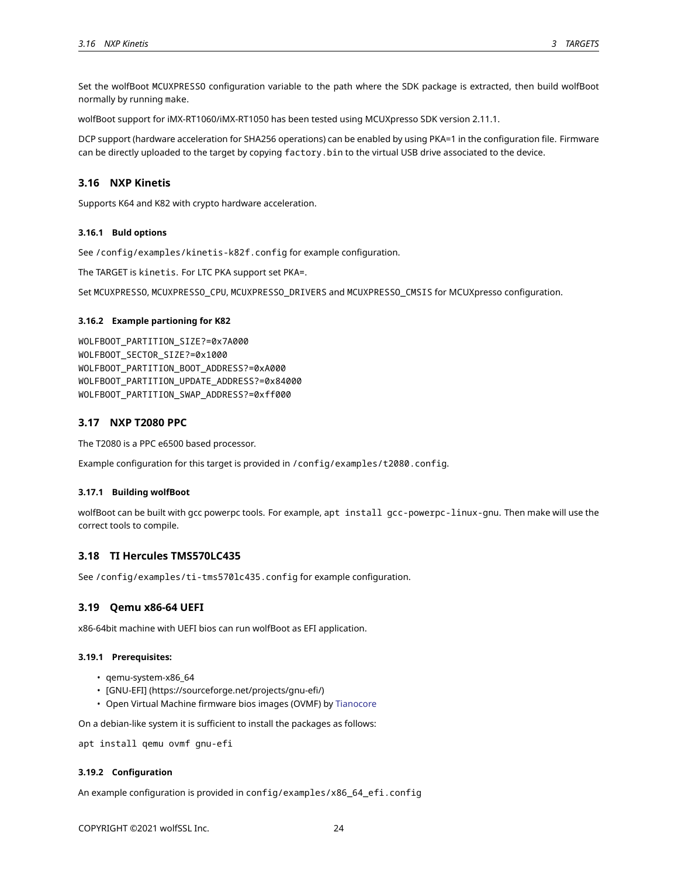Set the wolfBoot MCUXPRESSO configuration variable to the path where the SDK package is extracted, then build wolfBoot normally by running make.

wolfBoot support for iMX-RT1060/iMX-RT1050 has been tested using MCUXpresso SDK version 2.11.1.

DCP support (hardware acceleration for SHA256 operations) can be enabled by using PKA=1 in the configuration file. Firmware can be directly uploaded to the target by copying `factory.bin` to the virtual USB drive associated to the device.

## 3.16 NXP Kinetis

Supports K64 and K82 with crypto hardware acceleration.

### 3.16.1 Buld options

See `/config/examples/kinetis-k82f.config` for example configuration.

The TARGET is `kinetis`. For LTC PKA support set PKA=.

Set MCUXPRESSO, MCUXPRESSO_CPU, MCUXPRESSO_DRIVERS and MCUXPRESSO_CMSIS for MCUXpresso configuration.

### 3.16.2 Example partioning for K82

```
WOLFBOOT_PARTITION_SIZE?=0x7A000
WOLFBOOT_SECTOR_SIZE?=0x1000
WOLFBOOT_PARTITION_BOOT_ADDRESS?=0xA000
WOLFBOOT_PARTITION_UPDATE_ADDRESS?=0x84000
WOLFBOOT_PARTITION_SWAP_ADDRESS?=0xff000
```

## 3.17 NXP T2080 PPC

The T2080 is a PPC e6500 based processor.

Example configuration for this target is provided in `/config/examples/t2080.config`.

### 3.17.1 Building wolfBoot

wolfBoot can be built with gcc powerpc tools. For example, `apt install gcc-powerpc-linux-gnu`. Then make will use the correct tools to compile.

## 3.18 TI Hercules TMS570LC435

See `/config/examples/ti-tms570lc435.config` for example configuration.

## 3.19 Qemu x86-64 UEFI

x86-64bit machine with UEFI bios can run wolfBoot as EFI application.

### 3.19.1 Prerequisites:

- qemu-system-x86_64
- [GNU-EFI] (https://sourceforge.net/projects/gnu-efi/)
- Open Virtual Machine firmware bios images (OVMF) by Tianocore

On a debian-like system it is sufficient to install the packages as follows:

```
apt install qemu ovmf gnu-efi
```

### 3.19.2 Configuration

An example configuration is provided in `config/examples/x86_64_efi.config`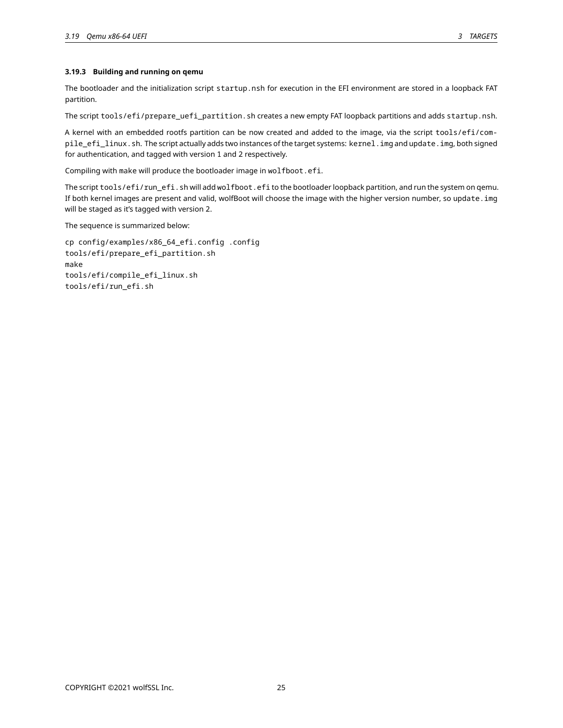#### 3.19.3 Building and running on qemu

The bootloader and the initialization script `startup.nsh` for execution in the EFI environment are stored in a loopback FAT partition.

The script `tools/efi/prepare_uefi_partition.sh` creates a new empty FAT loopback partitions and adds `startup.nsh`.

A kernel with an embedded rootfs partition can be now created and added to the image, via the script `tools/efi/compile_efi_linux.sh`. The script actually adds two instances of the target systems: `kernel.img` and `update.img`, both signed for authentication, and tagged with version 1 and 2 respectively.

Compiling with `make` will produce the bootloader image in `wolfboot.efi`.

The script `tools/efi/run_efi.sh` will add `wolfboot.efi` to the bootloader loopback partition, and run the system on qemu. If both kernel images are present and valid, wolfBoot will choose the image with the higher version number, so `update.img` will be staged as it's tagged with version 2.

The sequence is summarized below:

```
cp config/examples/x86_64_efi.config .config
tools/efi/prepare_efi_partition.sh
make
tools/efi/compile_efi_linux.sh
tools/efi/run_efi.sh
```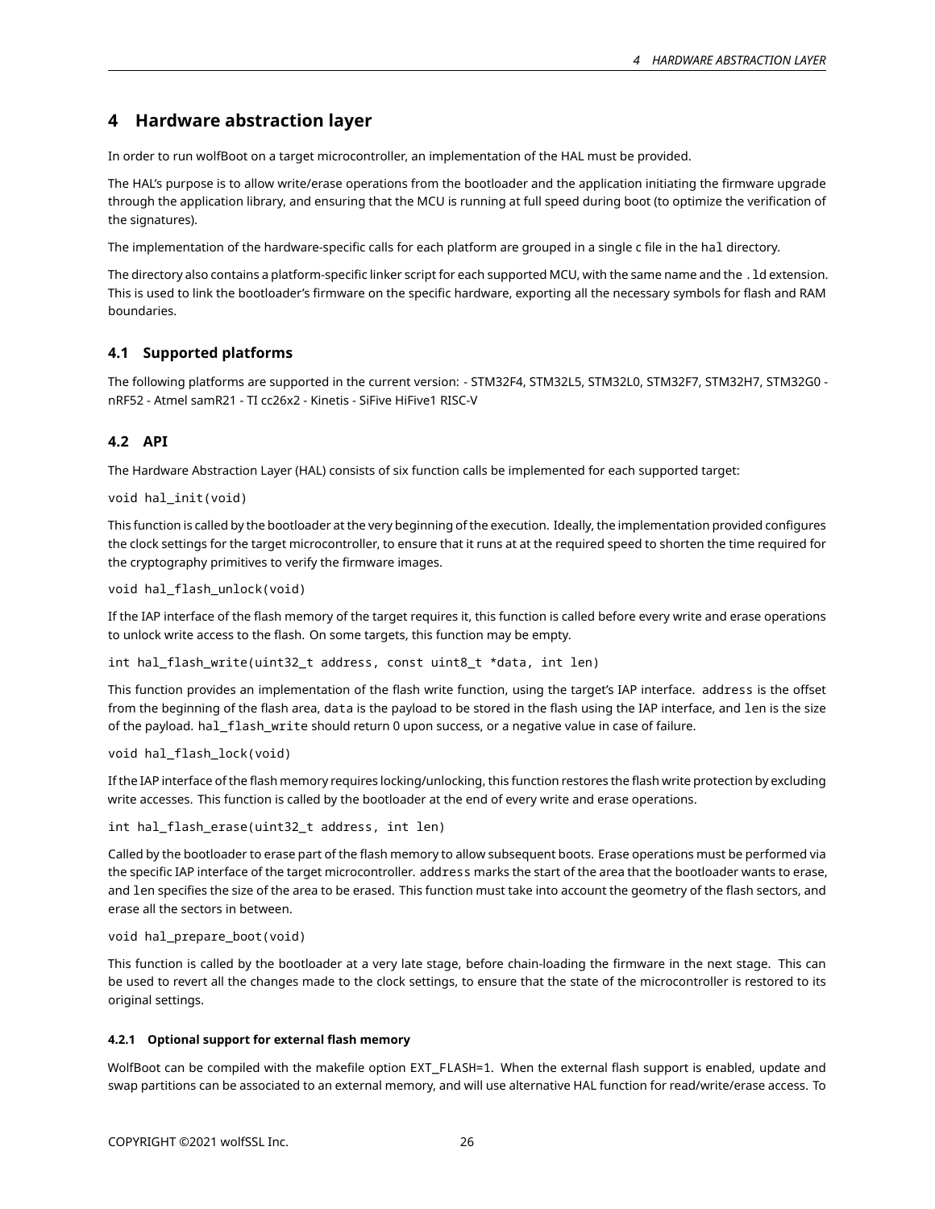# 4 Hardware abstraction layer

In order to run wolfBoot on a target microcontroller, an implementation of the HAL must be provided.

The HAL's purpose is to allow write/erase operations from the bootloader and the application initiating the firmware upgrade through the application library, and ensuring that the MCU is running at full speed during boot (to optimize the verification of the signatures).

The implementation of the hardware-specific calls for each platform are grouped in a single c file in the `hal` directory.

The directory also contains a platform-specific linker script for each supported MCU, with the same name and the `.ld` extension. This is used to link the bootloader's firmware on the specific hardware, exporting all the necessary symbols for flash and RAM boundaries.

## 4.1 Supported platforms

The following platforms are supported in the current version: - STM32F4, STM32L5, STM32L0, STM32F7, STM32H7, STM32G0 - nRF52 - Atmel samR21 - TI cc26x2 - Kinetis - SiFive HiFive1 RISC-V

## 4.2 API

The Hardware Abstraction Layer (HAL) consists of six function calls be implemented for each supported target:

`void hal_init(void)`

This function is called by the bootloader at the very beginning of the execution. Ideally, the implementation provided configures the clock settings for the target microcontroller, to ensure that it runs at at the required speed to shorten the time required for the cryptography primitives to verify the firmware images.

`void hal_flash_unlock(void)`

If the IAP interface of the flash memory of the target requires it, this function is called before every write and erase operations to unlock write access to the flash. On some targets, this function may be empty.

`int hal_flash_write(uint32_t address, const uint8_t *data, int len)`

This function provides an implementation of the flash write function, using the target's IAP interface. `address` is the offset from the beginning of the flash area, `data` is the payload to be stored in the flash using the IAP interface, and `len` is the size of the payload. `hal_flash_write` should return 0 upon success, or a negative value in case of failure.

`void hal_flash_lock(void)`

If the IAP interface of the flash memory requires locking/unlocking, this function restores the flash write protection by excluding write accesses. This function is called by the bootloader at the end of every write and erase operations.

`int hal_flash_erase(uint32_t address, int len)`

Called by the bootloader to erase part of the flash memory to allow subsequent boots. Erase operations must be performed via the specific IAP interface of the target microcontroller. `address` marks the start of the area that the bootloader wants to erase, and `len` specifies the size of the area to be erased. This function must take into account the geometry of the flash sectors, and erase all the sectors in between.

`void hal_prepare_boot(void)`

This function is called by the bootloader at a very late stage, before chain-loading the firmware in the next stage. This can be used to revert all the changes made to the clock settings, to ensure that the state of the microcontroller is restored to its original settings.

#### 4.2.1 Optional support for external flash memory

WolfBoot can be compiled with the makefile option `EXT_FLASH=1`. When the external flash support is enabled, update and swap partitions can be associated to an external memory, and will use alternative HAL function for read/write/erase access. To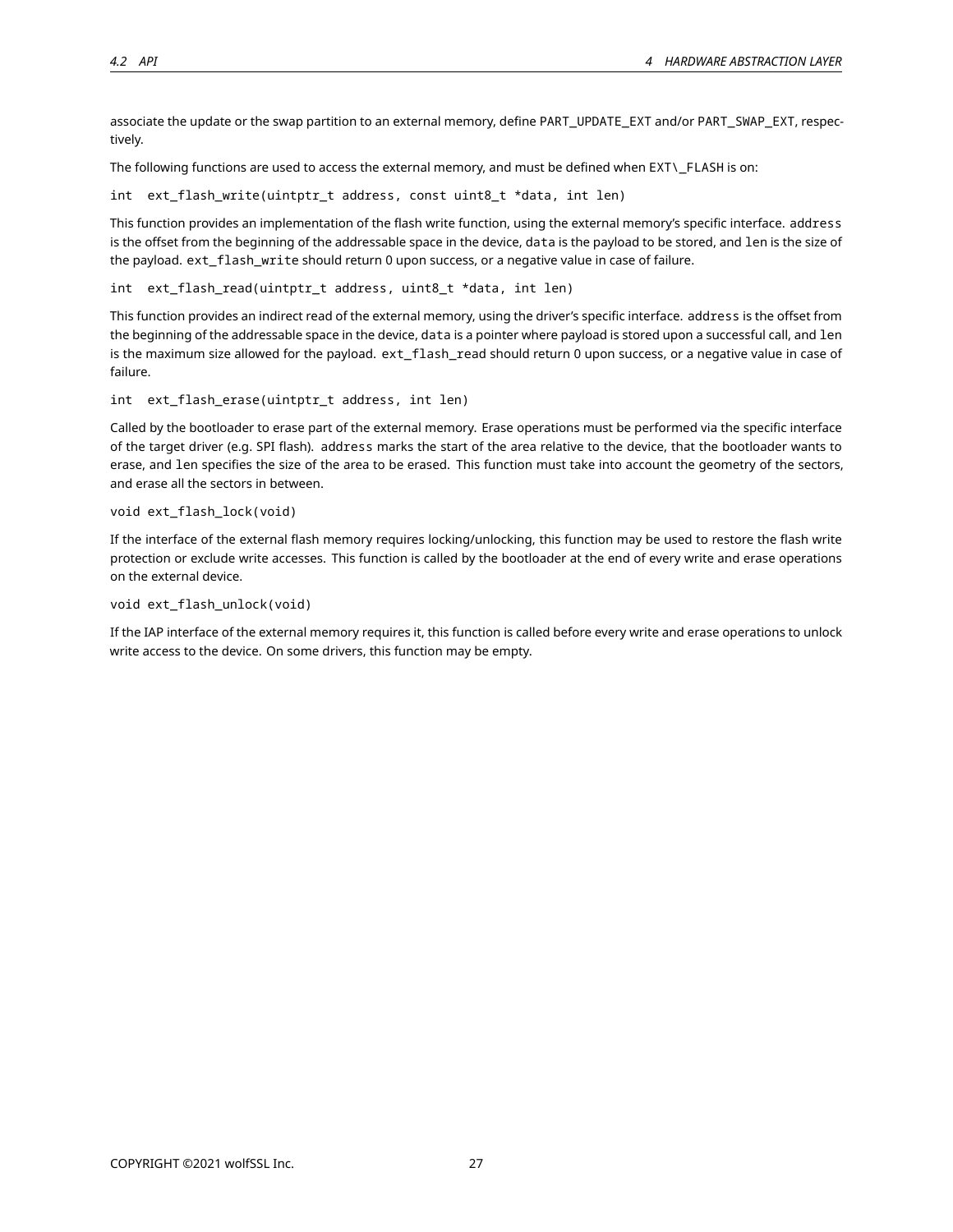associate the update or the swap partition to an external memory, define `PART_UPDATE_EXT` and/or `PART_SWAP_EXT`, respectively.

The following functions are used to access the external memory, and must be defined when `EXT\_FLASH` is on:

```
int  ext_flash_write(uintptr_t address, const uint8_t *data, int len)
```

This function provides an implementation of the flash write function, using the external memory's specific interface. `address` is the offset from the beginning of the addressable space in the device, `data` is the payload to be stored, and `len` is the size of the payload. `ext_flash_write` should return 0 upon success, or a negative value in case of failure.

```
int  ext_flash_read(uintptr_t address, uint8_t *data, int len)
```

This function provides an indirect read of the external memory, using the driver's specific interface. `address` is the offset from the beginning of the addressable space in the device, `data` is a pointer where payload is stored upon a successful call, and `len` is the maximum size allowed for the payload. `ext_flash_read` should return 0 upon success, or a negative value in case of failure.

```
int  ext_flash_erase(uintptr_t address, int len)
```

Called by the bootloader to erase part of the external memory. Erase operations must be performed via the specific interface of the target driver (e.g. SPI flash). `address` marks the start of the area relative to the device, that the bootloader wants to erase, and `len` specifies the size of the area to be erased. This function must take into account the geometry of the sectors, and erase all the sectors in between.

```
void ext_flash_lock(void)
```

If the interface of the external flash memory requires locking/unlocking, this function may be used to restore the flash write protection or exclude write accesses. This function is called by the bootloader at the end of every write and erase operations on the external device.

```
void ext_flash_unlock(void)
```

If the IAP interface of the external memory requires it, this function is called before every write and erase operations to unlock write access to the device. On some drivers, this function may be empty.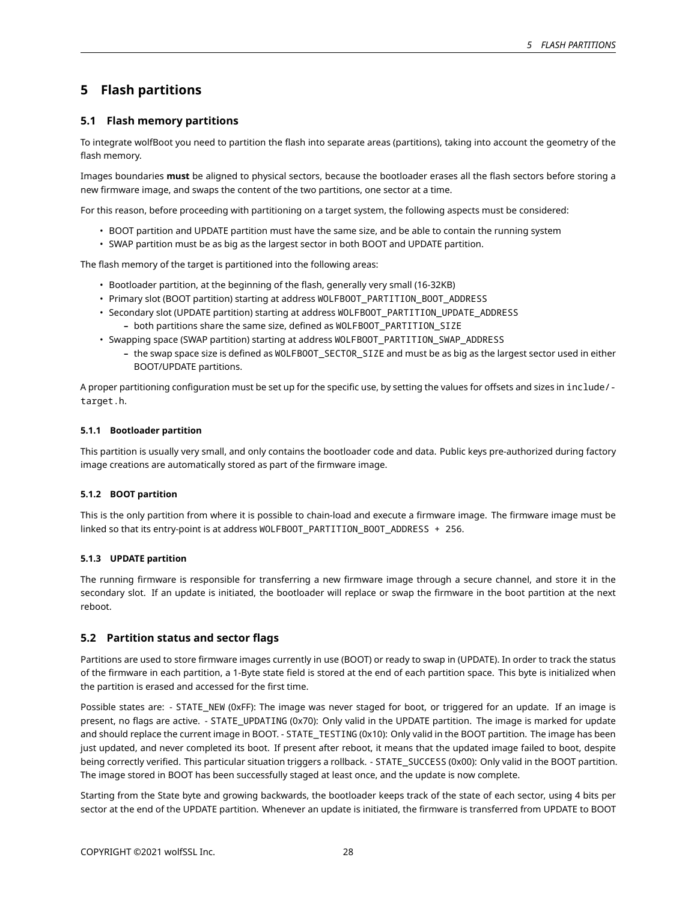# 5 Flash partitions

## 5.1 Flash memory partitions

To integrate wolfBoot you need to partition the flash into separate areas (partitions), taking into account the geometry of the flash memory.

Images boundaries **must** be aligned to physical sectors, because the bootloader erases all the flash sectors before storing a new firmware image, and swaps the content of the two partitions, one sector at a time.

For this reason, before proceeding with partitioning on a target system, the following aspects must be considered:

- BOOT partition and UPDATE partition must have the same size, and be able to contain the running system
- SWAP partition must be as big as the largest sector in both BOOT and UPDATE partition.

The flash memory of the target is partitioned into the following areas:

- Bootloader partition, at the beginning of the flash, generally very small (16-32KB)
- Primary slot (BOOT partition) starting at address `WOLFBOOT_PARTITION_BOOT_ADDRESS`
- Secondary slot (UPDATE partition) starting at address `WOLFBOOT_PARTITION_UPDATE_ADDRESS`
  - both partitions share the same size, defined as `WOLFBOOT_PARTITION_SIZE`
- Swapping space (SWAP partition) starting at address `WOLFBOOT_PARTITION_SWAP_ADDRESS`
  - the swap space size is defined as `WOLFBOOT_SECTOR_SIZE` and must be as big as the largest sector used in either BOOT/UPDATE partitions.

A proper partitioning configuration must be set up for the specific use, by setting the values for offsets and sizes in `include/target.h`.

#### 5.1.1 Bootloader partition

This partition is usually very small, and only contains the bootloader code and data. Public keys pre-authorized during factory image creations are automatically stored as part of the firmware image.

#### 5.1.2 BOOT partition

This is the only partition from where it is possible to chain-load and execute a firmware image. The firmware image must be linked so that its entry-point is at address `WOLFBOOT_PARTITION_BOOT_ADDRESS + 256`.

#### 5.1.3 UPDATE partition

The running firmware is responsible for transferring a new firmware image through a secure channel, and store it in the secondary slot. If an update is initiated, the bootloader will replace or swap the firmware in the boot partition at the next reboot.

## 5.2 Partition status and sector flags

Partitions are used to store firmware images currently in use (BOOT) or ready to swap in (UPDATE). In order to track the status of the firmware in each partition, a 1-Byte state field is stored at the end of each partition space. This byte is initialized when the partition is erased and accessed for the first time.

Possible states are: - `STATE_NEW` (0xFF): The image was never staged for boot, or triggered for an update. If an image is present, no flags are active. - `STATE_UPDATING` (0x70): Only valid in the UPDATE partition. The image is marked for update and should replace the current image in BOOT. - `STATE_TESTING` (0x10): Only valid in the BOOT partition. The image has been just updated, and never completed its boot. If present after reboot, it means that the updated image failed to boot, despite being correctly verified. This particular situation triggers a rollback. - `STATE_SUCCESS` (0x00): Only valid in the BOOT partition. The image stored in BOOT has been successfully staged at least once, and the update is now complete.

Starting from the State byte and growing backwards, the bootloader keeps track of the state of each sector, using 4 bits per sector at the end of the UPDATE partition. Whenever an update is initiated, the firmware is transferred from UPDATE to BOOT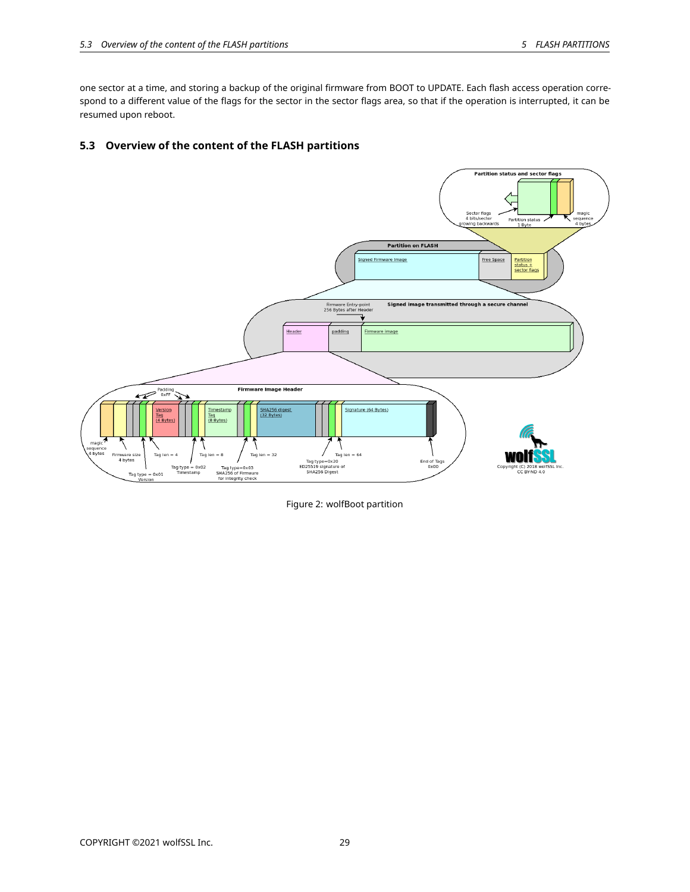one sector at a time, and storing a backup of the original firmware from BOOT to UPDATE. Each flash access operation correspond to a different value of the flags for the sector in the sector flags area, so that if the operation is interrupted, it can be resumed upon reboot.

### 5.3 Overview of the content of the FLASH partitions

Figure 2: wolfBoot partition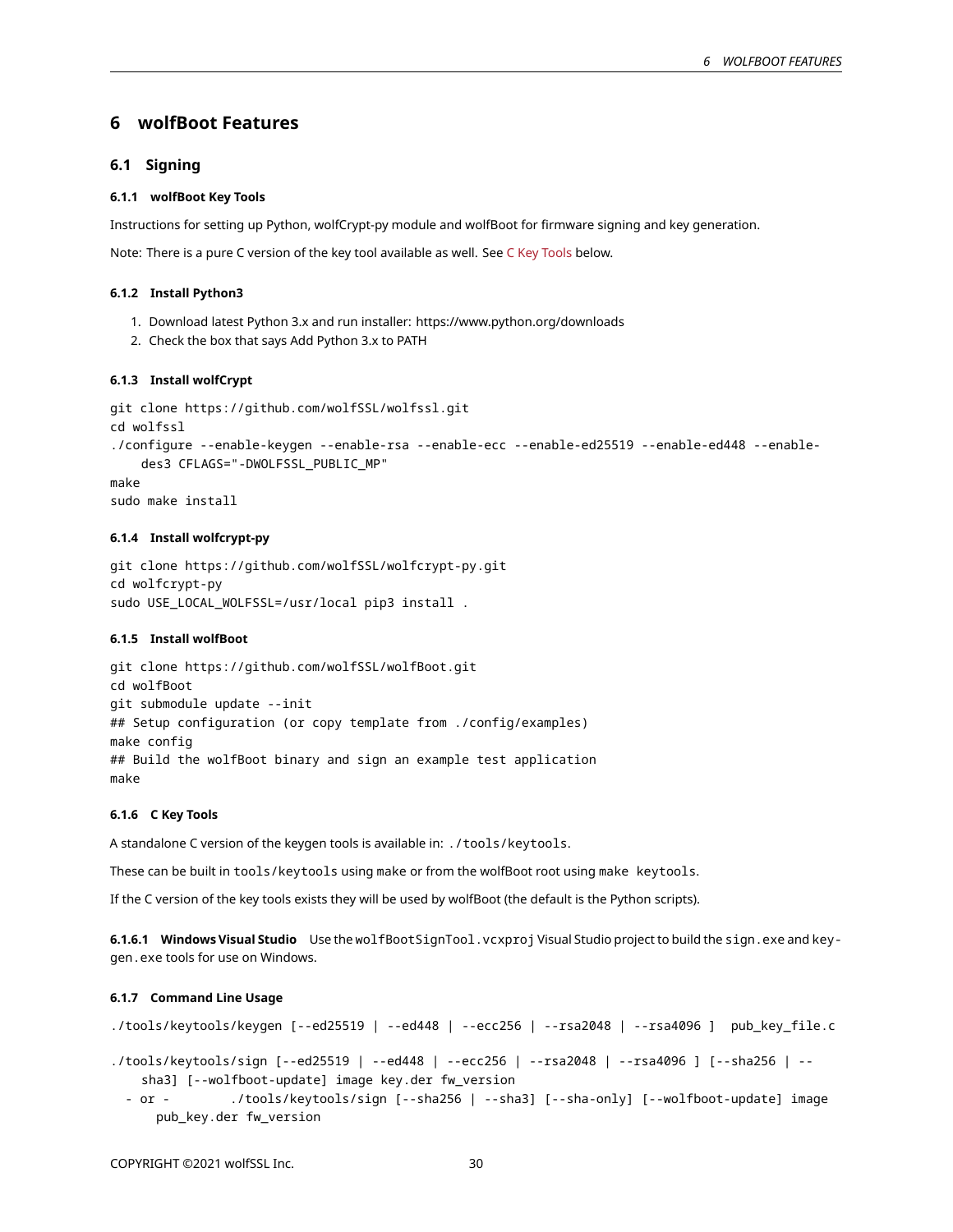# 6 wolfBoot Features

## 6.1 Signing

### 6.1.1 wolfBoot Key Tools

Instructions for setting up Python, wolfCrypt-py module and wolfBoot for firmware signing and key generation.

Note: There is a pure C version of the key tool available as well. See C Key Tools below.

### 6.1.2 Install Python3

1. Download latest Python 3.x and run installer: https://www.python.org/downloads
2. Check the box that says Add Python 3.x to PATH

### 6.1.3 Install wolfCrypt

```
git clone https://github.com/wolfSSL/wolfssl.git
cd wolfssl
./configure --enable-keygen --enable-rsa --enable-ecc --enable-ed25519 --enable-ed448 --enable-des3 CFLAGS="-DWOLFSSL_PUBLIC_MP"
make
sudo make install
```

### 6.1.4 Install wolfcrypt-py

```
git clone https://github.com/wolfSSL/wolfcrypt-py.git
cd wolfcrypt-py
sudo USE_LOCAL_WOLFSSL=/usr/local pip3 install .
```

### 6.1.5 Install wolfBoot

```
git clone https://github.com/wolfSSL/wolfBoot.git
cd wolfBoot
git submodule update --init
## Setup configuration (or copy template from ./config/examples)
make config
## Build the wolfBoot binary and sign an example test application
make
```

### 6.1.6 C Key Tools

A standalone C version of the keygen tools is available in: `./tools/keytools`.

These can be built in `tools/keytools` using make or from the wolfBoot root using `make keytools`.

If the C version of the key tools exists they will be used by wolfBoot (the default is the Python scripts).

**6.1.6.1 Windows Visual Studio** Use the `wolfBootSignTool.vcxproj` Visual Studio project to build the `sign.exe` and `keygen.exe` tools for use on Windows.

### 6.1.7 Command Line Usage

```
./tools/keytools/keygen [--ed25519 | --ed448 | --ecc256 | --rsa2048 | --rsa4096 ]  pub_key_file.c
```

```
./tools/keytools/sign [--ed25519 | --ed448 | --ecc256 | --rsa2048 | --rsa4096 ] [--sha256 | --sha3] [--wolfboot-update] image key.der fw_version
  - or -        ./tools/keytools/sign [--sha256 | --sha3] [--sha-only] [--wolfboot-update] image pub_key.der fw_version
```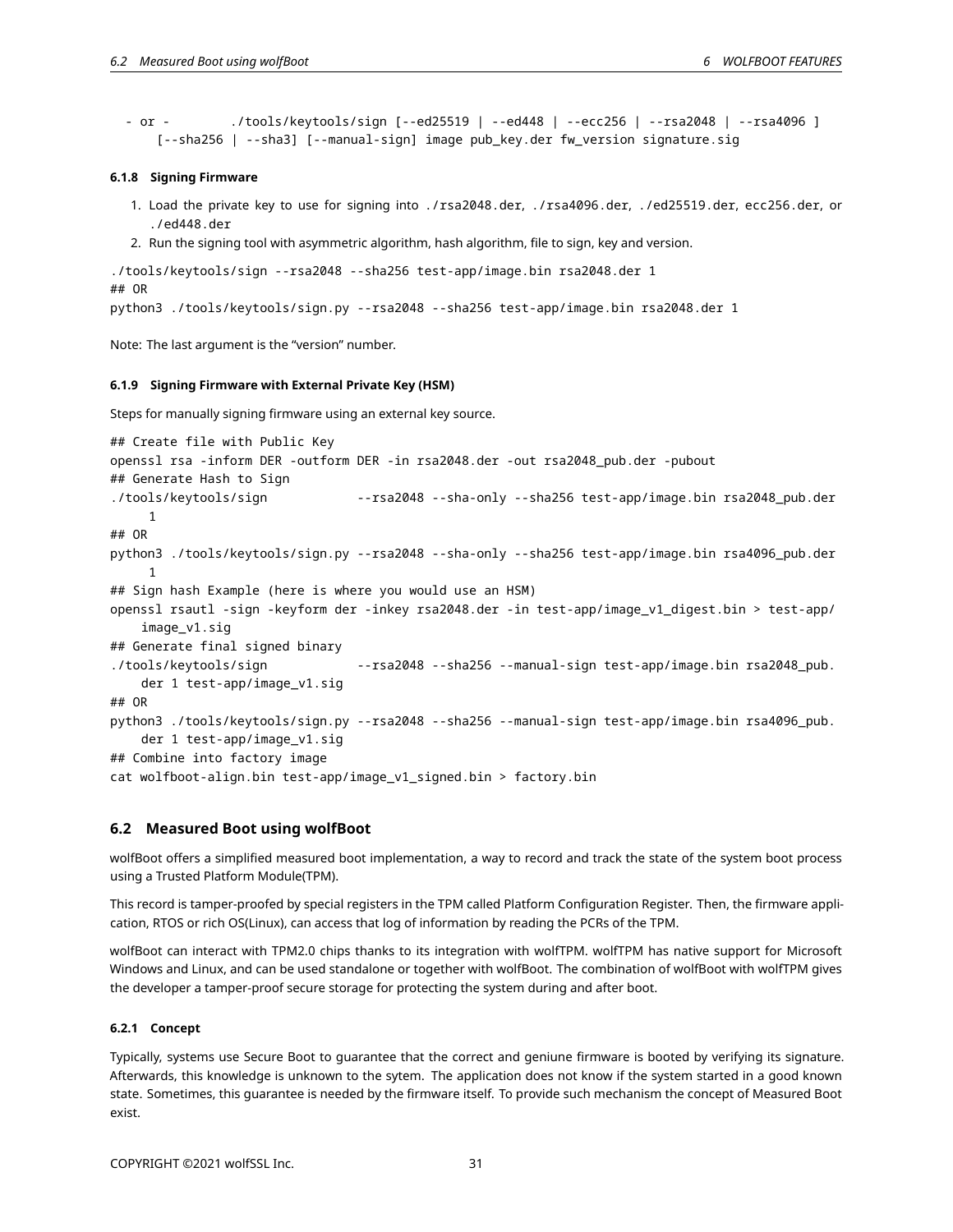```
- or -        ./tools/keytools/sign [--ed25519 | --ed448 | --ecc256 | --rsa2048 | --rsa4096 ]
      [--sha256 | --sha3] [--manual-sign] image pub_key.der fw_version signature.sig
```

#### 6.1.8 Signing Firmware

1. Load the private key to use for signing into `./rsa2048.der`, `./rsa4096.der`, `./ed25519.der`, `ecc256.der`, or `./ed448.der`
2. Run the signing tool with asymmetric algorithm, hash algorithm, file to sign, key and version.

```
./tools/keytools/sign --rsa2048 --sha256 test-app/image.bin rsa2048.der 1
## OR
python3 ./tools/keytools/sign.py --rsa2048 --sha256 test-app/image.bin rsa2048.der 1
```

Note: The last argument is the "version" number.

#### 6.1.9 Signing Firmware with External Private Key (HSM)

Steps for manually signing firmware using an external key source.

```
## Create file with Public Key
openssl rsa -inform DER -outform DER -in rsa2048.der -out rsa2048_pub.der -pubout
## Generate Hash to Sign
./tools/keytools/sign            --rsa2048 --sha-only --sha256 test-app/image.bin rsa2048_pub.der
     1
## OR
python3 ./tools/keytools/sign.py --rsa2048 --sha-only --sha256 test-app/image.bin rsa4096_pub.der
     1
## Sign hash Example (here is where you would use an HSM)
openssl rsautl -sign -keyform der -inkey rsa2048.der -in test-app/image_v1_digest.bin > test-app/
    image_v1.sig
## Generate final signed binary
./tools/keytools/sign            --rsa2048 --sha256 --manual-sign test-app/image.bin rsa2048_pub.
    der 1 test-app/image_v1.sig
## OR
python3 ./tools/keytools/sign.py --rsa2048 --sha256 --manual-sign test-app/image.bin rsa4096_pub.
    der 1 test-app/image_v1.sig
## Combine into factory image
cat wolfboot-align.bin test-app/image_v1_signed.bin > factory.bin
```

### 6.2 Measured Boot using wolfBoot

wolfBoot offers a simplified measured boot implementation, a way to record and track the state of the system boot process using a Trusted Platform Module(TPM).

This record is tamper-proofed by special registers in the TPM called Platform Configuration Register. Then, the firmware application, RTOS or rich OS(Linux), can access that log of information by reading the PCRs of the TPM.

wolfBoot can interact with TPM2.0 chips thanks to its integration with wolfTPM. wolfTPM has native support for Microsoft Windows and Linux, and can be used standalone or together with wolfBoot. The combination of wolfBoot with wolfTPM gives the developer a tamper-proof secure storage for protecting the system during and after boot.

#### 6.2.1 Concept

Typically, systems use Secure Boot to guarantee that the correct and geniune firmware is booted by verifying its signature. Afterwards, this knowledge is unknown to the sytem. The application does not know if the system started in a good known state. Sometimes, this guarantee is needed by the firmware itself. To provide such mechanism the concept of Measured Boot exist.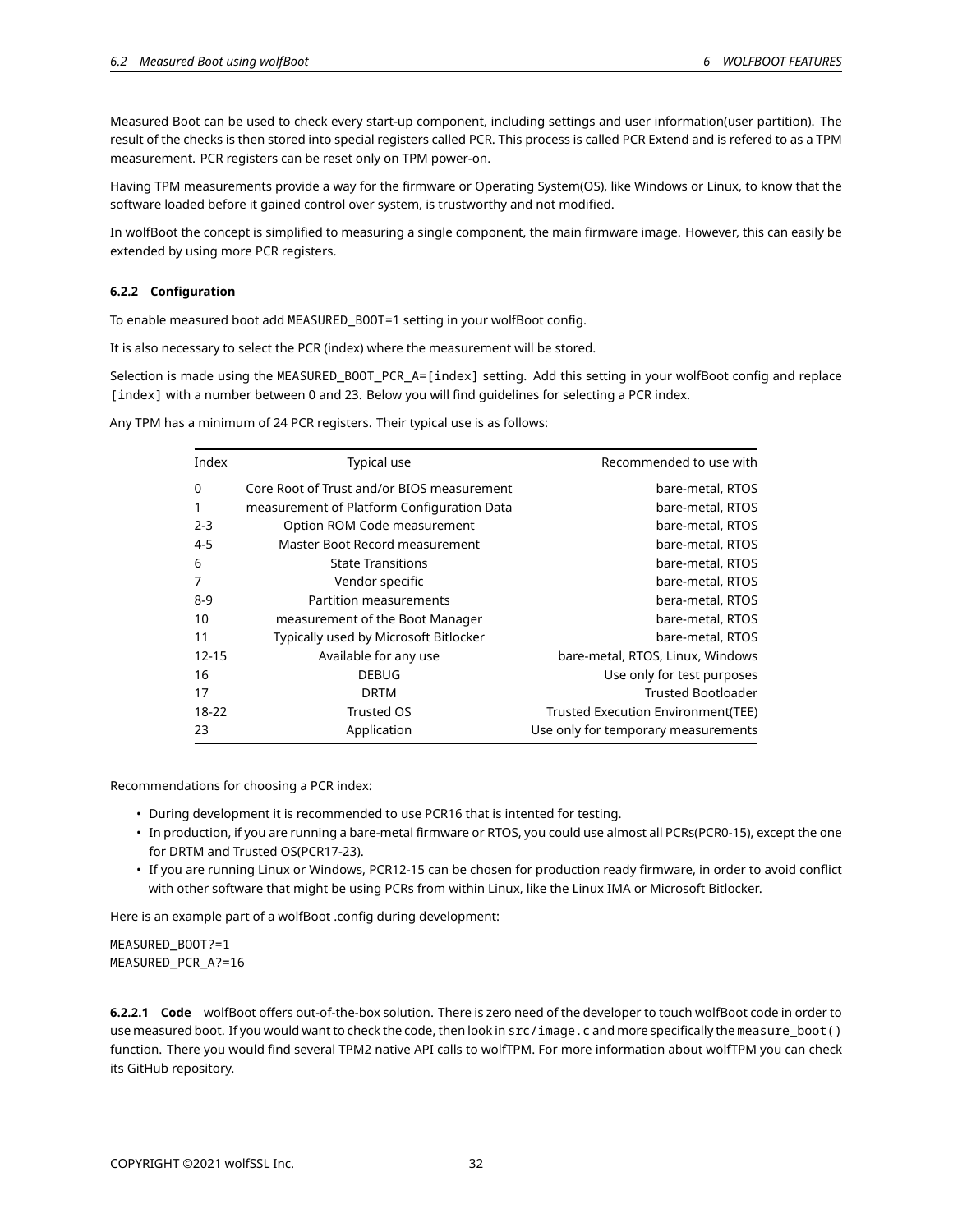Measured Boot can be used to check every start-up component, including settings and user information(user partition). The result of the checks is then stored into special registers called PCR. This process is called PCR Extend and is refered to as a TPM measurement. PCR registers can be reset only on TPM power-on.

Having TPM measurements provide a way for the firmware or Operating System(OS), like Windows or Linux, to know that the software loaded before it gained control over system, is trustworthy and not modified.

In wolfBoot the concept is simplified to measuring a single component, the main firmware image. However, this can easily be extended by using more PCR registers.

#### 6.2.2 Configuration

To enable measured boot add `MEASURED_BOOT=1` setting in your wolfBoot config.

It is also necessary to select the PCR (index) where the measurement will be stored.

Selection is made using the `MEASURED_BOOT_PCR_A=[index]` setting. Add this setting in your wolfBoot config and replace `[index]` with a number between 0 and 23. Below you will find guidelines for selecting a PCR index.

Any TPM has a minimum of 24 PCR registers. Their typical use is as follows:

| Index | Typical use | Recommended to use with |
|---|---|---|
| 0 | Core Root of Trust and/or BIOS measurement | bare-metal, RTOS |
| 1 | measurement of Platform Configuration Data | bare-metal, RTOS |
| 2-3 | Option ROM Code measurement | bare-metal, RTOS |
| 4-5 | Master Boot Record measurement | bare-metal, RTOS |
| 6 | State Transitions | bare-metal, RTOS |
| 7 | Vendor specific | bare-metal, RTOS |
| 8-9 | Partition measurements | bera-metal, RTOS |
| 10 | measurement of the Boot Manager | bare-metal, RTOS |
| 11 | Typically used by Microsoft Bitlocker | bare-metal, RTOS |
| 12-15 | Available for any use | bare-metal, RTOS, Linux, Windows |
| 16 | DEBUG | Use only for test purposes |
| 17 | DRTM | Trusted Bootloader |
| 18-22 | Trusted OS | Trusted Execution Environment(TEE) |
| 23 | Application | Use only for temporary measurements |

Recommendations for choosing a PCR index:

- During development it is recommended to use PCR16 that is intented for testing.
- In production, if you are running a bare-metal firmware or RTOS, you could use almost all PCRs(PCR0-15), except the one for DRTM and Trusted OS(PCR17-23).
- If you are running Linux or Windows, PCR12-15 can be chosen for production ready firmware, in order to avoid conflict with other software that might be using PCRs from within Linux, like the Linux IMA or Microsoft Bitlocker.

Here is an example part of a wolfBoot .config during development:

```
MEASURED_BOOT?=1
MEASURED_PCR_A?=16
```

**6.2.2.1 Code** wolfBoot offers out-of-the-box solution. There is zero need of the developer to touch wolfBoot code in order to use measured boot. If you would want to check the code, then look in `src/image.c` and more specifically the `measure_boot()` function. There you would find several TPM2 native API calls to wolfTPM. For more information about wolfTPM you can check its GitHub repository.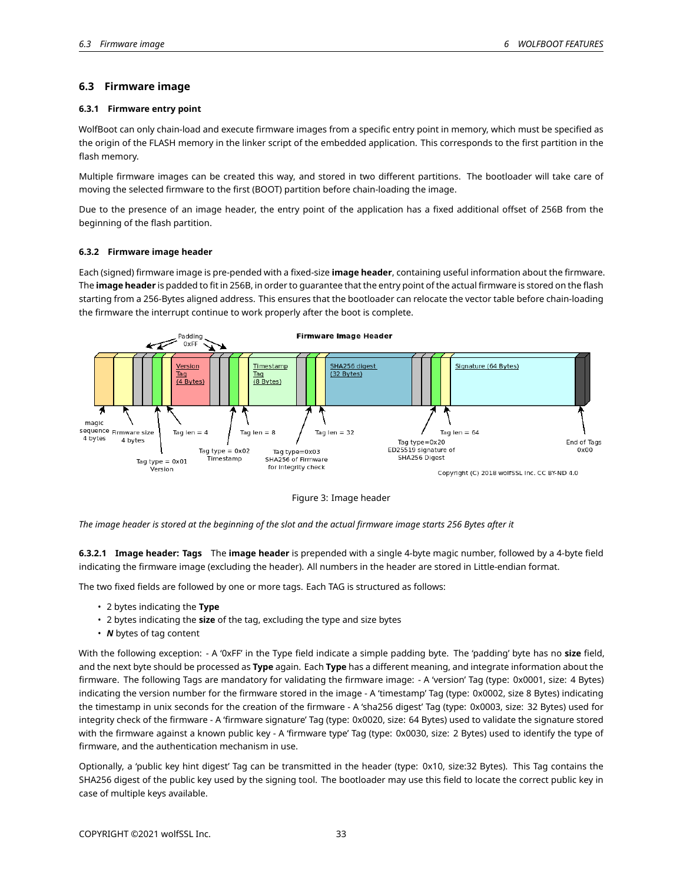## 6.3 Firmware image

### 6.3.1 Firmware entry point

WolfBoot can only chain-load and execute firmware images from a specific entry point in memory, which must be specified as the origin of the FLASH memory in the linker script of the embedded application. This corresponds to the first partition in the flash memory.

Multiple firmware images can be created this way, and stored in two different partitions. The bootloader will take care of moving the selected firmware to the first (BOOT) partition before chain-loading the image.

Due to the presence of an image header, the entry point of the application has a fixed additional offset of 256B from the beginning of the flash partition.

### 6.3.2 Firmware image header

Each (signed) firmware image is pre-pended with a fixed-size **image header**, containing useful information about the firmware. The **image header** is padded to fit in 256B, in order to guarantee that the entry point of the actual firmware is stored on the flash starting from a 256-Bytes aligned address. This ensures that the bootloader can relocate the vector table before chain-loading the firmware the interrupt continue to work properly after the boot is complete.

Figure 3: Image header

*The image header is stored at the beginning of the slot and the actual firmware image starts 256 Bytes after it*

#### 6.3.2.1 Image header: Tags

The **image header** is prepended with a single 4-byte magic number, followed by a 4-byte field indicating the firmware image (excluding the header). All numbers in the header are stored in Little-endian format.

The two fixed fields are followed by one or more tags. Each TAG is structured as follows:

- 2 bytes indicating the **Type**
- 2 bytes indicating the **size** of the tag, excluding the type and size bytes
- ***N*** bytes of tag content

With the following exception: - A '0xFF' in the Type field indicate a simple padding byte. The 'padding' byte has no **size** field, and the next byte should be processed as **Type** again. Each **Type** has a different meaning, and integrate information about the firmware. The following Tags are mandatory for validating the firmware image: - A 'version' Tag (type: 0x0001, size: 4 Bytes) indicating the version number for the firmware stored in the image - A 'timestamp' Tag (type: 0x0002, size 8 Bytes) indicating the timestamp in unix seconds for the creation of the firmware - A 'sha256 digest' Tag (type: 0x0003, size: 32 Bytes) used for integrity check of the firmware - A 'firmware signature' Tag (type: 0x0020, size: 64 Bytes) used to validate the signature stored with the firmware against a known public key - A 'firmware type' Tag (type: 0x0030, size: 2 Bytes) used to identify the type of firmware, and the authentication mechanism in use.

Optionally, a 'public key hint digest' Tag can be transmitted in the header (type: 0x10, size:32 Bytes). This Tag contains the SHA256 digest of the public key used by the signing tool. The bootloader may use this field to locate the correct public key in case of multiple keys available.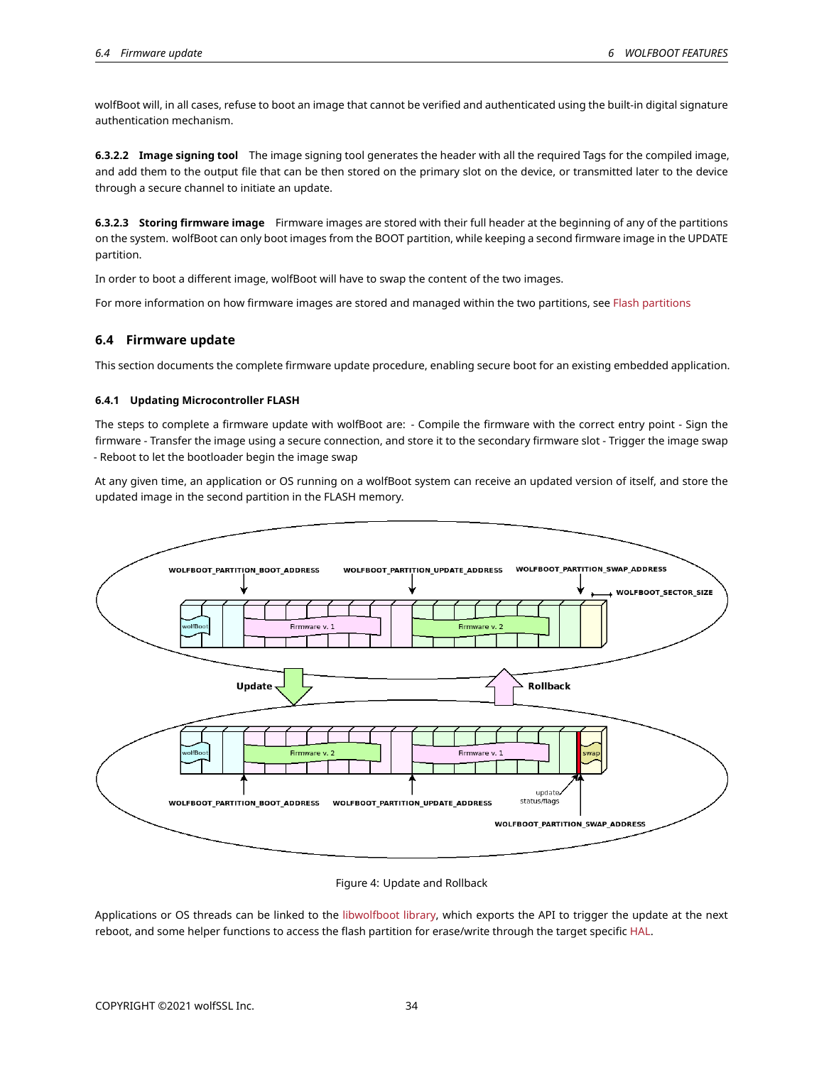wolfBoot will, in all cases, refuse to boot an image that cannot be verified and authenticated using the built-in digital signature authentication mechanism.

**6.3.2.2 Image signing tool** The image signing tool generates the header with all the required Tags for the compiled image, and add them to the output file that can be then stored on the primary slot on the device, or transmitted later to the device through a secure channel to initiate an update.

**6.3.2.3 Storing firmware image** Firmware images are stored with their full header at the beginning of any of the partitions on the system. wolfBoot can only boot images from the BOOT partition, while keeping a second firmware image in the UPDATE partition.

In order to boot a different image, wolfBoot will have to swap the content of the two images.

For more information on how firmware images are stored and managed within the two partitions, see Flash partitions

## 6.4 Firmware update

This section documents the complete firmware update procedure, enabling secure boot for an existing embedded application.

### 6.4.1 Updating Microcontroller FLASH

The steps to complete a firmware update with wolfBoot are: - Compile the firmware with the correct entry point - Sign the firmware - Transfer the image using a secure connection, and store it to the secondary firmware slot - Trigger the image swap - Reboot to let the bootloader begin the image swap

At any given time, an application or OS running on a wolfBoot system can receive an updated version of itself, and store the updated image in the second partition in the FLASH memory.

Figure 4: Update and Rollback

Applications or OS threads can be linked to the libwolfboot library, which exports the API to trigger the update at the next reboot, and some helper functions to access the flash partition for erase/write through the target specific HAL.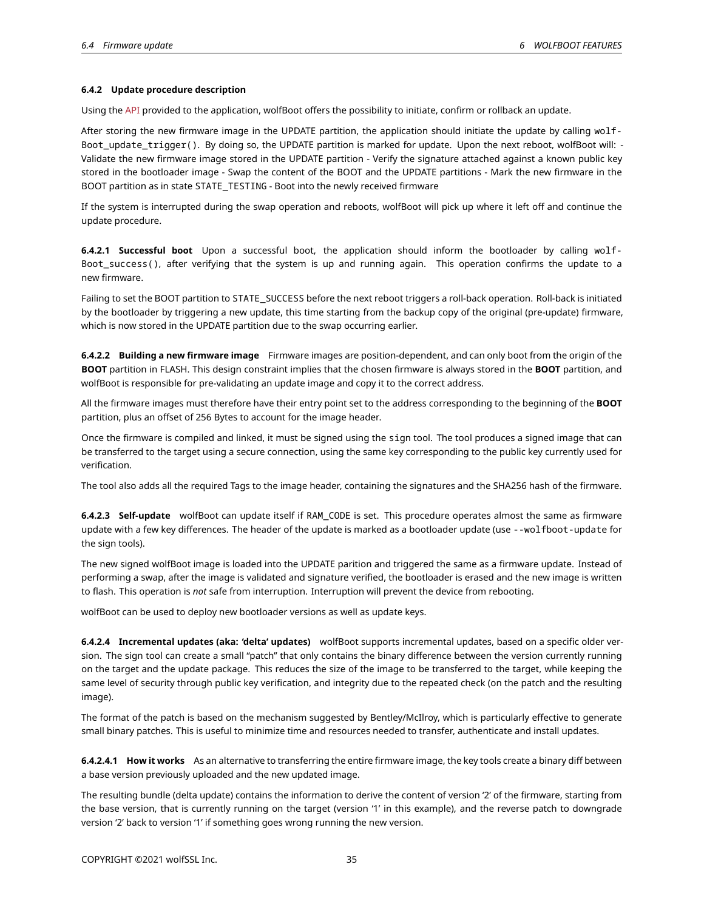#### 6.4.2 Update procedure description

Using the API provided to the application, wolfBoot offers the possibility to initiate, confirm or rollback an update.

After storing the new firmware image in the UPDATE partition, the application should initiate the update by calling `wolfBoot_update_trigger()`. By doing so, the UPDATE partition is marked for update. Upon the next reboot, wolfBoot will: - Validate the new firmware image stored in the UPDATE partition - Verify the signature attached against a known public key stored in the bootloader image - Swap the content of the BOOT and the UPDATE partitions - Mark the new firmware in the BOOT partition as in state `STATE_TESTING` - Boot into the newly received firmware

If the system is interrupted during the swap operation and reboots, wolfBoot will pick up where it left off and continue the update procedure.

**6.4.2.1 Successful boot** Upon a successful boot, the application should inform the bootloader by calling `wolfBoot_success()`, after verifying that the system is up and running again. This operation confirms the update to a new firmware.

Failing to set the BOOT partition to `STATE_SUCCESS` before the next reboot triggers a roll-back operation. Roll-back is initiated by the bootloader by triggering a new update, this time starting from the backup copy of the original (pre-update) firmware, which is now stored in the UPDATE partition due to the swap occurring earlier.

**6.4.2.2 Building a new firmware image** Firmware images are position-dependent, and can only boot from the origin of the **BOOT** partition in FLASH. This design constraint implies that the chosen firmware is always stored in the **BOOT** partition, and wolfBoot is responsible for pre-validating an update image and copy it to the correct address.

All the firmware images must therefore have their entry point set to the address corresponding to the beginning of the **BOOT** partition, plus an offset of 256 Bytes to account for the image header.

Once the firmware is compiled and linked, it must be signed using the `sign` tool. The tool produces a signed image that can be transferred to the target using a secure connection, using the same key corresponding to the public key currently used for verification.

The tool also adds all the required Tags to the image header, containing the signatures and the SHA256 hash of the firmware.

**6.4.2.3 Self-update** wolfBoot can update itself if `RAM_CODE` is set. This procedure operates almost the same as firmware update with a few key differences. The header of the update is marked as a bootloader update (use `--wolfboot-update` for the sign tools).

The new signed wolfBoot image is loaded into the UPDATE parition and triggered the same as a firmware update. Instead of performing a swap, after the image is validated and signature verified, the bootloader is erased and the new image is written to flash. This operation is *not* safe from interruption. Interruption will prevent the device from rebooting.

wolfBoot can be used to deploy new bootloader versions as well as update keys.

**6.4.2.4 Incremental updates (aka: 'delta' updates)** wolfBoot supports incremental updates, based on a specific older version. The sign tool can create a small "patch" that only contains the binary difference between the version currently running on the target and the update package. This reduces the size of the image to be transferred to the target, while keeping the same level of security through public key verification, and integrity due to the repeated check (on the patch and the resulting image).

The format of the patch is based on the mechanism suggested by Bentley/McIlroy, which is particularly effective to generate small binary patches. This is useful to minimize time and resources needed to transfer, authenticate and install updates.

**6.4.2.4.1 How it works** As an alternative to transferring the entire firmware image, the key tools create a binary diff between a base version previously uploaded and the new updated image.

The resulting bundle (delta update) contains the information to derive the content of version '2' of the firmware, starting from the base version, that is currently running on the target (version '1' in this example), and the reverse patch to downgrade version '2' back to version '1' if something goes wrong running the new version.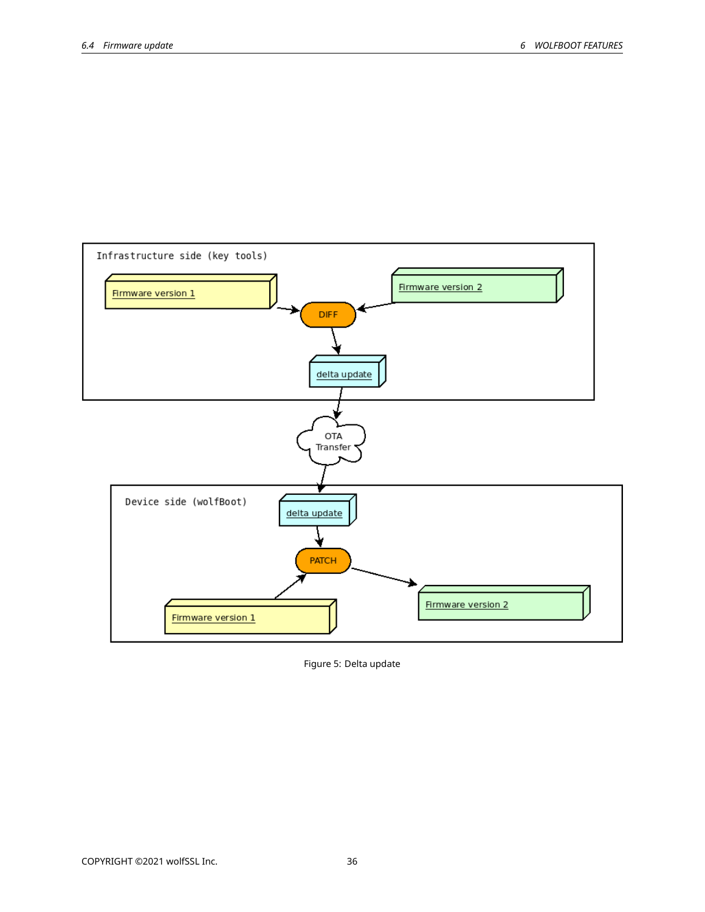Infrastructure side (key tools)

Firmware version 1

Firmware version 2

DIFF

delta update

OTA Transfer

Device side (wolfBoot)

delta update

PATCH

Firmware version 1

Firmware version 2

Figure 5: Delta update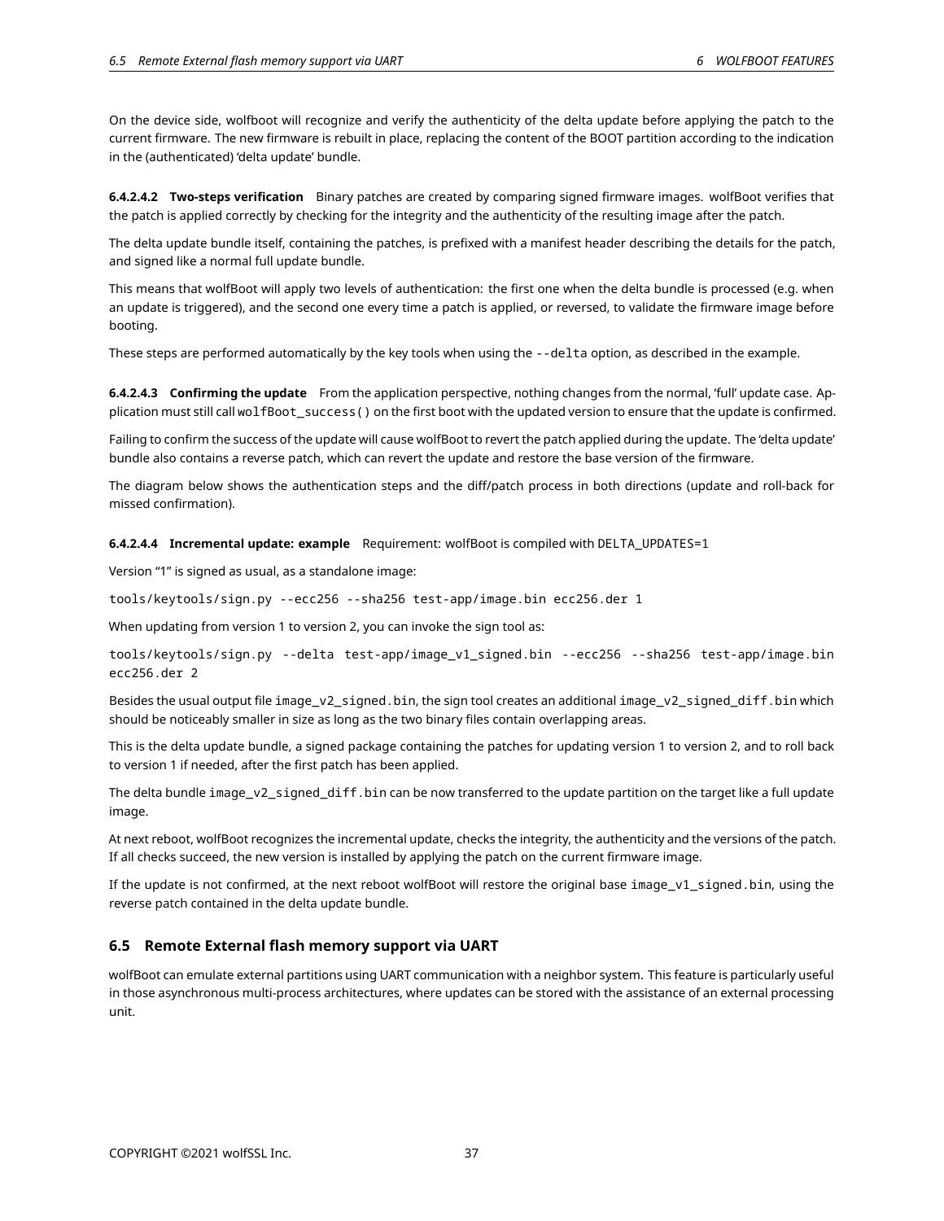On the device side, wolfboot will recognize and verify the authenticity of the delta update before applying the patch to the current firmware. The new firmware is rebuilt in place, replacing the content of the BOOT partition according to the indication in the (authenticated) 'delta update' bundle.

##### 6.4.2.4.2 Two-steps verification

Binary patches are created by comparing signed firmware images. wolfBoot verifies that the patch is applied correctly by checking for the integrity and the authenticity of the resulting image after the patch.

The delta update bundle itself, containing the patches, is prefixed with a manifest header describing the details for the patch, and signed like a normal full update bundle.

This means that wolfBoot will apply two levels of authentication: the first one when the delta bundle is processed (e.g. when an update is triggered), and the second one every time a patch is applied, or reversed, to validate the firmware image before booting.

These steps are performed automatically by the key tools when using the `--delta` option, as described in the example.

##### 6.4.2.4.3 Confirming the update

From the application perspective, nothing changes from the normal, 'full' update case. Application must still call `wolfBoot_success()` on the first boot with the updated version to ensure that the update is confirmed.

Failing to confirm the success of the update will cause wolfBoot to revert the patch applied during the update. The 'delta update' bundle also contains a reverse patch, which can revert the update and restore the base version of the firmware.

The diagram below shows the authentication steps and the diff/patch process in both directions (update and roll-back for missed confirmation).

##### 6.4.2.4.4 Incremental update: example

Requirement: wolfBoot is compiled with `DELTA_UPDATES=1`

Version "1" is signed as usual, as a standalone image:

```
tools/keytools/sign.py --ecc256 --sha256 test-app/image.bin ecc256.der 1
```

When updating from version 1 to version 2, you can invoke the sign tool as:

```
tools/keytools/sign.py --delta test-app/image_v1_signed.bin --ecc256 --sha256 test-app/image.bin ecc256.der 2
```

Besides the usual output file `image_v2_signed.bin`, the sign tool creates an additional `image_v2_signed_diff.bin` which should be noticeably smaller in size as long as the two binary files contain overlapping areas.

This is the delta update bundle, a signed package containing the patches for updating version 1 to version 2, and to roll back to version 1 if needed, after the first patch has been applied.

The delta bundle `image_v2_signed_diff.bin` can be now transferred to the update partition on the target like a full update image.

At next reboot, wolfBoot recognizes the incremental update, checks the integrity, the authenticity and the versions of the patch. If all checks succeed, the new version is installed by applying the patch on the current firmware image.

If the update is not confirmed, at the next reboot wolfBoot will restore the original base `image_v1_signed.bin`, using the reverse patch contained in the delta update bundle.

## 6.5 Remote External flash memory support via UART

wolfBoot can emulate external partitions using UART communication with a neighbor system. This feature is particularly useful in those asynchronous multi-process architectures, where updates can be stored with the assistance of an external processing unit.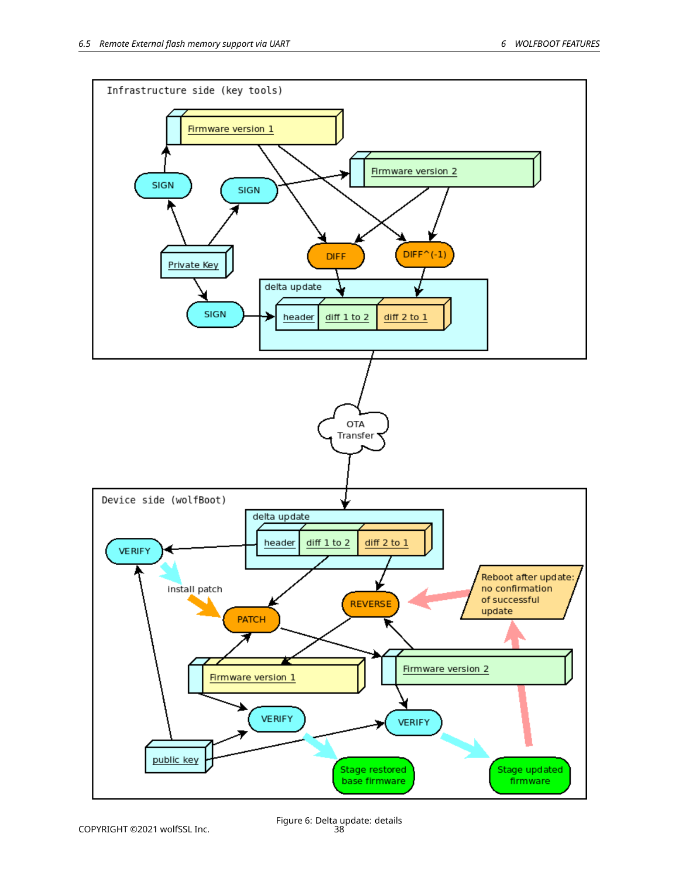Figure 6: Delta update: details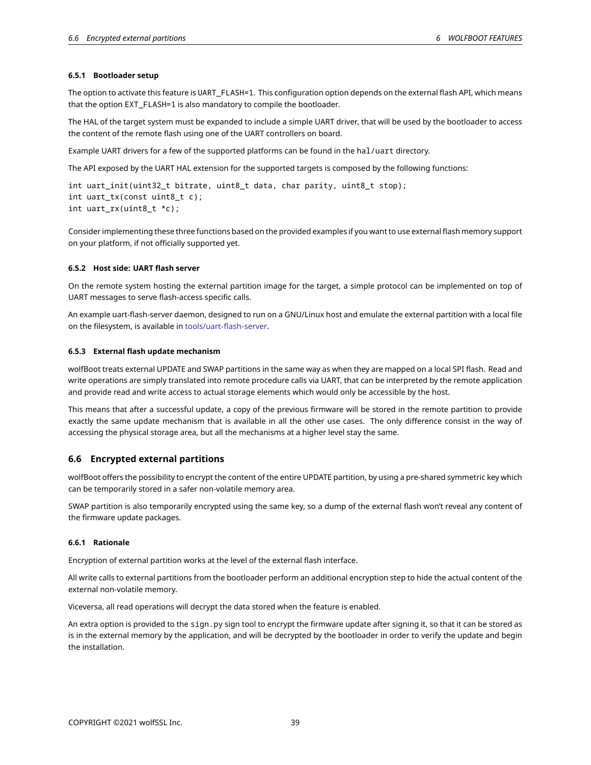#### 6.5.1 Bootloader setup

The option to activate this feature is `UART_FLASH=1`. This configuration option depends on the external flash API, which means that the option `EXT_FLASH=1` is also mandatory to compile the bootloader.

The HAL of the target system must be expanded to include a simple UART driver, that will be used by the bootloader to access the content of the remote flash using one of the UART controllers on board.

Example UART drivers for a few of the supported platforms can be found in the `hal/uart` directory.

The API exposed by the UART HAL extension for the supported targets is composed by the following functions:

```
int uart_init(uint32_t bitrate, uint8_t data, char parity, uint8_t stop);
int uart_tx(const uint8_t c);
int uart_rx(uint8_t *c);
```

Consider implementing these three functions based on the provided examples if you want to use external flash memory support on your platform, if not officially supported yet.

#### 6.5.2 Host side: UART flash server

On the remote system hosting the external partition image for the target, a simple protocol can be implemented on top of UART messages to serve flash-access specific calls.

An example uart-flash-server daemon, designed to run on a GNU/Linux host and emulate the external partition with a local file on the filesystem, is available in tools/uart-flash-server.

#### 6.5.3 External flash update mechanism

wolfBoot treats external UPDATE and SWAP partitions in the same way as when they are mapped on a local SPI flash. Read and write operations are simply translated into remote procedure calls via UART, that can be interpreted by the remote application and provide read and write access to actual storage elements which would only be accessible by the host.

This means that after a successful update, a copy of the previous firmware will be stored in the remote partition to provide exactly the same update mechanism that is available in all the other use cases. The only difference consist in the way of accessing the physical storage area, but all the mechanisms at a higher level stay the same.

### 6.6 Encrypted external partitions

wolfBoot offers the possibility to encrypt the content of the entire UPDATE partition, by using a pre-shared symmetric key which can be temporarily stored in a safer non-volatile memory area.

SWAP partition is also temporarily encrypted using the same key, so a dump of the external flash won't reveal any content of the firmware update packages.

#### 6.6.1 Rationale

Encryption of external partition works at the level of the external flash interface.

All write calls to external partitions from the bootloader perform an additional encryption step to hide the actual content of the external non-volatile memory.

Viceversa, all read operations will decrypt the data stored when the feature is enabled.

An extra option is provided to the `sign.py` sign tool to encrypt the firmware update after signing it, so that it can be stored as is in the external memory by the application, and will be decrypted by the bootloader in order to verify the update and begin the installation.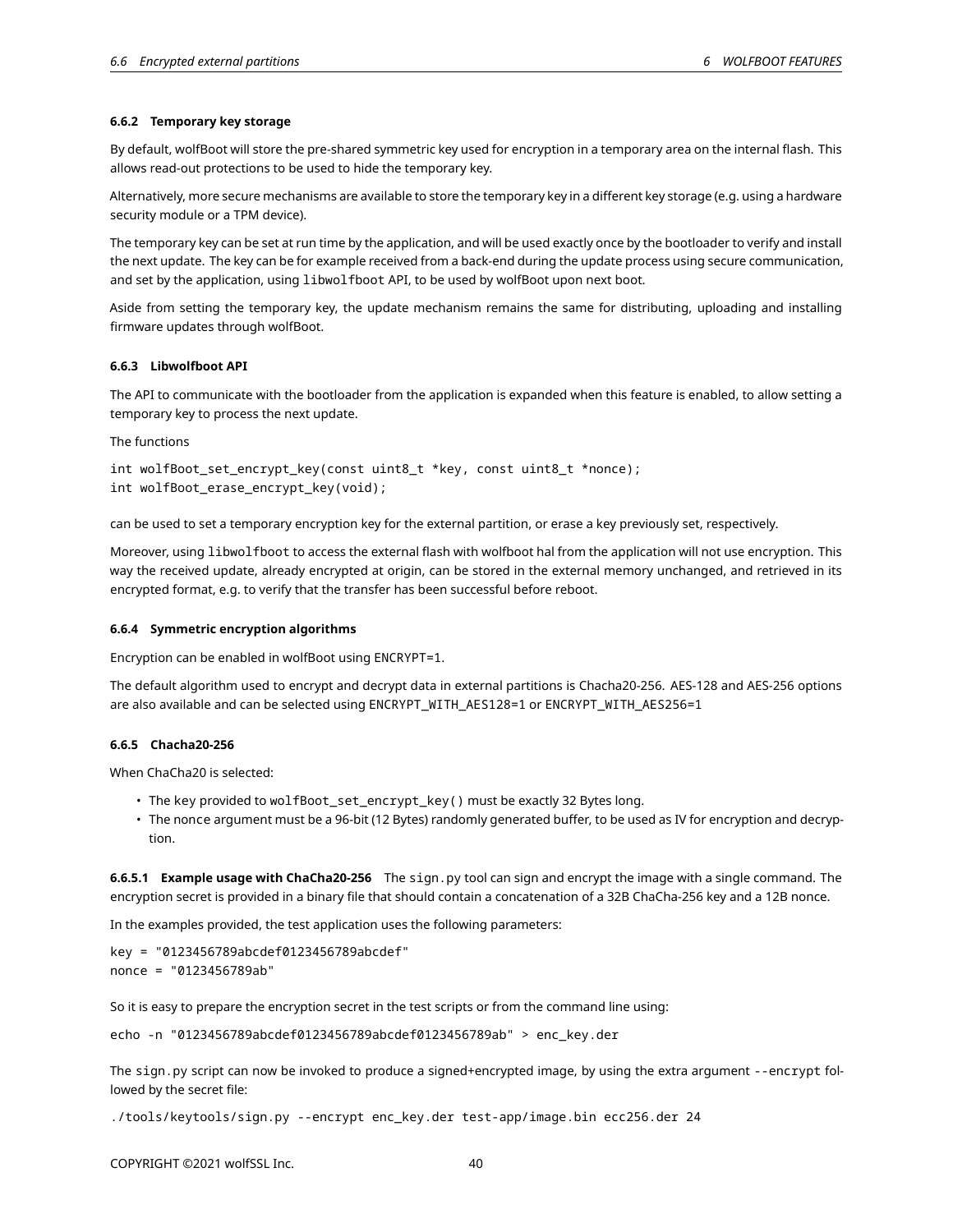#### 6.6.2 Temporary key storage

By default, wolfBoot will store the pre-shared symmetric key used for encryption in a temporary area on the internal flash. This allows read-out protections to be used to hide the temporary key.

Alternatively, more secure mechanisms are available to store the temporary key in a different key storage (e.g. using a hardware security module or a TPM device).

The temporary key can be set at run time by the application, and will be used exactly once by the bootloader to verify and install the next update. The key can be for example received from a back-end during the update process using secure communication, and set by the application, using `libwolfboot` API, to be used by wolfBoot upon next boot.

Aside from setting the temporary key, the update mechanism remains the same for distributing, uploading and installing firmware updates through wolfBoot.

#### 6.6.3 Libwolfboot API

The API to communicate with the bootloader from the application is expanded when this feature is enabled, to allow setting a temporary key to process the next update.

The functions

```
int wolfBoot_set_encrypt_key(const uint8_t *key, const uint8_t *nonce);
int wolfBoot_erase_encrypt_key(void);
```

can be used to set a temporary encryption key for the external partition, or erase a key previously set, respectively.

Moreover, using `libwolfboot` to access the external flash with wolfboot hal from the application will not use encryption. This way the received update, already encrypted at origin, can be stored in the external memory unchanged, and retrieved in its encrypted format, e.g. to verify that the transfer has been successful before reboot.

#### 6.6.4 Symmetric encryption algorithms

Encryption can be enabled in wolfBoot using `ENCRYPT=1`.

The default algorithm used to encrypt and decrypt data in external partitions is Chacha20-256. AES-128 and AES-256 options are also available and can be selected using `ENCRYPT_WITH_AES128=1` or `ENCRYPT_WITH_AES256=1`

#### 6.6.5 Chacha20-256

When ChaCha20 is selected:

- The `key` provided to `wolfBoot_set_encrypt_key()` must be exactly 32 Bytes long.
- The `nonce` argument must be a 96-bit (12 Bytes) randomly generated buffer, to be used as IV for encryption and decryption.

**6.6.5.1 Example usage with ChaCha20-256** The `sign.py` tool can sign and encrypt the image with a single command. The encryption secret is provided in a binary file that should contain a concatenation of a 32B ChaCha-256 key and a 12B nonce.

In the examples provided, the test application uses the following parameters:

```
key = "0123456789abcdef0123456789abcdef"
nonce = "0123456789ab"
```

So it is easy to prepare the encryption secret in the test scripts or from the command line using:

```
echo -n "0123456789abcdef0123456789abcdef0123456789ab" > enc_key.der
```

The `sign.py` script can now be invoked to produce a signed+encrypted image, by using the extra argument `--encrypt` followed by the secret file:

```
./tools/keytools/sign.py --encrypt enc_key.der test-app/image.bin ecc256.der 24
```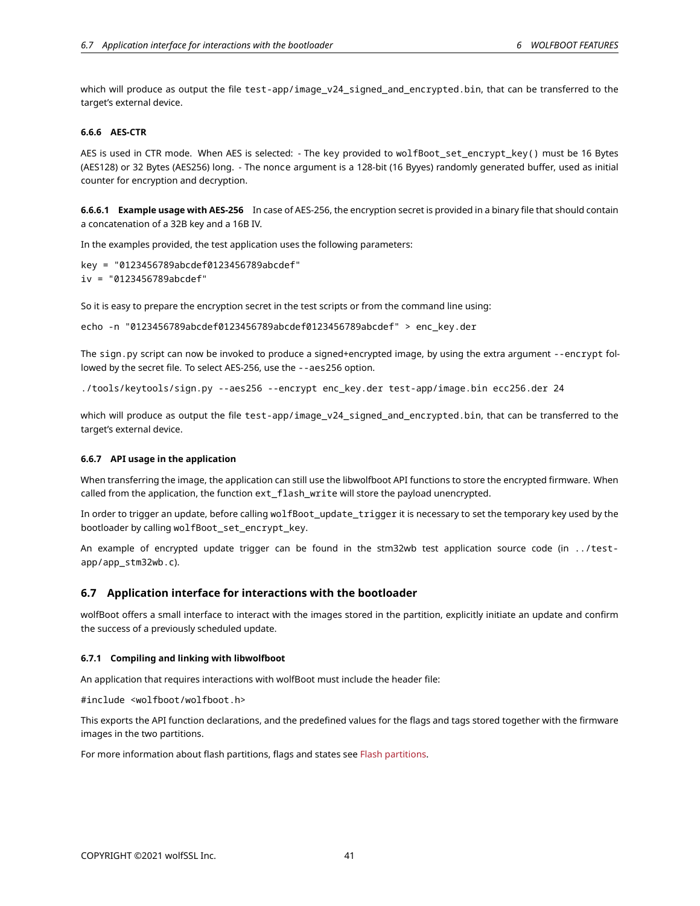which will produce as output the file `test-app/image_v24_signed_and_encrypted.bin`, that can be transferred to the target's external device.

#### 6.6.6 AES-CTR

AES is used in CTR mode. When AES is selected: - The key provided to `wolfBoot_set_encrypt_key()` must be 16 Bytes (AES128) or 32 Bytes (AES256) long. - The `nonce` argument is a 128-bit (16 Byyes) randomly generated buffer, used as initial counter for encryption and decryption.

##### 6.6.6.1 Example usage with AES-256

In case of AES-256, the encryption secret is provided in a binary file that should contain a concatenation of a 32B key and a 16B IV.

In the examples provided, the test application uses the following parameters:

```
key = "0123456789abcdef0123456789abcdef"
iv = "0123456789abcdef"
```

So it is easy to prepare the encryption secret in the test scripts or from the command line using:

```
echo -n "0123456789abcdef0123456789abcdef0123456789abcdef" > enc_key.der
```

The `sign.py` script can now be invoked to produce a signed+encrypted image, by using the extra argument `--encrypt` followed by the secret file. To select AES-256, use the `--aes256` option.

```
./tools/keytools/sign.py --aes256 --encrypt enc_key.der test-app/image.bin ecc256.der 24
```

which will produce as output the file `test-app/image_v24_signed_and_encrypted.bin`, that can be transferred to the target's external device.

#### 6.6.7 API usage in the application

When transferring the image, the application can still use the libwolfboot API functions to store the encrypted firmware. When called from the application, the function `ext_flash_write` will store the payload unencrypted.

In order to trigger an update, before calling `wolfBoot_update_trigger` it is necessary to set the temporary key used by the bootloader by calling `wolfBoot_set_encrypt_key`.

An example of encrypted update trigger can be found in the stm32wb test application source code (in `../test-app/app_stm32wb.c`).

### 6.7 Application interface for interactions with the bootloader

wolfBoot offers a small interface to interact with the images stored in the partition, explicitly initiate an update and confirm the success of a previously scheduled update.

#### 6.7.1 Compiling and linking with libwolfboot

An application that requires interactions with wolfBoot must include the header file:

```
#include <wolfboot/wolfboot.h>
```

This exports the API function declarations, and the predefined values for the flags and tags stored together with the firmware images in the two partitions.

For more information about flash partitions, flags and states see Flash partitions.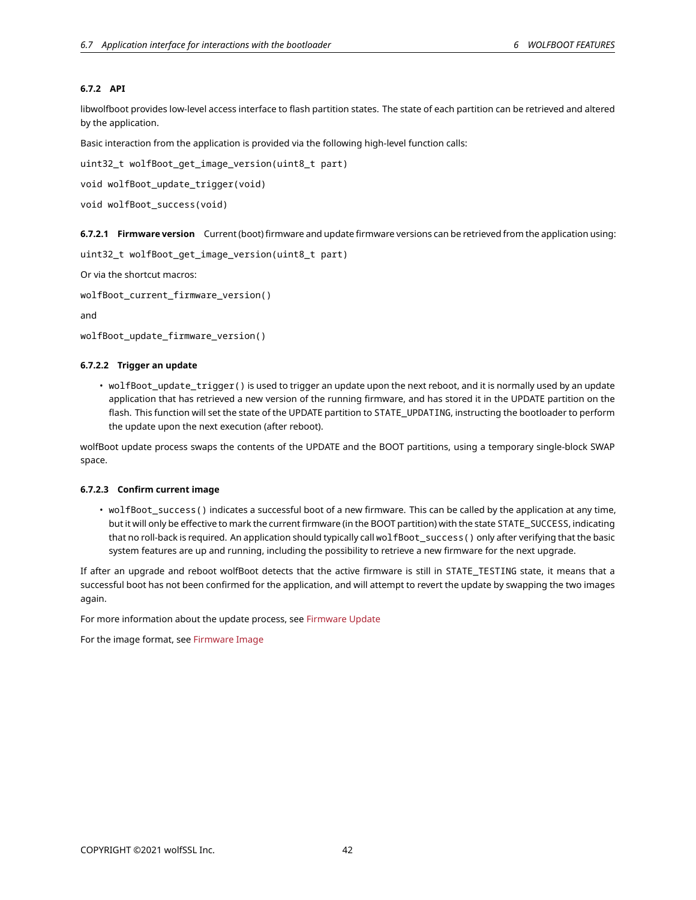#### 6.7.2 API

libwolfboot provides low-level access interface to flash partition states. The state of each partition can be retrieved and altered by the application.

Basic interaction from the application is provided via the following high-level function calls:

```
uint32_t wolfBoot_get_image_version(uint8_t part)
```

```
void wolfBoot_update_trigger(void)
```

```
void wolfBoot_success(void)
```

##### 6.7.2.1 Firmware version

Current (boot) firmware and update firmware versions can be retrieved from the application using:

```
uint32_t wolfBoot_get_image_version(uint8_t part)
```

Or via the shortcut macros:

```
wolfBoot_current_firmware_version()
```

and

```
wolfBoot_update_firmware_version()
```

##### 6.7.2.2 Trigger an update

- `wolfBoot_update_trigger()` is used to trigger an update upon the next reboot, and it is normally used by an update application that has retrieved a new version of the running firmware, and has stored it in the UPDATE partition on the flash. This function will set the state of the UPDATE partition to `STATE_UPDATING`, instructing the bootloader to perform the update upon the next execution (after reboot).

wolfBoot update process swaps the contents of the UPDATE and the BOOT partitions, using a temporary single-block SWAP space.

##### 6.7.2.3 Confirm current image

- `wolfBoot_success()` indicates a successful boot of a new firmware. This can be called by the application at any time, but it will only be effective to mark the current firmware (in the BOOT partition) with the state `STATE_SUCCESS`, indicating that no roll-back is required. An application should typically call `wolfBoot_success()` only after verifying that the basic system features are up and running, including the possibility to retrieve a new firmware for the next upgrade.

If after an upgrade and reboot wolfBoot detects that the active firmware is still in `STATE_TESTING` state, it means that a successful boot has not been confirmed for the application, and will attempt to revert the update by swapping the two images again.

For more information about the update process, see Firmware Update

For the image format, see Firmware Image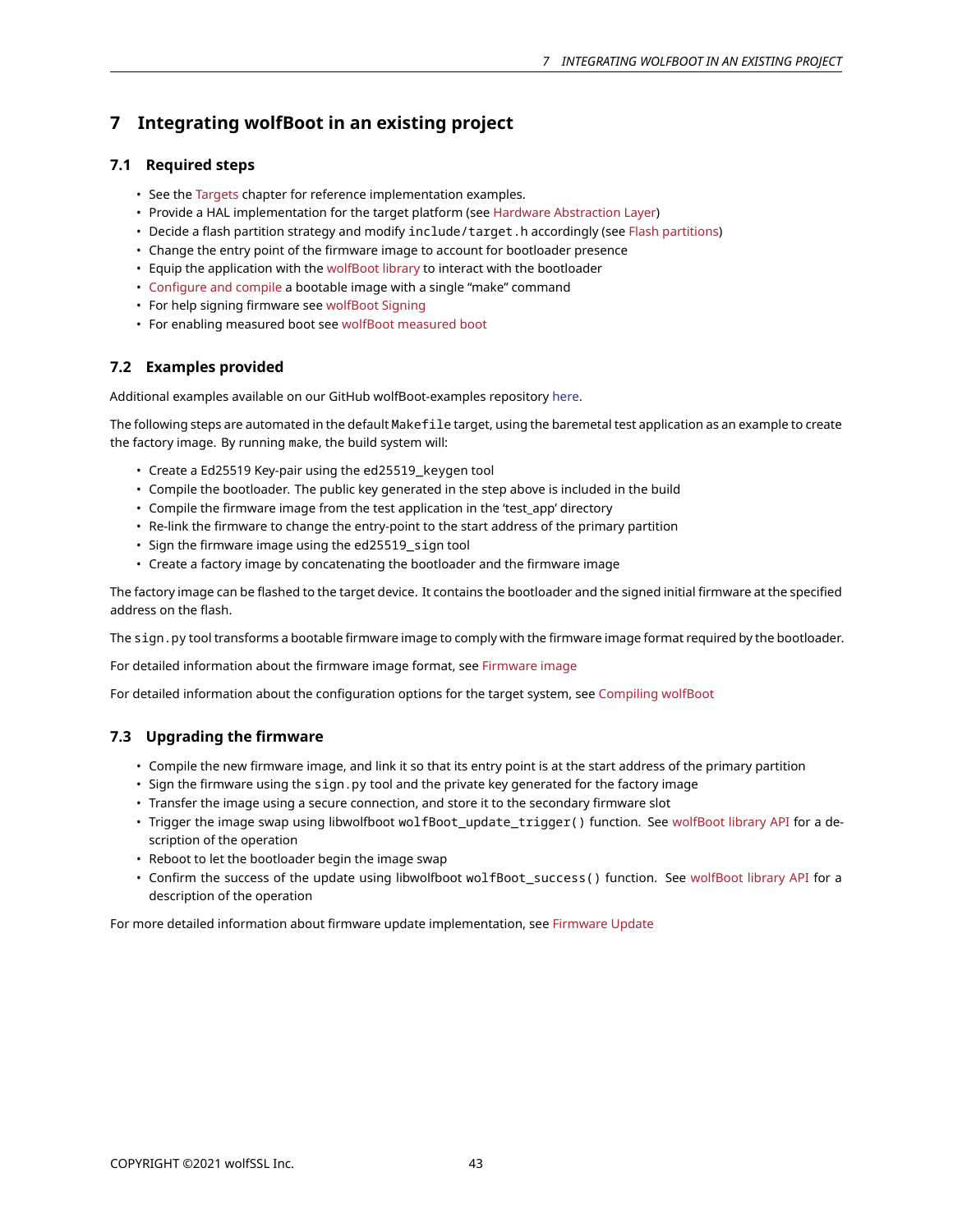# 7 Integrating wolfBoot in an existing project

## 7.1 Required steps

- See the Targets chapter for reference implementation examples.
- Provide a HAL implementation for the target platform (see Hardware Abstraction Layer)
- Decide a flash partition strategy and modify `include/target.h` accordingly (see Flash partitions)
- Change the entry point of the firmware image to account for bootloader presence
- Equip the application with the wolfBoot library to interact with the bootloader
- Configure and compile a bootable image with a single "make" command
- For help signing firmware see wolfBoot Signing
- For enabling measured boot see wolfBoot measured boot

## 7.2 Examples provided

Additional examples available on our GitHub wolfBoot-examples repository here.

The following steps are automated in the default `Makefile` target, using the baremetal test application as an example to create the factory image. By running `make`, the build system will:

- Create a Ed25519 Key-pair using the `ed25519_keygen` tool
- Compile the bootloader. The public key generated in the step above is included in the build
- Compile the firmware image from the test application in the 'test_app' directory
- Re-link the firmware to change the entry-point to the start address of the primary partition
- Sign the firmware image using the `ed25519_sign` tool
- Create a factory image by concatenating the bootloader and the firmware image

The factory image can be flashed to the target device. It contains the bootloader and the signed initial firmware at the specified address on the flash.

The `sign.py` tool transforms a bootable firmware image to comply with the firmware image format required by the bootloader.

For detailed information about the firmware image format, see Firmware image

For detailed information about the configuration options for the target system, see Compiling wolfBoot

## 7.3 Upgrading the firmware

- Compile the new firmware image, and link it so that its entry point is at the start address of the primary partition
- Sign the firmware using the `sign.py` tool and the private key generated for the factory image
- Transfer the image using a secure connection, and store it to the secondary firmware slot
- Trigger the image swap using libwolfboot `wolfBoot_update_trigger()` function. See wolfBoot library API for a description of the operation
- Reboot to let the bootloader begin the image swap
- Confirm the success of the update using libwolfboot `wolfBoot_success()` function. See wolfBoot library API for a description of the operation

For more detailed information about firmware update implementation, see Firmware Update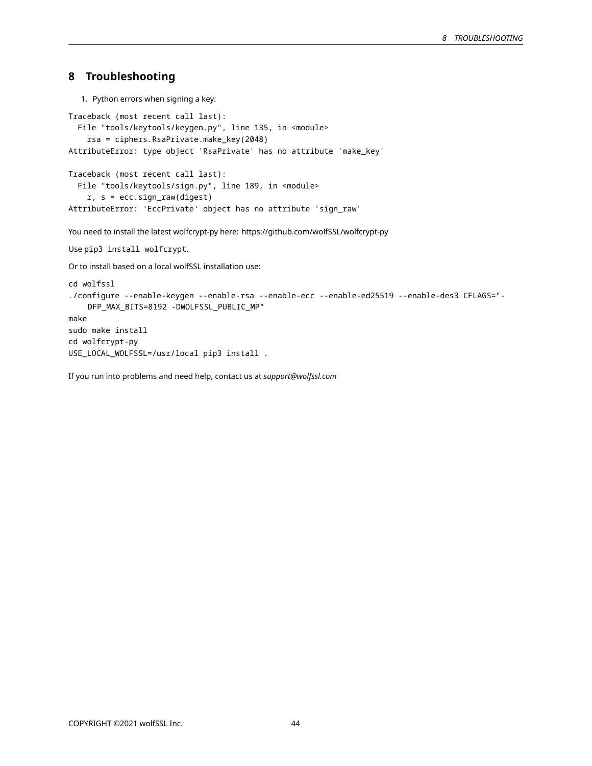# 8 Troubleshooting

1. Python errors when signing a key:

```
Traceback (most recent call last):
  File "tools/keytools/keygen.py", line 135, in <module>
    rsa = ciphers.RsaPrivate.make_key(2048)
AttributeError: type object 'RsaPrivate' has no attribute 'make_key'

Traceback (most recent call last):
  File "tools/keytools/sign.py", line 189, in <module>
    r, s = ecc.sign_raw(digest)
AttributeError: 'EccPrivate' object has no attribute 'sign_raw'
```

You need to install the latest wolfcrypt-py here: https://github.com/wolfSSL/wolfcrypt-py

Use `pip3 install wolfcrypt`.

Or to install based on a local wolfSSL installation use:

```
cd wolfssl
./configure --enable-keygen --enable-rsa --enable-ecc --enable-ed25519 --enable-des3 CFLAGS="-
    DFP_MAX_BITS=8192 -DWOLFSSL_PUBLIC_MP"
make
sudo make install
cd wolfcrypt-py
USE_LOCAL_WOLFSSL=/usr/local pip3 install .
```

If you run into problems and need help, contact us at *support@wolfssl.com*